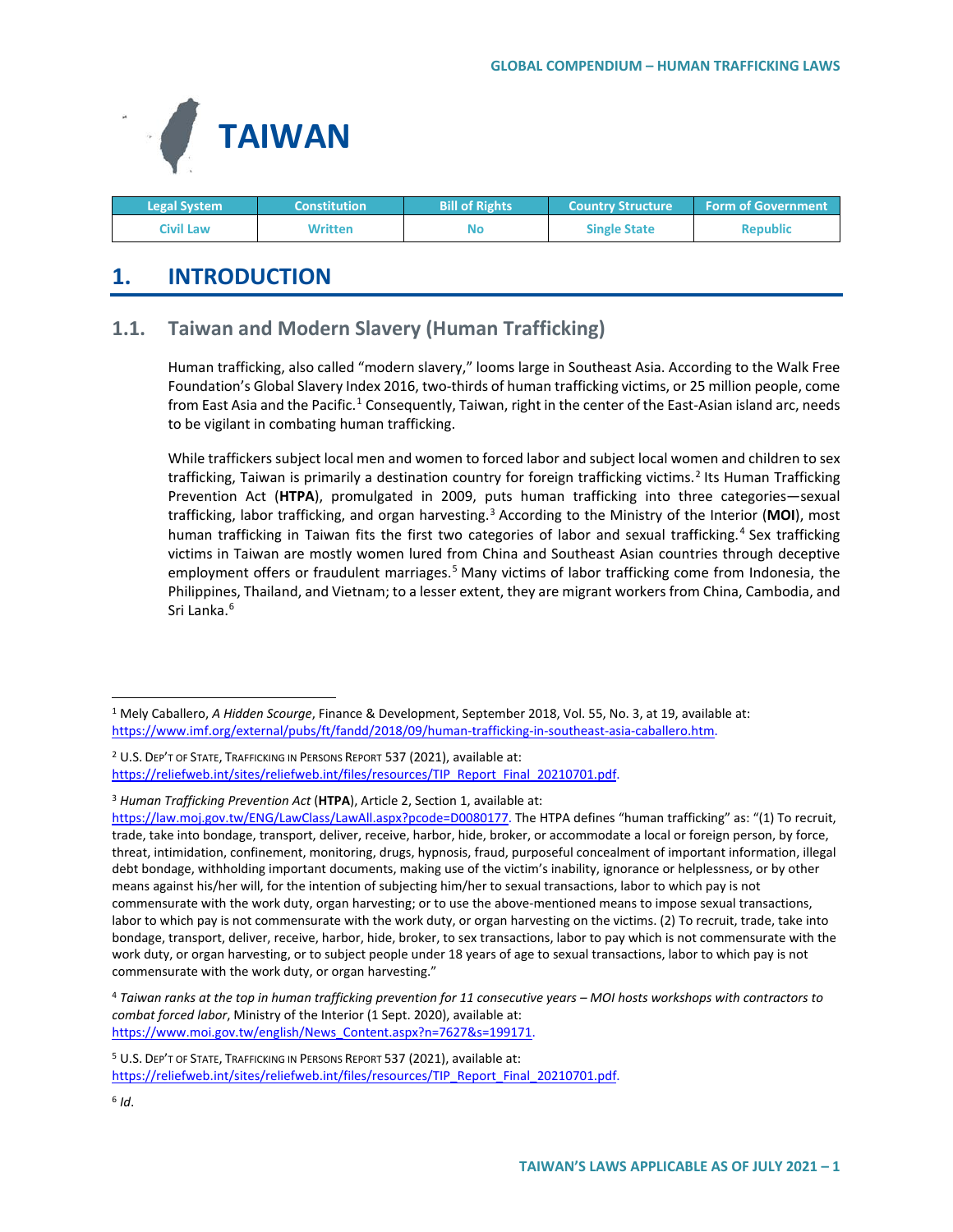# TAIWAN

| Legal System | Constitution | Bill of Rights | Country Structure | Form of Government |
|---|---|---|---|---|
| Civil Law | Written | No | Single State | Republic |

## 1. INTRODUCTION

### 1.1. Taiwan and Modern Slavery (Human Trafficking)

Human trafficking, also called "modern slavery," looms large in Southeast Asia. According to the Walk Free Foundation's Global Slavery Index 2016, two-thirds of human trafficking victims, or 25 million people, come from East Asia and the Pacific.[1] Consequently, Taiwan, right in the center of the East-Asian island arc, needs to be vigilant in combating human trafficking.

While traffickers subject local men and women to forced labor and subject local women and children to sex trafficking, Taiwan is primarily a destination country for foreign trafficking victims.[2] Its Human Trafficking Prevention Act (**HTPA**), promulgated in 2009, puts human trafficking into three categories—sexual trafficking, labor trafficking, and organ harvesting.[3] According to the Ministry of the Interior (**MOI**), most human trafficking in Taiwan fits the first two categories of labor and sexual trafficking.[4] Sex trafficking victims in Taiwan are mostly women lured from China and Southeast Asian countries through deceptive employment offers or fraudulent marriages.[5] Many victims of labor trafficking come from Indonesia, the Philippines, Thailand, and Vietnam; to a lesser extent, they are migrant workers from China, Cambodia, and Sri Lanka.[6]

---

[1] Mely Caballero, *A Hidden Scourge*, Finance & Development, September 2018, Vol. 55, No. 3, at 19, available at: https://www.imf.org/external/pubs/ft/fandd/2018/09/human-trafficking-in-southeast-asia-caballero.htm.

[2] U.S. DEP'T OF STATE, TRAFFICKING IN PERSONS REPORT 537 (2021), available at: https://reliefweb.int/sites/reliefweb.int/files/resources/TIP_Report_Final_20210701.pdf.

[3] *Human Trafficking Prevention Act* (**HTPA**), Article 2, Section 1, available at: https://law.moj.gov.tw/ENG/LawClass/LawAll.aspx?pcode=D0080177. The HTPA defines "human trafficking" as: "(1) To recruit, trade, take into bondage, transport, deliver, receive, harbor, hide, broker, or accommodate a local or foreign person, by force, threat, intimidation, confinement, monitoring, drugs, hypnosis, fraud, purposeful concealment of important information, illegal debt bondage, withholding important documents, making use of the victim's inability, ignorance or helplessness, or by other means against his/her will, for the intention of subjecting him/her to sexual transactions, labor to which pay is not commensurate with the work duty, organ harvesting; or to use the above-mentioned means to impose sexual transactions, labor to which pay is not commensurate with the work duty, or organ harvesting on the victims. (2) To recruit, trade, take into bondage, transport, deliver, receive, harbor, hide, broker, to sex transactions, labor to pay which is not commensurate with the work duty, or organ harvesting, or to subject people under 18 years of age to sexual transactions, labor to which pay is not commensurate with the work duty, or organ harvesting."

[4] *Taiwan ranks at the top in human trafficking prevention for 11 consecutive years – MOI hosts workshops with contractors to combat forced labor*, Ministry of the Interior (1 Sept. 2020), available at: https://www.moi.gov.tw/english/News_Content.aspx?n=7627&s=199171.

[5] U.S. DEP'T OF STATE, TRAFFICKING IN PERSONS REPORT 537 (2021), available at: https://reliefweb.int/sites/reliefweb.int/files/resources/TIP_Report_Final_20210701.pdf.

[6] *Id*.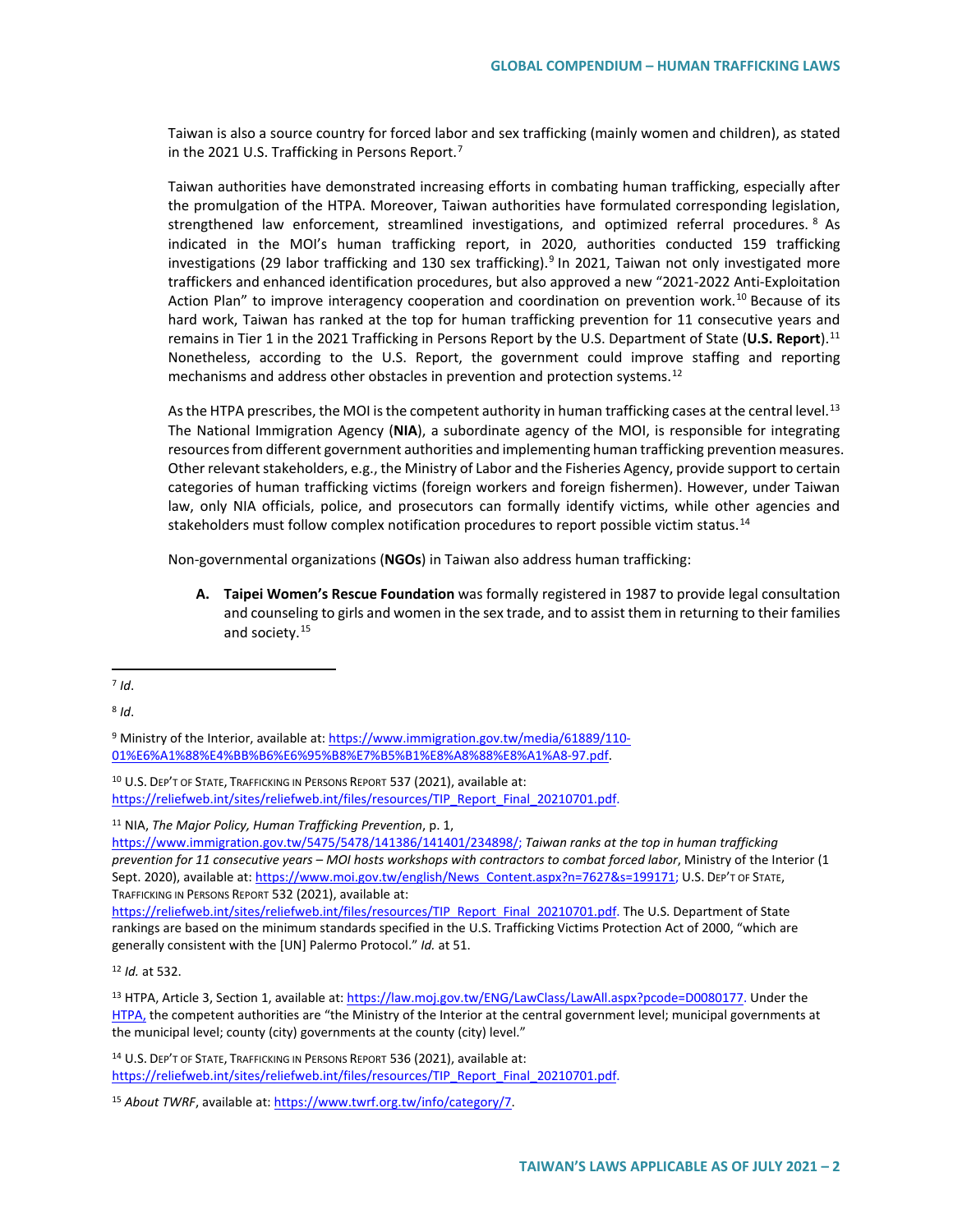Taiwan is also a source country for forced labor and sex trafficking (mainly women and children), as stated in the 2021 U.S. Trafficking in Persons Report.[7]

Taiwan authorities have demonstrated increasing efforts in combating human trafficking, especially after the promulgation of the HTPA. Moreover, Taiwan authorities have formulated corresponding legislation, strengthened law enforcement, streamlined investigations, and optimized referral procedures.[8] As indicated in the MOI's human trafficking report, in 2020, authorities conducted 159 trafficking investigations (29 labor trafficking and 130 sex trafficking).[9] In 2021, Taiwan not only investigated more traffickers and enhanced identification procedures, but also approved a new "2021-2022 Anti-Exploitation Action Plan" to improve interagency cooperation and coordination on prevention work.[10] Because of its hard work, Taiwan has ranked at the top for human trafficking prevention for 11 consecutive years and remains in Tier 1 in the 2021 Trafficking in Persons Report by the U.S. Department of State (**U.S. Report**).[11] Nonetheless, according to the U.S. Report, the government could improve staffing and reporting mechanisms and address other obstacles in prevention and protection systems.[12]

As the HTPA prescribes, the MOI is the competent authority in human trafficking cases at the central level.[13] The National Immigration Agency (**NIA**), a subordinate agency of the MOI, is responsible for integrating resources from different government authorities and implementing human trafficking prevention measures. Other relevant stakeholders, e.g., the Ministry of Labor and the Fisheries Agency, provide support to certain categories of human trafficking victims (foreign workers and foreign fishermen). However, under Taiwan law, only NIA officials, police, and prosecutors can formally identify victims, while other agencies and stakeholders must follow complex notification procedures to report possible victim status.[14]

Non-governmental organizations (**NGOs**) in Taiwan also address human trafficking:

**A. Taipei Women's Rescue Foundation** was formally registered in 1987 to provide legal consultation and counseling to girls and women in the sex trade, and to assist them in returning to their families and society.[15]

---

[7] *Id*.

[8] *Id*.

[9] Ministry of the Interior, available at: https://www.immigration.gov.tw/media/61889/110-01%E6%A1%88%E4%BB%B6%E6%95%B8%E7%B5%B1%E8%A8%88%E8%A1%A8-97.pdf.

[10] U.S. DEP'T OF STATE, TRAFFICKING IN PERSONS REPORT 537 (2021), available at: https://reliefweb.int/sites/reliefweb.int/files/resources/TIP_Report_Final_20210701.pdf.

[11] NIA, *The Major Policy, Human Trafficking Prevention*, p. 1, https://www.immigration.gov.tw/5475/5478/141386/141401/234898/; *Taiwan ranks at the top in human trafficking prevention for 11 consecutive years – MOI hosts workshops with contractors to combat forced labor*, Ministry of the Interior (1 Sept. 2020), available at: https://www.moi.gov.tw/english/News_Content.aspx?n=7627&s=199171; U.S. DEP'T OF STATE, TRAFFICKING IN PERSONS REPORT 532 (2021), available at: https://reliefweb.int/sites/reliefweb.int/files/resources/TIP_Report_Final_20210701.pdf. The U.S. Department of State rankings are based on the minimum standards specified in the U.S. Trafficking Victims Protection Act of 2000, "which are generally consistent with the [UN] Palermo Protocol." *Id.* at 51.

[12] *Id.* at 532.

[13] HTPA, Article 3, Section 1, available at: https://law.moj.gov.tw/ENG/LawClass/LawAll.aspx?pcode=D0080177. Under the HTPA, the competent authorities are "the Ministry of the Interior at the central government level; municipal governments at the municipal level; county (city) governments at the county (city) level."

[14] U.S. DEP'T OF STATE, TRAFFICKING IN PERSONS REPORT 536 (2021), available at: https://reliefweb.int/sites/reliefweb.int/files/resources/TIP_Report_Final_20210701.pdf.

[15] *About TWRF*, available at: https://www.twrf.org.tw/info/category/7.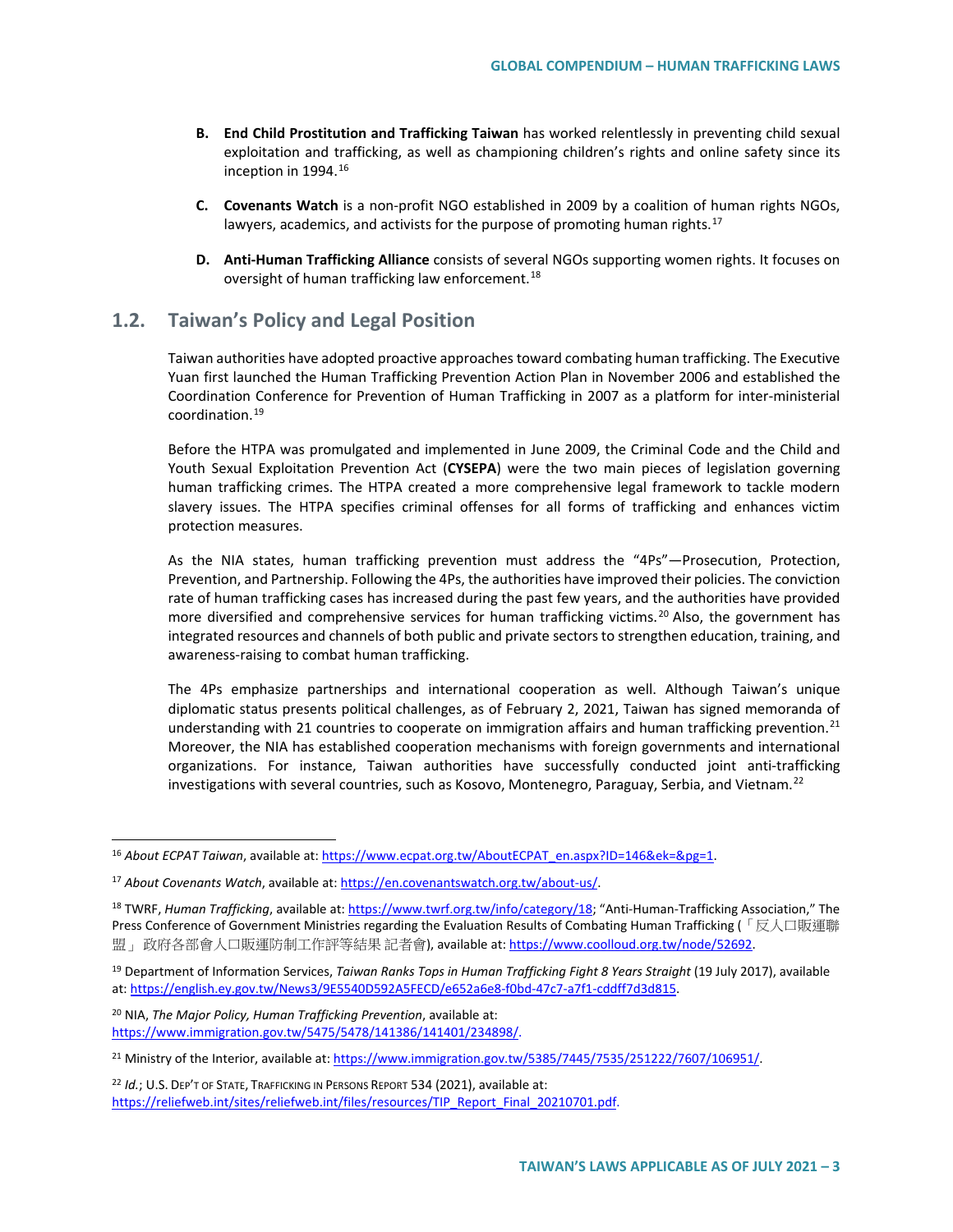B. **End Child Prostitution and Trafficking Taiwan** has worked relentlessly in preventing child sexual exploitation and trafficking, as well as championing children's rights and online safety since its inception in 1994.[16]

C. **Covenants Watch** is a non-profit NGO established in 2009 by a coalition of human rights NGOs, lawyers, academics, and activists for the purpose of promoting human rights.[17]

D. **Anti-Human Trafficking Alliance** consists of several NGOs supporting women rights. It focuses on oversight of human trafficking law enforcement.[18]

## 1.2. Taiwan's Policy and Legal Position

Taiwan authorities have adopted proactive approaches toward combating human trafficking. The Executive Yuan first launched the Human Trafficking Prevention Action Plan in November 2006 and established the Coordination Conference for Prevention of Human Trafficking in 2007 as a platform for inter-ministerial coordination.[19]

Before the HTPA was promulgated and implemented in June 2009, the Criminal Code and the Child and Youth Sexual Exploitation Prevention Act (**CYSEPA**) were the two main pieces of legislation governing human trafficking crimes. The HTPA created a more comprehensive legal framework to tackle modern slavery issues. The HTPA specifies criminal offenses for all forms of trafficking and enhances victim protection measures.

As the NIA states, human trafficking prevention must address the "4Ps"—Prosecution, Protection, Prevention, and Partnership. Following the 4Ps, the authorities have improved their policies. The conviction rate of human trafficking cases has increased during the past few years, and the authorities have provided more diversified and comprehensive services for human trafficking victims.[20] Also, the government has integrated resources and channels of both public and private sectors to strengthen education, training, and awareness-raising to combat human trafficking.

The 4Ps emphasize partnerships and international cooperation as well. Although Taiwan's unique diplomatic status presents political challenges, as of February 2, 2021, Taiwan has signed memoranda of understanding with 21 countries to cooperate on immigration affairs and human trafficking prevention.[21] Moreover, the NIA has established cooperation mechanisms with foreign governments and international organizations. For instance, Taiwan authorities have successfully conducted joint anti-trafficking investigations with several countries, such as Kosovo, Montenegro, Paraguay, Serbia, and Vietnam.[22]

---

[16] *About ECPAT Taiwan*, available at: https://www.ecpat.org.tw/AboutECPAT_en.aspx?ID=146&ek=&pg=1.

[17] *About Covenants Watch*, available at: https://en.covenantswatch.org.tw/about-us/.

[18] TWRF, *Human Trafficking*, available at: https://www.twrf.org.tw/info/category/18; "Anti-Human-Trafficking Association," The Press Conference of Government Ministries regarding the Evaluation Results of Combating Human Trafficking (「反人口販運聯盟」 政府各部會人口販運防制工作評等結果 記者會), available at: https://www.coolloud.org.tw/node/52692.

[19] Department of Information Services, *Taiwan Ranks Tops in Human Trafficking Fight 8 Years Straight* (19 July 2017), available at: https://english.ey.gov.tw/News3/9E5540D592A5FECD/e652a6e8-f0bd-47c7-a7f1-cddff7d3d815.

[20] NIA, *The Major Policy, Human Trafficking Prevention*, available at: https://www.immigration.gov.tw/5475/5478/141386/141401/234898/.

[21] Ministry of the Interior, available at: https://www.immigration.gov.tw/5385/7445/7535/251222/7607/106951/.

[22] *Id.*; U.S. DEP'T OF STATE, TRAFFICKING IN PERSONS REPORT 534 (2021), available at: https://reliefweb.int/sites/reliefweb.int/files/resources/TIP_Report_Final_20210701.pdf.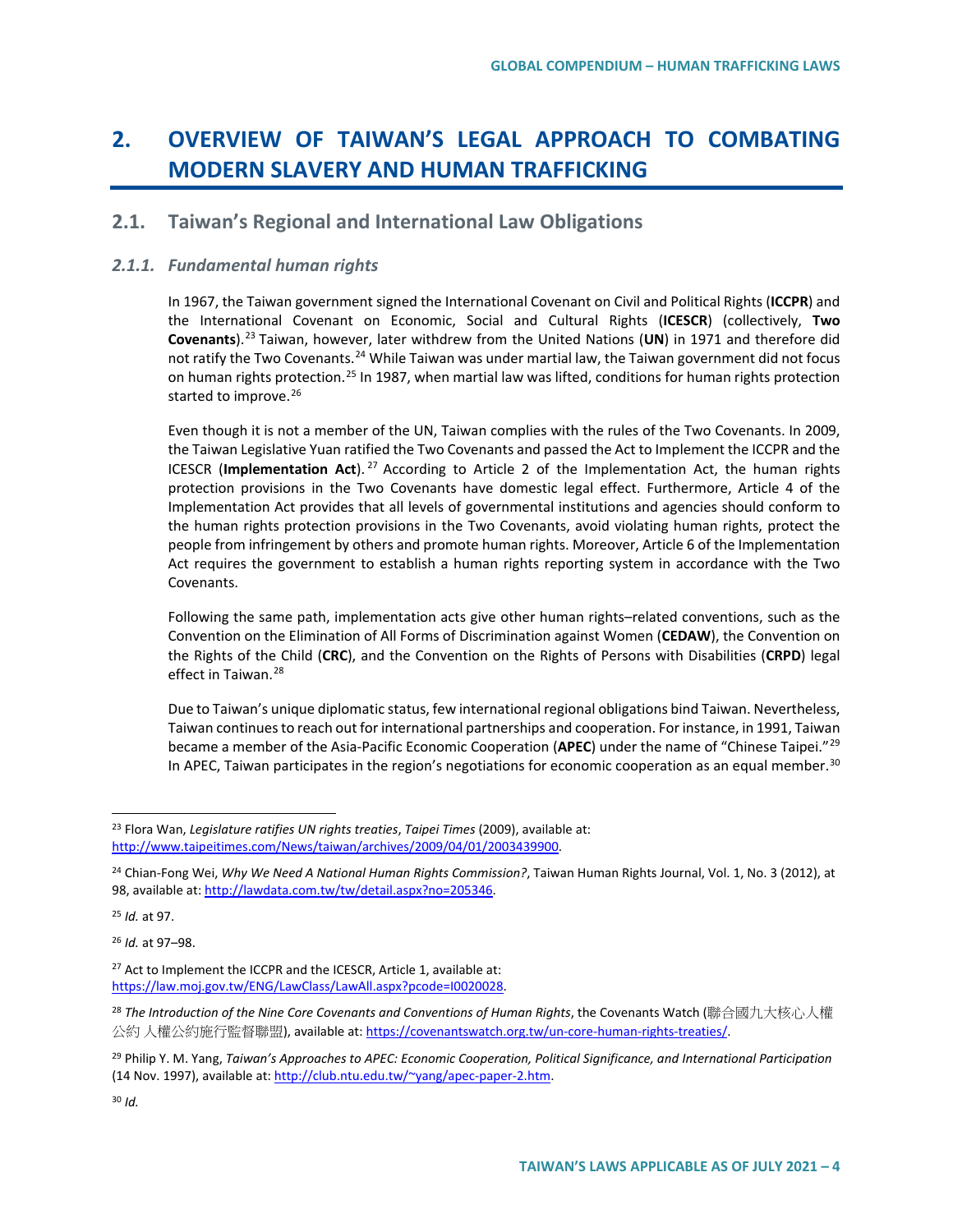# 2. OVERVIEW OF TAIWAN'S LEGAL APPROACH TO COMBATING MODERN SLAVERY AND HUMAN TRAFFICKING

## 2.1. Taiwan's Regional and International Law Obligations

### *2.1.1. Fundamental human rights*

In 1967, the Taiwan government signed the International Covenant on Civil and Political Rights (**ICCPR**) and the International Covenant on Economic, Social and Cultural Rights (**ICESCR**) (collectively, **Two Covenants**).[23] Taiwan, however, later withdrew from the United Nations (**UN**) in 1971 and therefore did not ratify the Two Covenants.[24] While Taiwan was under martial law, the Taiwan government did not focus on human rights protection.[25] In 1987, when martial law was lifted, conditions for human rights protection started to improve.[26]

Even though it is not a member of the UN, Taiwan complies with the rules of the Two Covenants. In 2009, the Taiwan Legislative Yuan ratified the Two Covenants and passed the Act to Implement the ICCPR and the ICESCR (**Implementation Act**).[27] According to Article 2 of the Implementation Act, the human rights protection provisions in the Two Covenants have domestic legal effect. Furthermore, Article 4 of the Implementation Act provides that all levels of governmental institutions and agencies should conform to the human rights protection provisions in the Two Covenants, avoid violating human rights, protect the people from infringement by others and promote human rights. Moreover, Article 6 of the Implementation Act requires the government to establish a human rights reporting system in accordance with the Two Covenants.

Following the same path, implementation acts give other human rights–related conventions, such as the Convention on the Elimination of All Forms of Discrimination against Women (**CEDAW**), the Convention on the Rights of the Child (**CRC**), and the Convention on the Rights of Persons with Disabilities (**CRPD**) legal effect in Taiwan.[28]

Due to Taiwan's unique diplomatic status, few international regional obligations bind Taiwan. Nevertheless, Taiwan continues to reach out for international partnerships and cooperation. For instance, in 1991, Taiwan became a member of the Asia-Pacific Economic Cooperation (**APEC**) under the name of "Chinese Taipei."[29] In APEC, Taiwan participates in the region's negotiations for economic cooperation as an equal member.[30]

---

[23] Flora Wan, *Legislature ratifies UN rights treaties*, *Taipei Times* (2009), available at: http://www.taipeitimes.com/News/taiwan/archives/2009/04/01/2003439900.

[24] Chian-Fong Wei, *Why We Need A National Human Rights Commission?*, Taiwan Human Rights Journal, Vol. 1, No. 3 (2012), at 98, available at: http://lawdata.com.tw/tw/detail.aspx?no=205346.

[25] *Id.* at 97.

[26] *Id.* at 97–98.

[27] Act to Implement the ICCPR and the ICESCR, Article 1, available at: https://law.moj.gov.tw/ENG/LawClass/LawAll.aspx?pcode=I0020028.

[28] *The Introduction of the Nine Core Covenants and Conventions of Human Rights*, the Covenants Watch (聯合國九大核心人權公約 人權公約施行監督聯盟), available at: https://covenantswatch.org.tw/un-core-human-rights-treaties/.

[29] Philip Y. M. Yang, *Taiwan's Approaches to APEC: Economic Cooperation, Political Significance, and International Participation* (14 Nov. 1997), available at: http://club.ntu.edu.tw/~yang/apec-paper-2.htm.

[30] *Id.*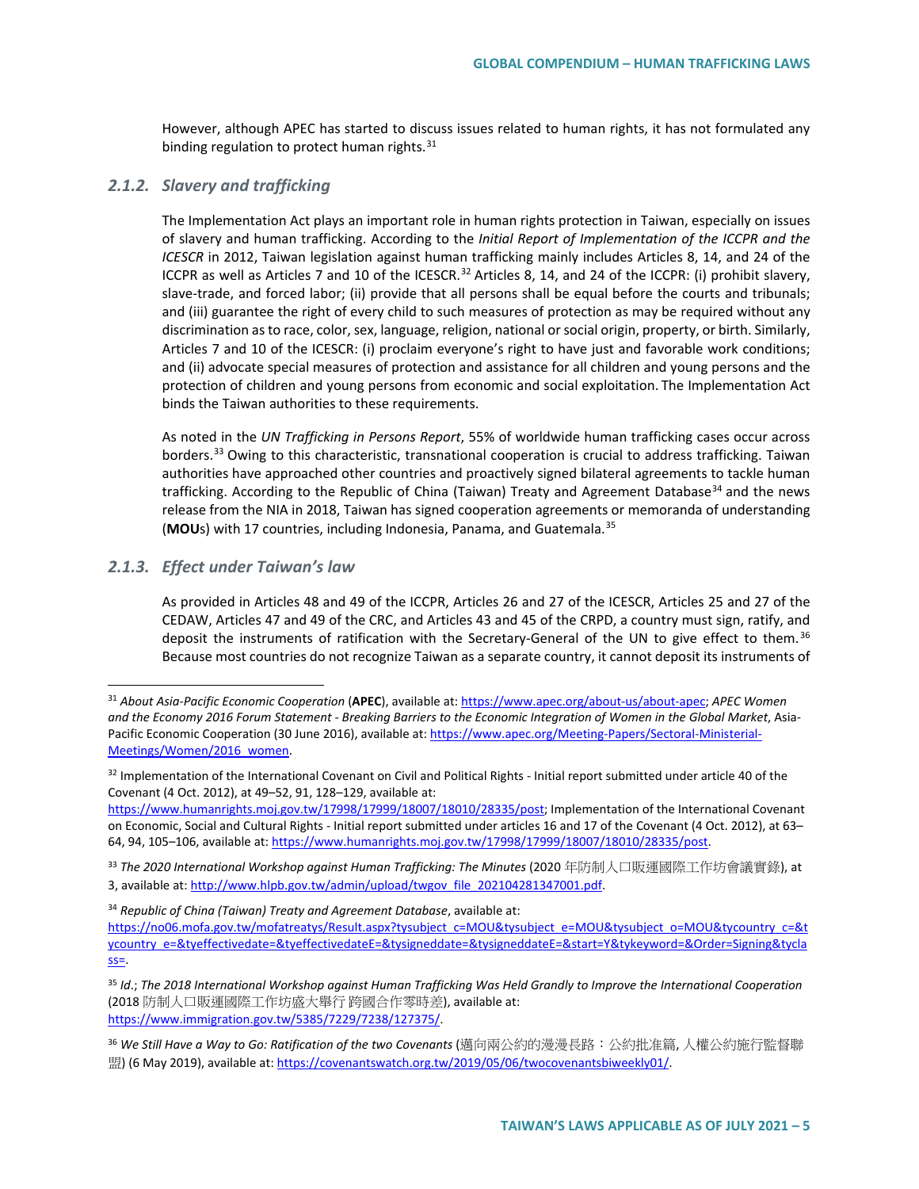However, although APEC has started to discuss issues related to human rights, it has not formulated any binding regulation to protect human rights.[31]

### 2.1.2. Slavery and trafficking

The Implementation Act plays an important role in human rights protection in Taiwan, especially on issues of slavery and human trafficking. According to the *Initial Report of Implementation of the ICCPR and the ICESCR* in 2012, Taiwan legislation against human trafficking mainly includes Articles 8, 14, and 24 of the ICCPR as well as Articles 7 and 10 of the ICESCR.[32] Articles 8, 14, and 24 of the ICCPR: (i) prohibit slavery, slave-trade, and forced labor; (ii) provide that all persons shall be equal before the courts and tribunals; and (iii) guarantee the right of every child to such measures of protection as may be required without any discrimination as to race, color, sex, language, religion, national or social origin, property, or birth. Similarly, Articles 7 and 10 of the ICESCR: (i) proclaim everyone's right to have just and favorable work conditions; and (ii) advocate special measures of protection and assistance for all children and young persons and the protection of children and young persons from economic and social exploitation. The Implementation Act binds the Taiwan authorities to these requirements.

As noted in the *UN Trafficking in Persons Report*, 55% of worldwide human trafficking cases occur across borders.[33] Owing to this characteristic, transnational cooperation is crucial to address trafficking. Taiwan authorities have approached other countries and proactively signed bilateral agreements to tackle human trafficking. According to the Republic of China (Taiwan) Treaty and Agreement Database[34] and the news release from the NIA in 2018, Taiwan has signed cooperation agreements or memoranda of understanding (**MOU**s) with 17 countries, including Indonesia, Panama, and Guatemala.[35]

### 2.1.3. Effect under Taiwan's law

As provided in Articles 48 and 49 of the ICCPR, Articles 26 and 27 of the ICESCR, Articles 25 and 27 of the CEDAW, Articles 47 and 49 of the CRC, and Articles 43 and 45 of the CRPD, a country must sign, ratify, and deposit the instruments of ratification with the Secretary-General of the UN to give effect to them.[36] Because most countries do not recognize Taiwan as a separate country, it cannot deposit its instruments of

---

[31] *About Asia-Pacific Economic Cooperation* (**APEC**), available at: https://www.apec.org/about-us/about-apec; *APEC Women and the Economy 2016 Forum Statement - Breaking Barriers to the Economic Integration of Women in the Global Market*, Asia-Pacific Economic Cooperation (30 June 2016), available at: https://www.apec.org/Meeting-Papers/Sectoral-Ministerial-Meetings/Women/2016_women.

[32] Implementation of the International Covenant on Civil and Political Rights - Initial report submitted under article 40 of the Covenant (4 Oct. 2012), at 49–52, 91, 128–129, available at: https://www.humanrights.moj.gov.tw/17998/17999/18007/18010/28335/post; Implementation of the International Covenant on Economic, Social and Cultural Rights - Initial report submitted under articles 16 and 17 of the Covenant (4 Oct. 2012), at 63–64, 94, 105–106, available at: https://www.humanrights.moj.gov.tw/17998/17999/18007/18010/28335/post.

[33] *The 2020 International Workshop against Human Trafficking: The Minutes* (2020 年防制人口販運國際工作坊會議實錄), at 3, available at: http://www.hlpb.gov.tw/admin/upload/twgov_file_202104281347001.pdf.

[34] *Republic of China (Taiwan) Treaty and Agreement Database*, available at: https://no06.mofa.gov.tw/mofatreatys/Result.aspx?tysubject_c=MOU&tysubject_e=MOU&tysubject_o=MOU&tycountry_c=&tycountry_e=&tyeffectivedate=&tyeffectivedateE=&tysigneddate=&tysigneddateE=&start=Y&tykeyword=&Order=Signing&tyclass=.

[35] *Id.*; *The 2018 International Workshop against Human Trafficking Was Held Grandly to Improve the International Cooperation* (2018 防制人口販運國際工作坊盛大舉行 跨國合作零時差), available at: https://www.immigration.gov.tw/5385/7229/7238/127375/.

[36] *We Still Have a Way to Go: Ratification of the two Covenants* (邁向兩公約的漫漫長路：公約批准篇, 人權公約施行監督聯盟) (6 May 2019), available at: https://covenantswatch.org.tw/2019/05/06/twocovenantsbiweekly01/.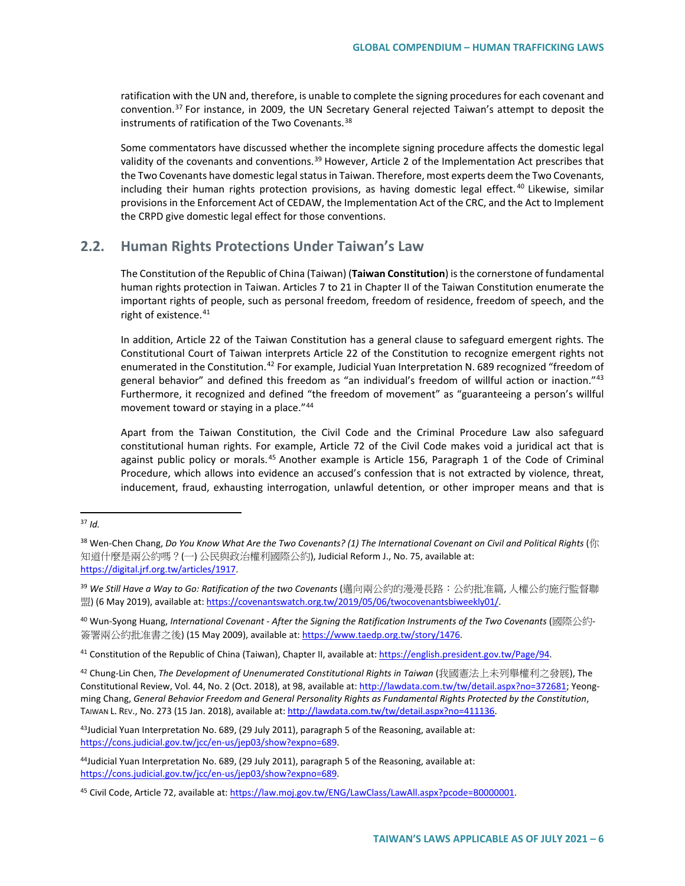ratification with the UN and, therefore, is unable to complete the signing procedures for each covenant and convention.[37] For instance, in 2009, the UN Secretary General rejected Taiwan's attempt to deposit the instruments of ratification of the Two Covenants.[38]

Some commentators have discussed whether the incomplete signing procedure affects the domestic legal validity of the covenants and conventions.[39] However, Article 2 of the Implementation Act prescribes that the Two Covenants have domestic legal status in Taiwan. Therefore, most experts deem the Two Covenants, including their human rights protection provisions, as having domestic legal effect.[40] Likewise, similar provisions in the Enforcement Act of CEDAW, the Implementation Act of the CRC, and the Act to Implement the CRPD give domestic legal effect for those conventions.

## 2.2. Human Rights Protections Under Taiwan's Law

The Constitution of the Republic of China (Taiwan) (**Taiwan Constitution**) is the cornerstone of fundamental human rights protection in Taiwan. Articles 7 to 21 in Chapter II of the Taiwan Constitution enumerate the important rights of people, such as personal freedom, freedom of residence, freedom of speech, and the right of existence.[41]

In addition, Article 22 of the Taiwan Constitution has a general clause to safeguard emergent rights. The Constitutional Court of Taiwan interprets Article 22 of the Constitution to recognize emergent rights not enumerated in the Constitution.[42] For example, Judicial Yuan Interpretation N. 689 recognized "freedom of general behavior" and defined this freedom as "an individual's freedom of willful action or inaction."[43] Furthermore, it recognized and defined "the freedom of movement" as "guaranteeing a person's willful movement toward or staying in a place."[44]

Apart from the Taiwan Constitution, the Civil Code and the Criminal Procedure Law also safeguard constitutional human rights. For example, Article 72 of the Civil Code makes void a juridical act that is against public policy or morals.[45] Another example is Article 156, Paragraph 1 of the Code of Criminal Procedure, which allows into evidence an accused's confession that is not extracted by violence, threat, inducement, fraud, exhausting interrogation, unlawful detention, or other improper means and that is

---

[37] *Id.*

[38] Wen-Chen Chang, *Do You Know What Are the Two Covenants? (1) The International Covenant on Civil and Political Rights* (你知道什麼是兩公約嗎？(一) 公民與政治權利國際公約), Judicial Reform J., No. 75, available at: https://digital.jrf.org.tw/articles/1917.

[39] *We Still Have a Way to Go: Ratification of the two Covenants* (邁向兩公約的漫漫長路：公約批准篇, 人權公約施行監督聯盟) (6 May 2019), available at: https://covenantswatch.org.tw/2019/05/06/twocovenantsbiweekly01/.

[40] Wun-Syong Huang, *International Covenant - After the Signing the Ratification Instruments of the Two Covenants* (國際公約-簽署兩公約批准書之後) (15 May 2009), available at: https://www.taedp.org.tw/story/1476.

[41] Constitution of the Republic of China (Taiwan), Chapter II, available at: https://english.president.gov.tw/Page/94.

[42] Chung-Lin Chen, *The Development of Unenumerated Constitutional Rights in Taiwan* (我國憲法上未列舉權利之發展), The Constitutional Review, Vol. 44, No. 2 (Oct. 2018), at 98, available at: http://lawdata.com.tw/tw/detail.aspx?no=372681; Yeong-ming Chang, *General Behavior Freedom and General Personality Rights as Fundamental Rights Protected by the Constitution*, TAIWAN L. REV., No. 273 (15 Jan. 2018), available at: http://lawdata.com.tw/tw/detail.aspx?no=411136.

[43] Judicial Yuan Interpretation No. 689, (29 July 2011), paragraph 5 of the Reasoning, available at: https://cons.judicial.gov.tw/jcc/en-us/jep03/show?expno=689.

[44] Judicial Yuan Interpretation No. 689, (29 July 2011), paragraph 5 of the Reasoning, available at: https://cons.judicial.gov.tw/jcc/en-us/jep03/show?expno=689.

[45] Civil Code, Article 72, available at: https://law.moj.gov.tw/ENG/LawClass/LawAll.aspx?pcode=B0000001.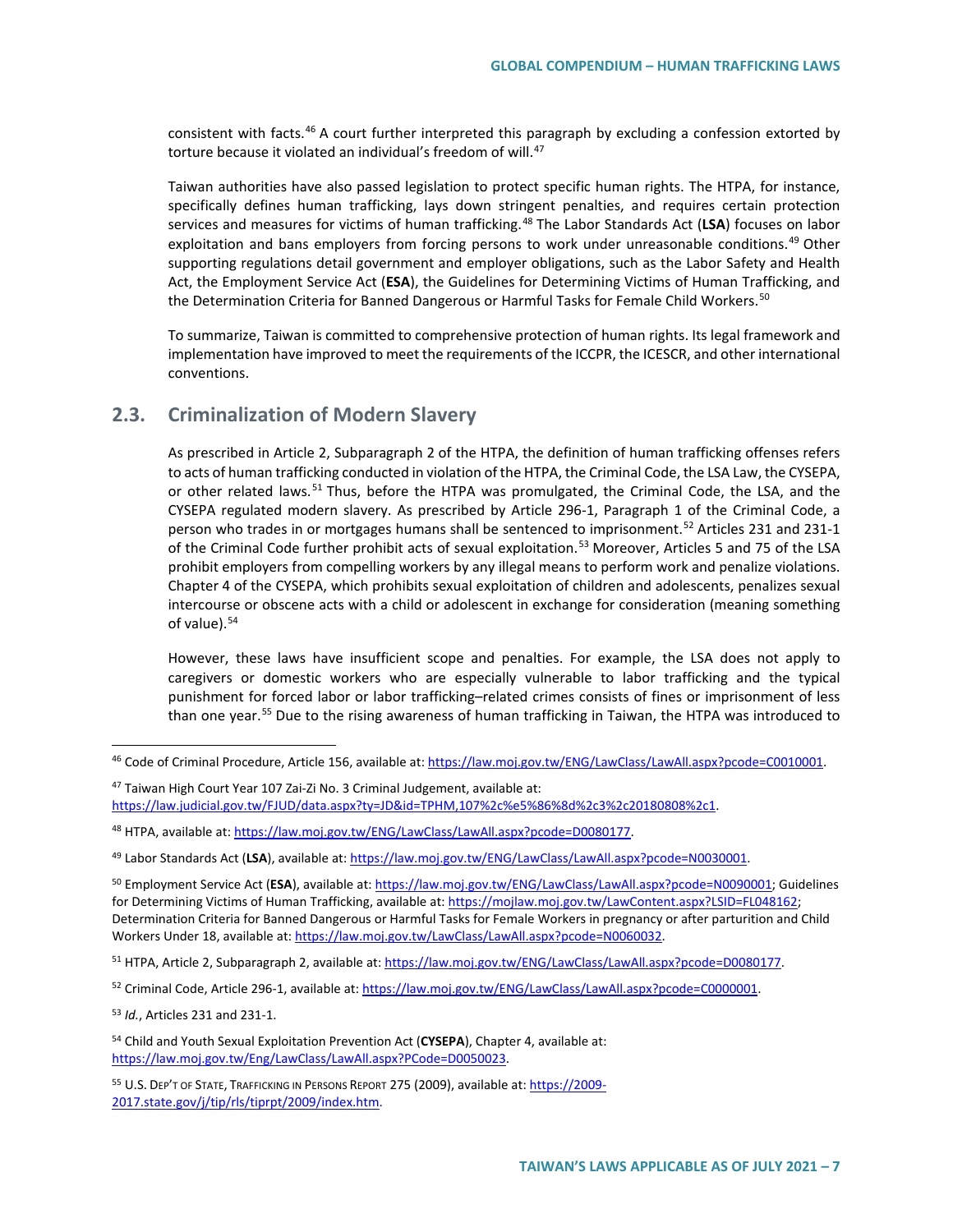consistent with facts.[46] A court further interpreted this paragraph by excluding a confession extorted by torture because it violated an individual's freedom of will.[47]

Taiwan authorities have also passed legislation to protect specific human rights. The HTPA, for instance, specifically defines human trafficking, lays down stringent penalties, and requires certain protection services and measures for victims of human trafficking.[48] The Labor Standards Act (**LSA**) focuses on labor exploitation and bans employers from forcing persons to work under unreasonable conditions.[49] Other supporting regulations detail government and employer obligations, such as the Labor Safety and Health Act, the Employment Service Act (**ESA**), the Guidelines for Determining Victims of Human Trafficking, and the Determination Criteria for Banned Dangerous or Harmful Tasks for Female Child Workers.[50]

To summarize, Taiwan is committed to comprehensive protection of human rights. Its legal framework and implementation have improved to meet the requirements of the ICCPR, the ICESCR, and other international conventions.

## 2.3. Criminalization of Modern Slavery

As prescribed in Article 2, Subparagraph 2 of the HTPA, the definition of human trafficking offenses refers to acts of human trafficking conducted in violation of the HTPA, the Criminal Code, the LSA Law, the CYSEPA, or other related laws.[51] Thus, before the HTPA was promulgated, the Criminal Code, the LSA, and the CYSEPA regulated modern slavery. As prescribed by Article 296-1, Paragraph 1 of the Criminal Code, a person who trades in or mortgages humans shall be sentenced to imprisonment.[52] Articles 231 and 231-1 of the Criminal Code further prohibit acts of sexual exploitation.[53] Moreover, Articles 5 and 75 of the LSA prohibit employers from compelling workers by any illegal means to perform work and penalize violations. Chapter 4 of the CYSEPA, which prohibits sexual exploitation of children and adolescents, penalizes sexual intercourse or obscene acts with a child or adolescent in exchange for consideration (meaning something of value).[54]

However, these laws have insufficient scope and penalties. For example, the LSA does not apply to caregivers or domestic workers who are especially vulnerable to labor trafficking and the typical punishment for forced labor or labor trafficking–related crimes consists of fines or imprisonment of less than one year.[55] Due to the rising awareness of human trafficking in Taiwan, the HTPA was introduced to

---

[46] Code of Criminal Procedure, Article 156, available at: https://law.moj.gov.tw/ENG/LawClass/LawAll.aspx?pcode=C0010001.

[47] Taiwan High Court Year 107 Zai-Zi No. 3 Criminal Judgement, available at: https://law.judicial.gov.tw/FJUD/data.aspx?ty=JD&id=TPHM,107%2c%e5%86%8d%2c3%2c20180808%2c1.

[48] HTPA, available at: https://law.moj.gov.tw/ENG/LawClass/LawAll.aspx?pcode=D0080177.

[49] Labor Standards Act (**LSA**), available at: https://law.moj.gov.tw/ENG/LawClass/LawAll.aspx?pcode=N0030001.

[50] Employment Service Act (**ESA**), available at: https://law.moj.gov.tw/ENG/LawClass/LawAll.aspx?pcode=N0090001; Guidelines for Determining Victims of Human Trafficking, available at: https://mojlaw.moj.gov.tw/LawContent.aspx?LSID=FL048162; Determination Criteria for Banned Dangerous or Harmful Tasks for Female Workers in pregnancy or after parturition and Child Workers Under 18, available at: https://law.moj.gov.tw/LawClass/LawAll.aspx?pcode=N0060032.

[51] HTPA, Article 2, Subparagraph 2, available at: https://law.moj.gov.tw/ENG/LawClass/LawAll.aspx?pcode=D0080177.

[52] Criminal Code, Article 296-1, available at: https://law.moj.gov.tw/ENG/LawClass/LawAll.aspx?pcode=C0000001.

[53] *Id.*, Articles 231 and 231-1.

[54] Child and Youth Sexual Exploitation Prevention Act (**CYSEPA**), Chapter 4, available at: https://law.moj.gov.tw/Eng/LawClass/LawAll.aspx?PCode=D0050023.

[55] U.S. DEP'T OF STATE, TRAFFICKING IN PERSONS REPORT 275 (2009), available at: https://2009-2017.state.gov/j/tip/rls/tiprpt/2009/index.htm.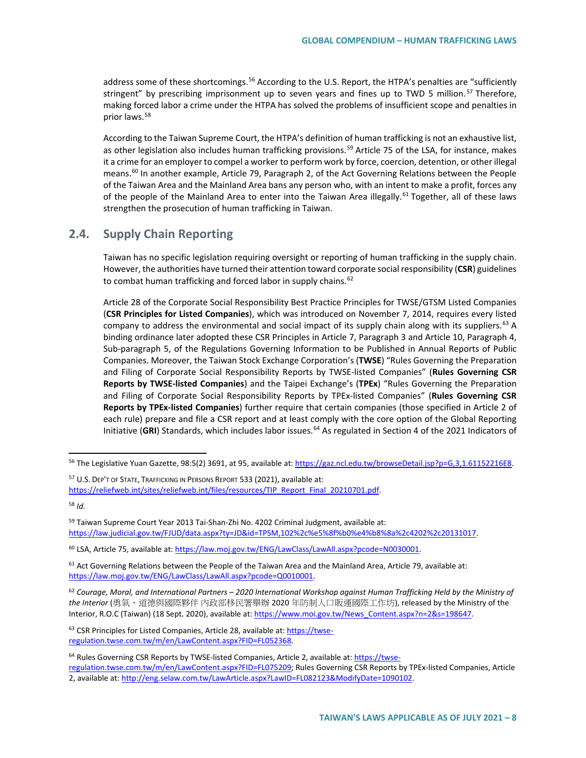address some of these shortcomings.[56] According to the U.S. Report, the HTPA's penalties are "sufficiently stringent" by prescribing imprisonment up to seven years and fines up to TWD 5 million.[57] Therefore, making forced labor a crime under the HTPA has solved the problems of insufficient scope and penalties in prior laws.[58]

According to the Taiwan Supreme Court, the HTPA's definition of human trafficking is not an exhaustive list, as other legislation also includes human trafficking provisions.[59] Article 75 of the LSA, for instance, makes it a crime for an employer to compel a worker to perform work by force, coercion, detention, or other illegal means.[60] In another example, Article 79, Paragraph 2, of the Act Governing Relations between the People of the Taiwan Area and the Mainland Area bans any person who, with an intent to make a profit, forces any of the people of the Mainland Area to enter into the Taiwan Area illegally.[61] Together, all of these laws strengthen the prosecution of human trafficking in Taiwan.

## 2.4. Supply Chain Reporting

Taiwan has no specific legislation requiring oversight or reporting of human trafficking in the supply chain. However, the authorities have turned their attention toward corporate social responsibility (**CSR**) guidelines to combat human trafficking and forced labor in supply chains.[62]

Article 28 of the Corporate Social Responsibility Best Practice Principles for TWSE/GTSM Listed Companies (**CSR Principles for Listed Companies**), which was introduced on November 7, 2014, requires every listed company to address the environmental and social impact of its supply chain along with its suppliers.[63] A binding ordinance later adopted these CSR Principles in Article 7, Paragraph 3 and Article 10, Paragraph 4, Sub-paragraph 5, of the Regulations Governing Information to be Published in Annual Reports of Public Companies. Moreover, the Taiwan Stock Exchange Corporation's (**TWSE**) "Rules Governing the Preparation and Filing of Corporate Social Responsibility Reports by TWSE-listed Companies" (**Rules Governing CSR Reports by TWSE-listed Companies**) and the Taipei Exchange's (**TPEx**) "Rules Governing the Preparation and Filing of Corporate Social Responsibility Reports by TPEx-listed Companies" (**Rules Governing CSR Reports by TPEx-listed Companies**) further require that certain companies (those specified in Article 2 of each rule) prepare and file a CSR report and at least comply with the core option of the Global Reporting Initiative (**GRI**) Standards, which includes labor issues.[64] As regulated in Section 4 of the 2021 Indicators of

---

[56] The Legislative Yuan Gazette, 98:5(2) 3691, at 95, available at: https://gaz.ncl.edu.tw/browseDetail.jsp?p=G,3,1.61152216E8.

[57] U.S. Dep't of State, Trafficking in Persons Report 533 (2021), available at: https://reliefweb.int/sites/reliefweb.int/files/resources/TIP_Report_Final_20210701.pdf.

[58] *Id.*

[59] Taiwan Supreme Court Year 2013 Tai-Shan-Zhi No. 4202 Criminal Judgment, available at: https://law.judicial.gov.tw/FJUD/data.aspx?ty=JD&id=TPSM,102%2c%e5%8f%b0%e4%b8%8a%2c4202%2c20131017.

[60] LSA, Article 75, available at: https://law.moj.gov.tw/ENG/LawClass/LawAll.aspx?pcode=N0030001.

[61] Act Governing Relations between the People of the Taiwan Area and the Mainland Area, Article 79, available at: https://law.moj.gov.tw/ENG/LawClass/LawAll.aspx?pcode=Q0010001.

[62] *Courage, Moral, and International Partners – 2020 International Workshop against Human Trafficking Held by the Ministry of the Interior* (勇氣、道德與國際夥伴 內政部移民署舉辦 2020 年防制人口販運國際工作坊), released by the Ministry of the Interior, R.O.C (Taiwan) (18 Sept. 2020), available at: https://www.moi.gov.tw/News_Content.aspx?n=2&s=198647.

[63] CSR Principles for Listed Companies, Article 28, available at: https://twse-regulation.twse.com.tw/m/en/LawContent.aspx?FID=FL052368.

[64] Rules Governing CSR Reports by TWSE-listed Companies, Article 2, available at: https://twse-regulation.twse.com.tw/m/en/LawContent.aspx?FID=FL075209; Rules Governing CSR Reports by TPEx-listed Companies, Article 2, available at: http://eng.selaw.com.tw/LawArticle.aspx?LawID=FL082123&ModifyDate=1090102.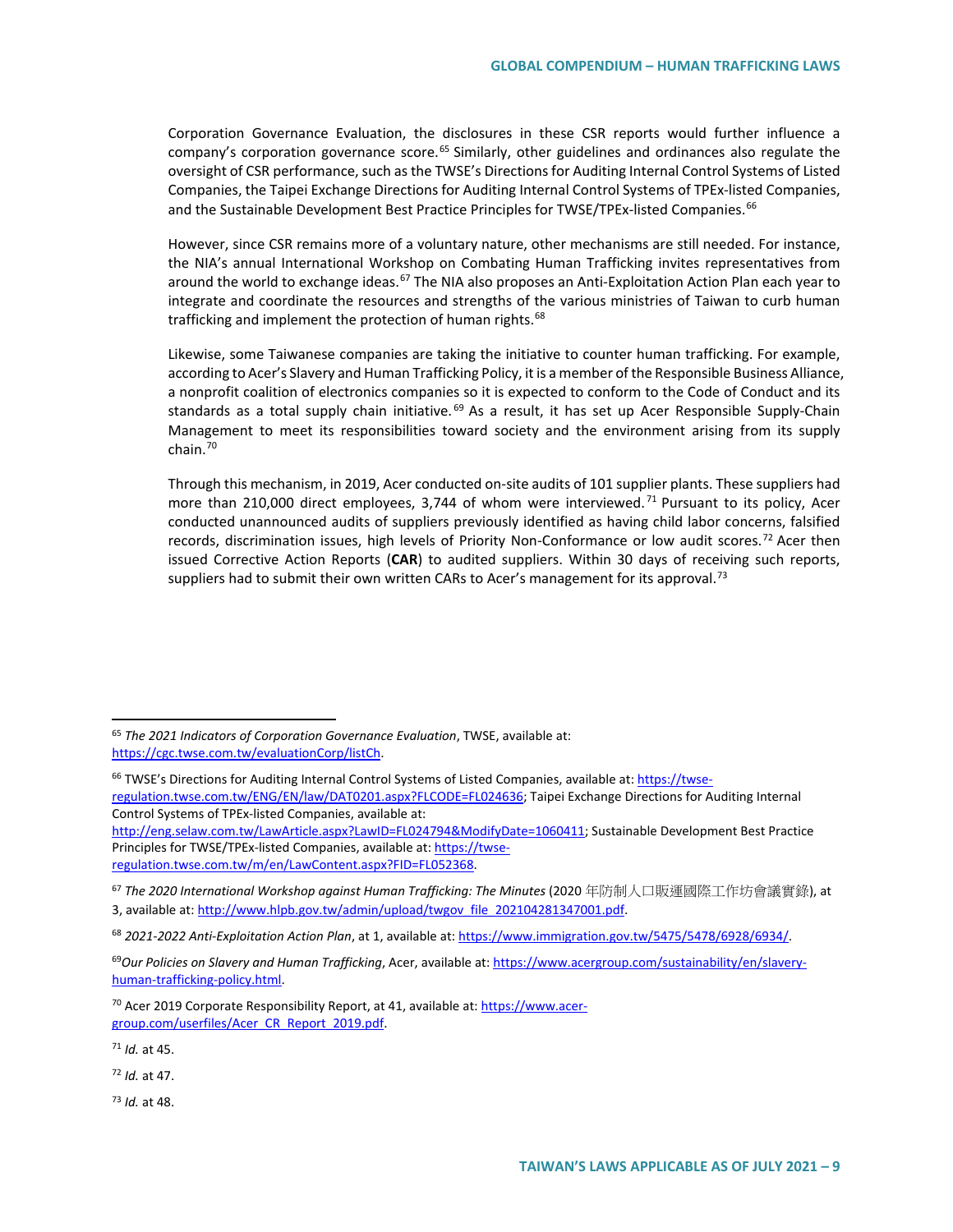Corporation Governance Evaluation, the disclosures in these CSR reports would further influence a company's corporation governance score.[65] Similarly, other guidelines and ordinances also regulate the oversight of CSR performance, such as the TWSE's Directions for Auditing Internal Control Systems of Listed Companies, the Taipei Exchange Directions for Auditing Internal Control Systems of TPEx-listed Companies, and the Sustainable Development Best Practice Principles for TWSE/TPEx-listed Companies.[66]

However, since CSR remains more of a voluntary nature, other mechanisms are still needed. For instance, the NIA's annual International Workshop on Combating Human Trafficking invites representatives from around the world to exchange ideas.[67] The NIA also proposes an Anti-Exploitation Action Plan each year to integrate and coordinate the resources and strengths of the various ministries of Taiwan to curb human trafficking and implement the protection of human rights.[68]

Likewise, some Taiwanese companies are taking the initiative to counter human trafficking. For example, according to Acer's Slavery and Human Trafficking Policy, it is a member of the Responsible Business Alliance, a nonprofit coalition of electronics companies so it is expected to conform to the Code of Conduct and its standards as a total supply chain initiative.[69] As a result, it has set up Acer Responsible Supply-Chain Management to meet its responsibilities toward society and the environment arising from its supply chain.[70]

Through this mechanism, in 2019, Acer conducted on-site audits of 101 supplier plants. These suppliers had more than 210,000 direct employees, 3,744 of whom were interviewed.[71] Pursuant to its policy, Acer conducted unannounced audits of suppliers previously identified as having child labor concerns, falsified records, discrimination issues, high levels of Priority Non-Conformance or low audit scores.[72] Acer then issued Corrective Action Reports (**CAR**) to audited suppliers. Within 30 days of receiving such reports, suppliers had to submit their own written CARs to Acer's management for its approval.[73]

---

[65] *The 2021 Indicators of Corporation Governance Evaluation*, TWSE, available at: https://cgc.twse.com.tw/evaluationCorp/listCh.

[66] TWSE's Directions for Auditing Internal Control Systems of Listed Companies, available at: https://twse-regulation.twse.com.tw/ENG/EN/law/DAT0201.aspx?FLCODE=FL024636; Taipei Exchange Directions for Auditing Internal Control Systems of TPEx-listed Companies, available at: http://eng.selaw.com.tw/LawArticle.aspx?LawID=FL024794&ModifyDate=1060411; Sustainable Development Best Practice Principles for TWSE/TPEx-listed Companies, available at: https://twse-regulation.twse.com.tw/m/en/LawContent.aspx?FID=FL052368.

[67] *The 2020 International Workshop against Human Trafficking: The Minutes* (2020 年防制人口販運國際工作坊會議實錄), at 3, available at: http://www.hlpb.gov.tw/admin/upload/twgov_file_202104281347001.pdf.

[68] *2021-2022 Anti-Exploitation Action Plan*, at 1, available at: https://www.immigration.gov.tw/5475/5478/6928/6934/.

[69] *Our Policies on Slavery and Human Trafficking*, Acer, available at: https://www.acergroup.com/sustainability/en/slavery-human-trafficking-policy.html.

[70] Acer 2019 Corporate Responsibility Report, at 41, available at: https://www.acer-group.com/userfiles/Acer_CR_Report_2019.pdf.

[71] *Id.* at 45.

[72] *Id.* at 47.

[73] *Id.* at 48.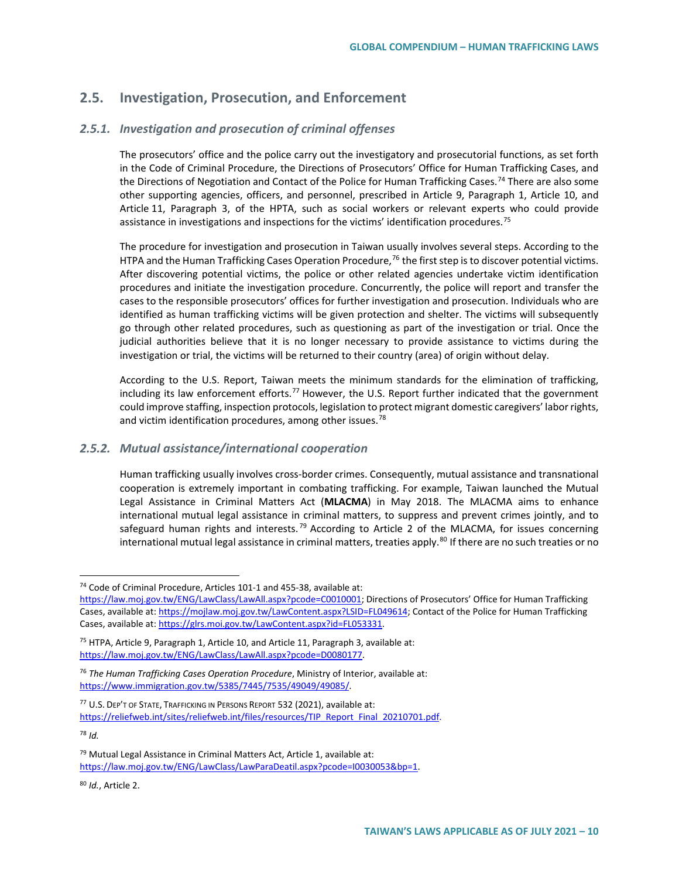## 2.5. Investigation, Prosecution, and Enforcement

### *2.5.1. Investigation and prosecution of criminal offenses*

The prosecutors' office and the police carry out the investigatory and prosecutorial functions, as set forth in the Code of Criminal Procedure, the Directions of Prosecutors' Office for Human Trafficking Cases, and the Directions of Negotiation and Contact of the Police for Human Trafficking Cases.[74] There are also some other supporting agencies, officers, and personnel, prescribed in Article 9, Paragraph 1, Article 10, and Article 11, Paragraph 3, of the HPTA, such as social workers or relevant experts who could provide assistance in investigations and inspections for the victims' identification procedures.[75]

The procedure for investigation and prosecution in Taiwan usually involves several steps. According to the HTPA and the Human Trafficking Cases Operation Procedure,[76] the first step is to discover potential victims. After discovering potential victims, the police or other related agencies undertake victim identification procedures and initiate the investigation procedure. Concurrently, the police will report and transfer the cases to the responsible prosecutors' offices for further investigation and prosecution. Individuals who are identified as human trafficking victims will be given protection and shelter. The victims will subsequently go through other related procedures, such as questioning as part of the investigation or trial. Once the judicial authorities believe that it is no longer necessary to provide assistance to victims during the investigation or trial, the victims will be returned to their country (area) of origin without delay.

According to the U.S. Report, Taiwan meets the minimum standards for the elimination of trafficking, including its law enforcement efforts.[77] However, the U.S. Report further indicated that the government could improve staffing, inspection protocols, legislation to protect migrant domestic caregivers' labor rights, and victim identification procedures, among other issues.[78]

### *2.5.2. Mutual assistance/international cooperation*

Human trafficking usually involves cross-border crimes. Consequently, mutual assistance and transnational cooperation is extremely important in combating trafficking. For example, Taiwan launched the Mutual Legal Assistance in Criminal Matters Act (**MLACMA**) in May 2018. The MLACMA aims to enhance international mutual legal assistance in criminal matters, to suppress and prevent crimes jointly, and to safeguard human rights and interests.[79] According to Article 2 of the MLACMA, for issues concerning international mutual legal assistance in criminal matters, treaties apply.[80] If there are no such treaties or no

---

[74] Code of Criminal Procedure, Articles 101-1 and 455-38, available at: https://law.moj.gov.tw/ENG/LawClass/LawAll.aspx?pcode=C0010001; Directions of Prosecutors' Office for Human Trafficking Cases, available at: https://mojlaw.moj.gov.tw/LawContent.aspx?LSID=FL049614; Contact of the Police for Human Trafficking Cases, available at: https://glrs.moi.gov.tw/LawContent.aspx?id=FL053331.

[75] HTPA, Article 9, Paragraph 1, Article 10, and Article 11, Paragraph 3, available at: https://law.moj.gov.tw/ENG/LawClass/LawAll.aspx?pcode=D0080177.

[76] *The Human Trafficking Cases Operation Procedure*, Ministry of Interior, available at: https://www.immigration.gov.tw/5385/7445/7535/49049/49085/.

[77] U.S. DEP'T OF STATE, TRAFFICKING IN PERSONS REPORT 532 (2021), available at: https://reliefweb.int/sites/reliefweb.int/files/resources/TIP_Report_Final_20210701.pdf.

[78] *Id.*

[79] Mutual Legal Assistance in Criminal Matters Act, Article 1, available at: https://law.moj.gov.tw/ENG/LawClass/LawParaDeatil.aspx?pcode=I0030053&bp=1.

[80] *Id.*, Article 2.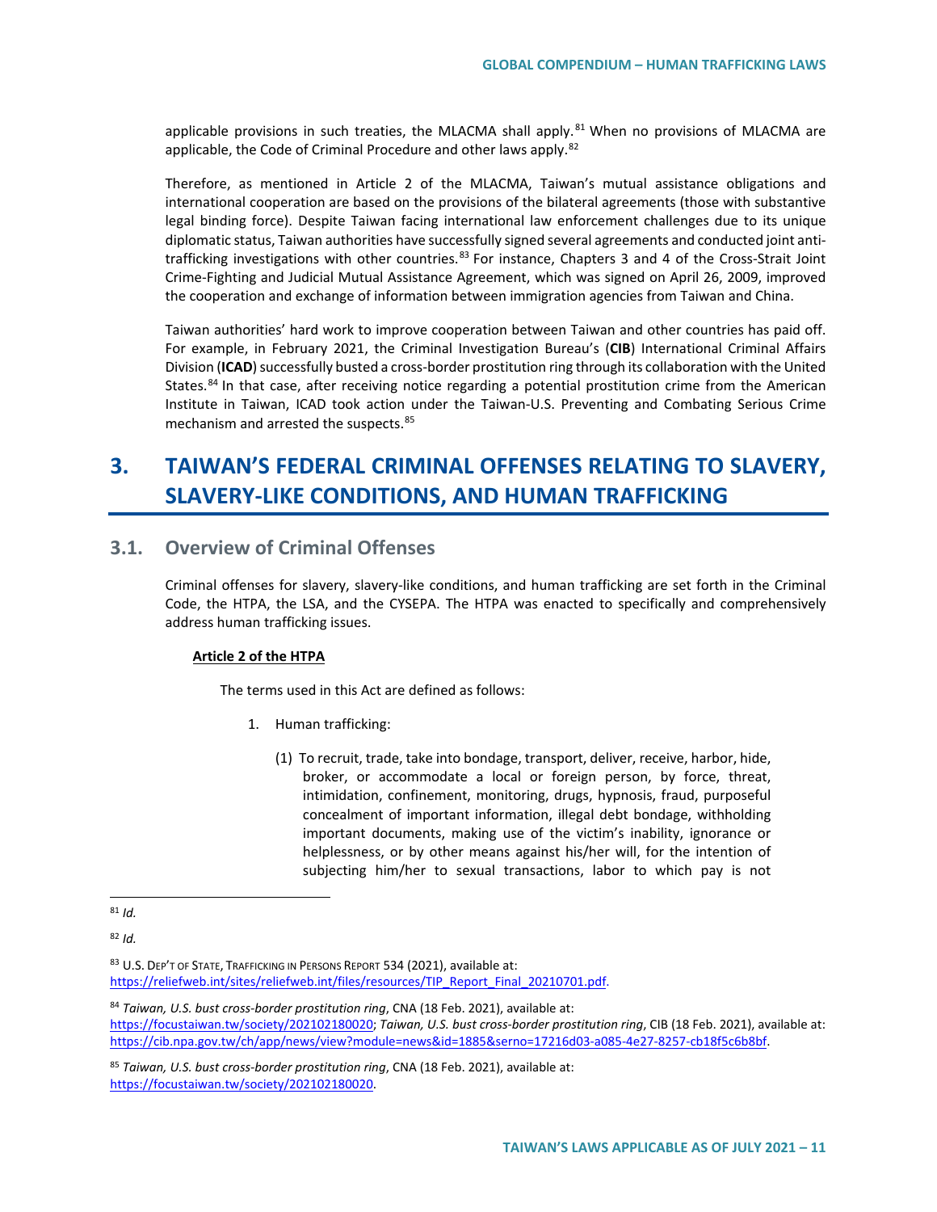applicable provisions in such treaties, the MLACMA shall apply.[81] When no provisions of MLACMA are applicable, the Code of Criminal Procedure and other laws apply.[82]

Therefore, as mentioned in Article 2 of the MLACMA, Taiwan's mutual assistance obligations and international cooperation are based on the provisions of the bilateral agreements (those with substantive legal binding force). Despite Taiwan facing international law enforcement challenges due to its unique diplomatic status, Taiwan authorities have successfully signed several agreements and conducted joint anti-trafficking investigations with other countries.[83] For instance, Chapters 3 and 4 of the Cross-Strait Joint Crime-Fighting and Judicial Mutual Assistance Agreement, which was signed on April 26, 2009, improved the cooperation and exchange of information between immigration agencies from Taiwan and China.

Taiwan authorities' hard work to improve cooperation between Taiwan and other countries has paid off. For example, in February 2021, the Criminal Investigation Bureau's (**CIB**) International Criminal Affairs Division (**ICAD**) successfully busted a cross-border prostitution ring through its collaboration with the United States.[84] In that case, after receiving notice regarding a potential prostitution crime from the American Institute in Taiwan, ICAD took action under the Taiwan-U.S. Preventing and Combating Serious Crime mechanism and arrested the suspects.[85]

# 3. TAIWAN'S FEDERAL CRIMINAL OFFENSES RELATING TO SLAVERY, SLAVERY-LIKE CONDITIONS, AND HUMAN TRAFFICKING

## 3.1. Overview of Criminal Offenses

Criminal offenses for slavery, slavery-like conditions, and human trafficking are set forth in the Criminal Code, the HTPA, the LSA, and the CYSEPA. The HTPA was enacted to specifically and comprehensively address human trafficking issues.

**Article 2 of the HTPA**

The terms used in this Act are defined as follows:

1. Human trafficking:

   (1) To recruit, trade, take into bondage, transport, deliver, receive, harbor, hide, broker, or accommodate a local or foreign person, by force, threat, intimidation, confinement, monitoring, drugs, hypnosis, fraud, purposeful concealment of important information, illegal debt bondage, withholding important documents, making use of the victim's inability, ignorance or helplessness, or by other means against his/her will, for the intention of subjecting him/her to sexual transactions, labor to which pay is not

---

[81] *Id.*

[82] *Id.*

[83] U.S. DEP'T OF STATE, TRAFFICKING IN PERSONS REPORT 534 (2021), available at: https://reliefweb.int/sites/reliefweb.int/files/resources/TIP_Report_Final_20210701.pdf.

[84] *Taiwan, U.S. bust cross-border prostitution ring*, CNA (18 Feb. 2021), available at: https://focustaiwan.tw/society/202102180020; *Taiwan, U.S. bust cross-border prostitution ring*, CIB (18 Feb. 2021), available at: https://cib.npa.gov.tw/ch/app/news/view?module=news&id=1885&serno=17216d03-a085-4e27-8257-cb18f5c6b8bf.

[85] *Taiwan, U.S. bust cross-border prostitution ring*, CNA (18 Feb. 2021), available at: https://focustaiwan.tw/society/202102180020.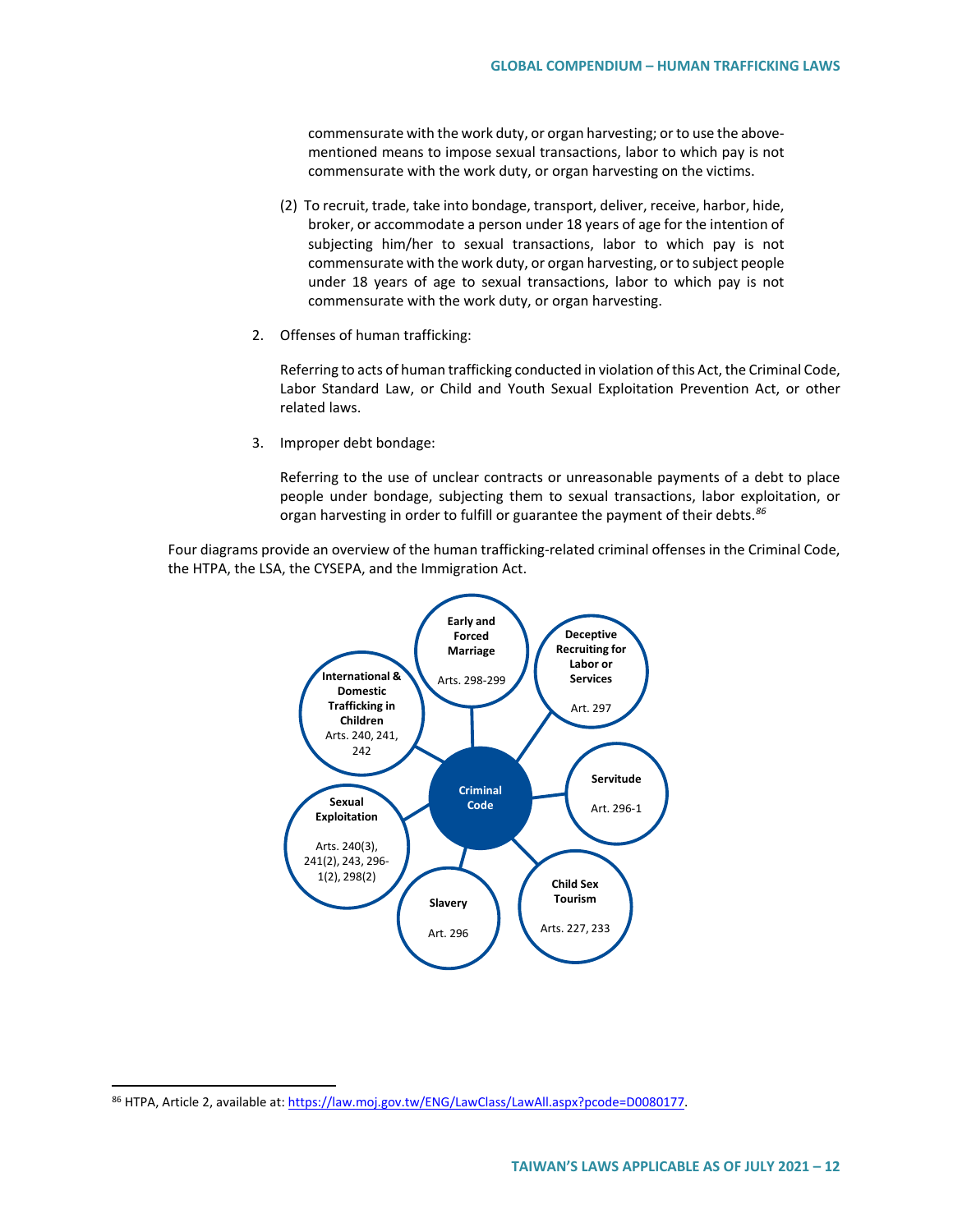commensurate with the work duty, or organ harvesting; or to use the above-mentioned means to impose sexual transactions, labor to which pay is not commensurate with the work duty, or organ harvesting on the victims.

(2) To recruit, trade, take into bondage, transport, deliver, receive, harbor, hide, broker, or accommodate a person under 18 years of age for the intention of subjecting him/her to sexual transactions, labor to which pay is not commensurate with the work duty, or organ harvesting, or to subject people under 18 years of age to sexual transactions, labor to which pay is not commensurate with the work duty, or organ harvesting.

2. Offenses of human trafficking:

   Referring to acts of human trafficking conducted in violation of this Act, the Criminal Code, Labor Standard Law, or Child and Youth Sexual Exploitation Prevention Act, or other related laws.

3. Improper debt bondage:

   Referring to the use of unclear contracts or unreasonable payments of a debt to place people under bondage, subjecting them to sexual transactions, labor exploitation, or organ harvesting in order to fulfill or guarantee the payment of their debts.[86]

Four diagrams provide an overview of the human trafficking-related criminal offenses in the Criminal Code, the HTPA, the LSA, the CYSEPA, and the Immigration Act.

**Criminal Code**

- **Early and Forced Marriage** – Arts. 298-299
- **Deceptive Recruiting for Labor or Services** – Art. 297
- **Servitude** – Art. 296-1
- **Child Sex Tourism** – Arts. 227, 233
- **Slavery** – Art. 296
- **Sexual Exploitation** – Arts. 240(3), 241(2), 243, 296-1(2), 298(2)
- **International & Domestic Trafficking in Children** – Arts. 240, 241, 242

[86] HTPA, Article 2, available at: https://law.moj.gov.tw/ENG/LawClass/LawAll.aspx?pcode=D0080177.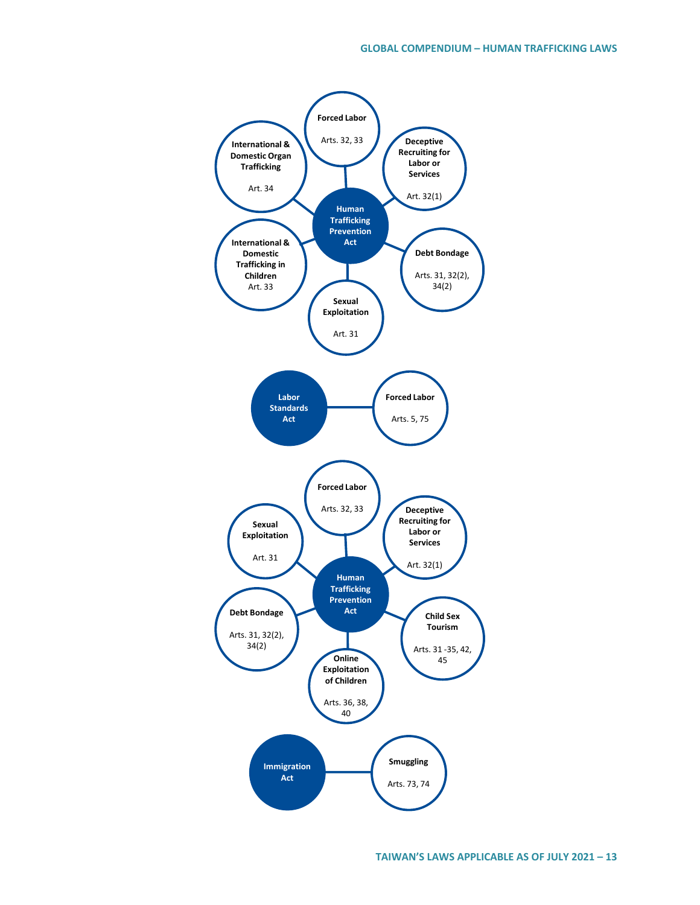**Human Trafficking Prevention Act**

- **Forced Labor** – Arts. 32, 33
- **Deceptive Recruiting for Labor or Services** – Art. 32(1)
- **Debt Bondage** – Arts. 31, 32(2), 34(2)
- **Sexual Exploitation** – Art. 31
- **International & Domestic Trafficking in Children** – Art. 33
- **International & Domestic Organ Trafficking** – Art. 34

**Labor Standards Act**

- **Forced Labor** – Arts. 5, 75

**Human Trafficking Prevention Act**

- **Forced Labor** – Arts. 32, 33
- **Deceptive Recruiting for Labor or Services** – Art. 32(1)
- **Child Sex Tourism** – Arts. 31 -35, 42, 45
- **Online Exploitation of Children** – Arts. 36, 38, 40
- **Debt Bondage** – Arts. 31, 32(2), 34(2)
- **Sexual Exploitation** – Art. 31

**Immigration Act**

- **Smuggling** – Arts. 73, 74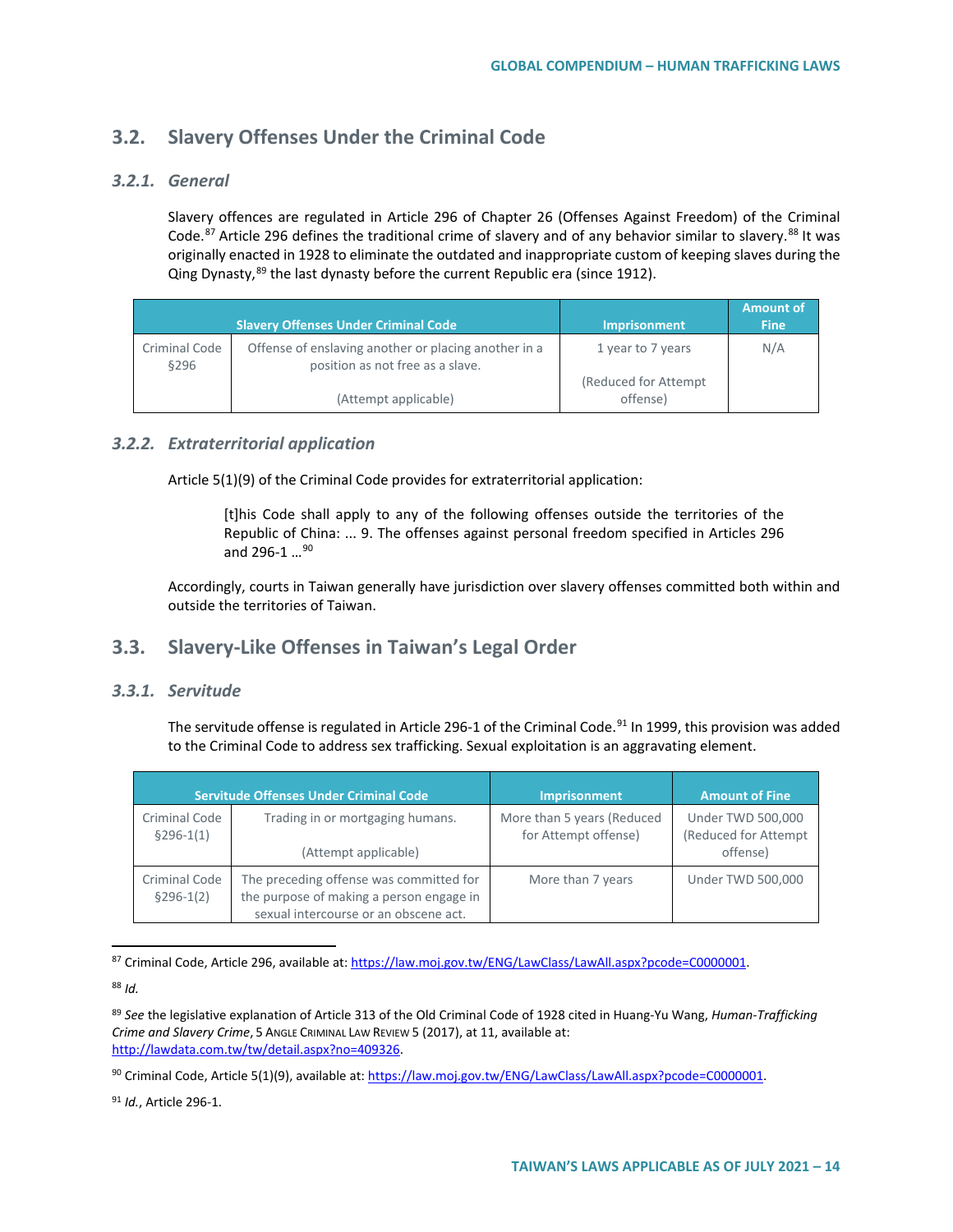## 3.2. Slavery Offenses Under the Criminal Code

### 3.2.1. General

Slavery offences are regulated in Article 296 of Chapter 26 (Offenses Against Freedom) of the Criminal Code.[87] Article 296 defines the traditional crime of slavery and of any behavior similar to slavery.[88] It was originally enacted in 1928 to eliminate the outdated and inappropriate custom of keeping slaves during the Qing Dynasty,[89] the last dynasty before the current Republic era (since 1912).

| Slavery Offenses Under Criminal Code | | Imprisonment | Amount of Fine |
|---|---|---|---|
| Criminal Code §296 | Offense of enslaving another or placing another in a position as not free as a slave.<br><br>(Attempt applicable) | 1 year to 7 years<br><br>(Reduced for Attempt offense) | N/A |

### 3.2.2. Extraterritorial application

Article 5(1)(9) of the Criminal Code provides for extraterritorial application:

> [t]his Code shall apply to any of the following offenses outside the territories of the Republic of China: ... 9. The offenses against personal freedom specified in Articles 296 and 296-1 ...[90]

Accordingly, courts in Taiwan generally have jurisdiction over slavery offenses committed both within and outside the territories of Taiwan.

## 3.3. Slavery-Like Offenses in Taiwan's Legal Order

### 3.3.1. Servitude

The servitude offense is regulated in Article 296-1 of the Criminal Code.[91] In 1999, this provision was added to the Criminal Code to address sex trafficking. Sexual exploitation is an aggravating element.

| Servitude Offenses Under Criminal Code | | Imprisonment | Amount of Fine |
|---|---|---|---|
| Criminal Code §296-1(1) | Trading in or mortgaging humans.<br><br>(Attempt applicable) | More than 5 years (Reduced for Attempt offense) | Under TWD 500,000 (Reduced for Attempt offense) |
| Criminal Code §296-1(2) | The preceding offense was committed for the purpose of making a person engage in sexual intercourse or an obscene act. | More than 7 years | Under TWD 500,000 |

---

[87] Criminal Code, Article 296, available at: https://law.moj.gov.tw/ENG/LawClass/LawAll.aspx?pcode=C0000001.

[88] *Id.*

[89] *See* the legislative explanation of Article 313 of the Old Criminal Code of 1928 cited in Huang-Yu Wang, *Human-Trafficking Crime and Slavery Crime*, 5 Angle Criminal Law Review 5 (2017), at 11, available at: http://lawdata.com.tw/tw/detail.aspx?no=409326.

[90] Criminal Code, Article 5(1)(9), available at: https://law.moj.gov.tw/ENG/LawClass/LawAll.aspx?pcode=C0000001.

[91] *Id.*, Article 296-1.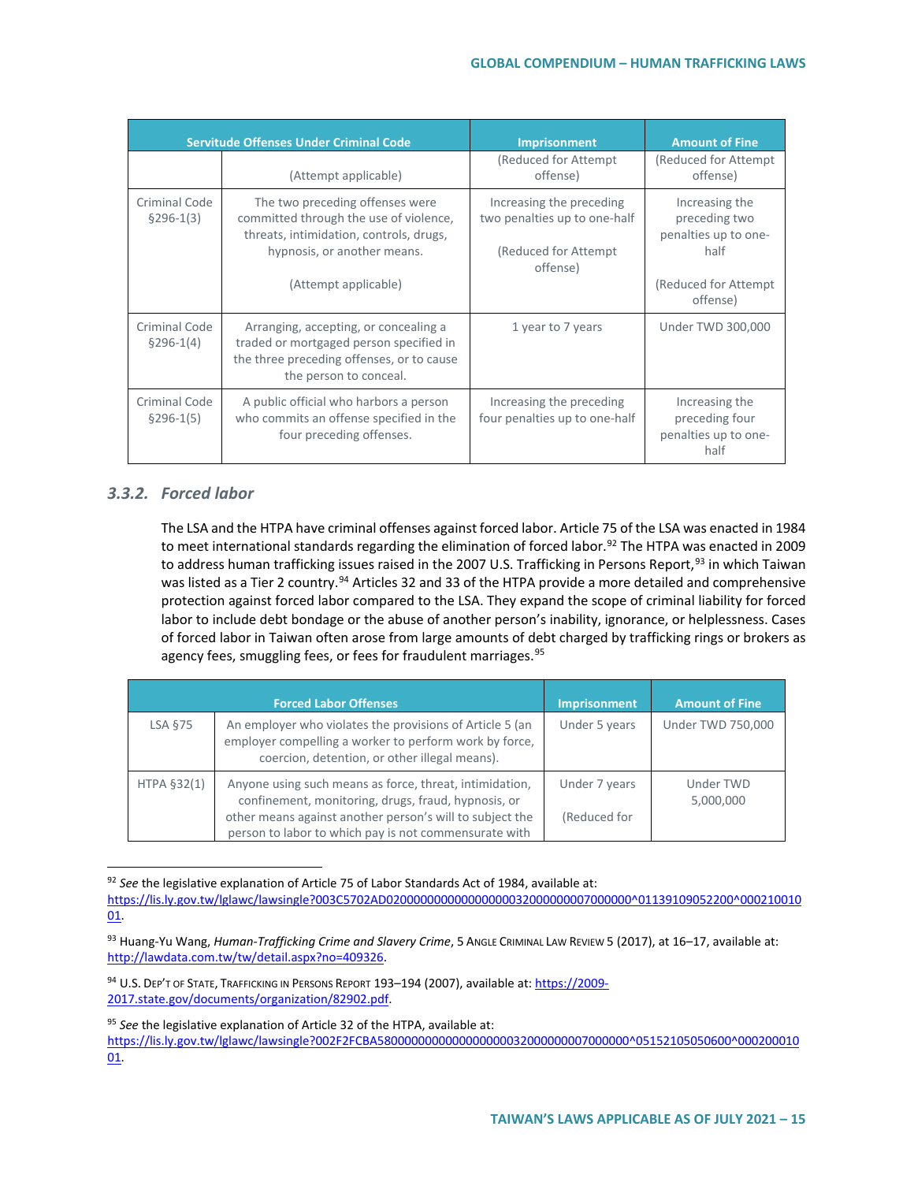| Servitude Offenses Under Criminal Code | | Imprisonment | Amount of Fine |
|---|---|---|---|
| | (Attempt applicable) | (Reduced for Attempt offense) | (Reduced for Attempt offense) |
| Criminal Code §296-1(3) | The two preceding offenses were committed through the use of violence, threats, intimidation, controls, drugs, hypnosis, or another means.<br><br>(Attempt applicable) | Increasing the preceding two penalties up to one-half<br><br>(Reduced for Attempt offense) | Increasing the preceding two penalties up to one-half<br><br>(Reduced for Attempt offense) |
| Criminal Code §296-1(4) | Arranging, accepting, or concealing a traded or mortgaged person specified in the three preceding offenses, or to cause the person to conceal. | 1 year to 7 years | Under TWD 300,000 |
| Criminal Code §296-1(5) | A public official who harbors a person who commits an offense specified in the four preceding offenses. | Increasing the preceding four penalties up to one-half | Increasing the preceding four penalties up to one-half |

### 3.3.2. *Forced labor*

The LSA and the HTPA have criminal offenses against forced labor. Article 75 of the LSA was enacted in 1984 to meet international standards regarding the elimination of forced labor.[92] The HTPA was enacted in 2009 to address human trafficking issues raised in the 2007 U.S. Trafficking in Persons Report,[93] in which Taiwan was listed as a Tier 2 country.[94] Articles 32 and 33 of the HTPA provide a more detailed and comprehensive protection against forced labor compared to the LSA. They expand the scope of criminal liability for forced labor to include debt bondage or the abuse of another person's inability, ignorance, or helplessness. Cases of forced labor in Taiwan often arose from large amounts of debt charged by trafficking rings or brokers as agency fees, smuggling fees, or fees for fraudulent marriages.[95]

| Forced Labor Offenses | | Imprisonment | Amount of Fine |
|---|---|---|---|
| LSA §75 | An employer who violates the provisions of Article 5 (an employer compelling a worker to perform work by force, coercion, detention, or other illegal means). | Under 5 years | Under TWD 750,000 |
| HTPA §32(1) | Anyone using such means as force, threat, intimidation, confinement, monitoring, drugs, fraud, hypnosis, or other means against another person's will to subject the person to labor to which pay is not commensurate with | Under 7 years<br><br>(Reduced for | Under TWD 5,000,000 |

[92] *See* the legislative explanation of Article 75 of Labor Standards Act of 1984, available at: https://lis.ly.gov.tw/lglawc/lawsingle?003C5702AD020000000000000000032000000007000000^01139109052200^00021001001.

[93] Huang-Yu Wang, *Human-Trafficking Crime and Slavery Crime*, 5 Angle Criminal Law Review 5 (2017), at 16–17, available at: http://lawdata.com.tw/tw/detail.aspx?no=409326.

[94] U.S. Dep't of State, Trafficking in Persons Report 193–194 (2007), available at: https://2009-2017.state.gov/documents/organization/82902.pdf.

[95] *See* the legislative explanation of Article 32 of the HTPA, available at: https://lis.ly.gov.tw/lglawc/lawsingle?002F2FCBA580000000000000000032000000007000000^05152105050600^00020001001.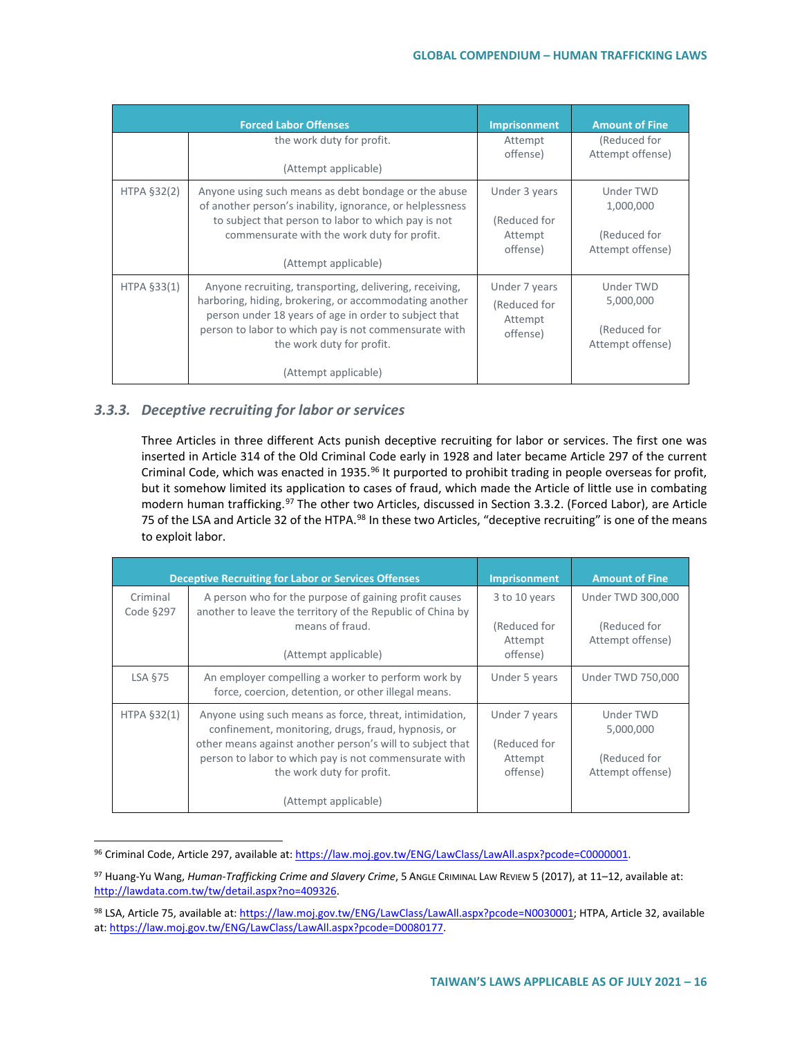| Forced Labor Offenses | | Imprisonment | Amount of Fine |
|---|---|---|---|
| | the work duty for profit.<br><br>(Attempt applicable) | Attempt offense) | (Reduced for Attempt offense) |
| HTPA §32(2) | Anyone using such means as debt bondage or the abuse of another person's inability, ignorance, or helplessness to subject that person to labor to which pay is not commensurate with the work duty for profit.<br><br>(Attempt applicable) | Under 3 years<br><br>(Reduced for Attempt offense) | Under TWD 1,000,000<br><br>(Reduced for Attempt offense) |
| HTPA §33(1) | Anyone recruiting, transporting, delivering, receiving, harboring, hiding, brokering, or accommodating another person under 18 years of age in order to subject that person to labor to which pay is not commensurate with the work duty for profit.<br><br>(Attempt applicable) | Under 7 years<br>(Reduced for Attempt offense) | Under TWD 5,000,000<br><br>(Reduced for Attempt offense) |

### *3.3.3. Deceptive recruiting for labor or services*

Three Articles in three different Acts punish deceptive recruiting for labor or services. The first one was inserted in Article 314 of the Old Criminal Code early in 1928 and later became Article 297 of the current Criminal Code, which was enacted in 1935.[96] It purported to prohibit trading in people overseas for profit, but it somehow limited its application to cases of fraud, which made the Article of little use in combating modern human trafficking.[97] The other two Articles, discussed in Section 3.3.2. (Forced Labor), are Article 75 of the LSA and Article 32 of the HTPA.[98] In these two Articles, "deceptive recruiting" is one of the means to exploit labor.

| Deceptive Recruiting for Labor or Services Offenses | | Imprisonment | Amount of Fine |
|---|---|---|---|
| Criminal Code §297 | A person who for the purpose of gaining profit causes another to leave the territory of the Republic of China by means of fraud.<br><br>(Attempt applicable) | 3 to 10 years<br><br>(Reduced for Attempt offense) | Under TWD 300,000<br><br>(Reduced for Attempt offense) |
| LSA §75 | An employer compelling a worker to perform work by force, coercion, detention, or other illegal means. | Under 5 years | Under TWD 750,000 |
| HTPA §32(1) | Anyone using such means as force, threat, intimidation, confinement, monitoring, drugs, fraud, hypnosis, or other means against another person's will to subject that person to labor to which pay is not commensurate with the work duty for profit.<br><br>(Attempt applicable) | Under 7 years<br><br>(Reduced for Attempt offense) | Under TWD 5,000,000<br><br>(Reduced for Attempt offense) |

---

[96] Criminal Code, Article 297, available at: https://law.moj.gov.tw/ENG/LawClass/LawAll.aspx?pcode=C0000001.

[97] Huang-Yu Wang, *Human-Trafficking Crime and Slavery Crime*, 5 ANGLE CRIMINAL LAW REVIEW 5 (2017), at 11–12, available at: http://lawdata.com.tw/tw/detail.aspx?no=409326.

[98] LSA, Article 75, available at: https://law.moj.gov.tw/ENG/LawClass/LawAll.aspx?pcode=N0030001; HTPA, Article 32, available at: https://law.moj.gov.tw/ENG/LawClass/LawAll.aspx?pcode=D0080177.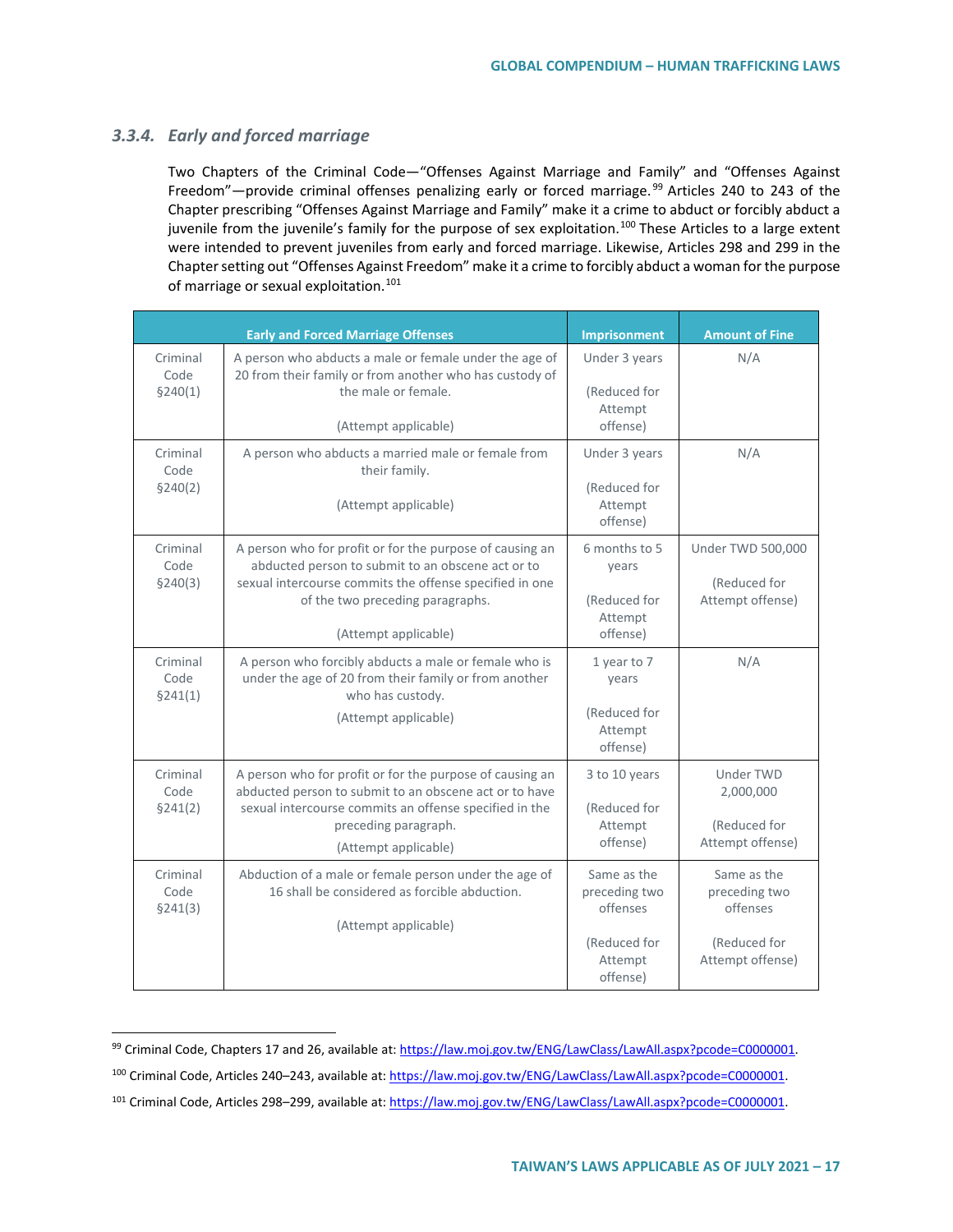### 3.3.4. Early and forced marriage

Two Chapters of the Criminal Code—"Offenses Against Marriage and Family" and "Offenses Against Freedom"—provide criminal offenses penalizing early or forced marriage.[99] Articles 240 to 243 of the Chapter prescribing "Offenses Against Marriage and Family" make it a crime to abduct or forcibly abduct a juvenile from the juvenile's family for the purpose of sex exploitation.[100] These Articles to a large extent were intended to prevent juveniles from early and forced marriage. Likewise, Articles 298 and 299 in the Chapter setting out "Offenses Against Freedom" make it a crime to forcibly abduct a woman for the purpose of marriage or sexual exploitation.[101]

| | Early and Forced Marriage Offenses | Imprisonment | Amount of Fine |
|---|---|---|---|
| Criminal Code §240(1) | A person who abducts a male or female under the age of 20 from their family or from another who has custody of the male or female.<br><br>(Attempt applicable) | Under 3 years<br><br>(Reduced for Attempt offense) | N/A |
| Criminal Code §240(2) | A person who abducts a married male or female from their family.<br><br>(Attempt applicable) | Under 3 years<br><br>(Reduced for Attempt offense) | N/A |
| Criminal Code §240(3) | A person who for profit or for the purpose of causing an abducted person to submit to an obscene act or to sexual intercourse commits the offense specified in one of the two preceding paragraphs.<br><br>(Attempt applicable) | 6 months to 5 years<br><br>(Reduced for Attempt offense) | Under TWD 500,000<br><br>(Reduced for Attempt offense) |
| Criminal Code §241(1) | A person who forcibly abducts a male or female who is under the age of 20 from their family or from another who has custody.<br><br>(Attempt applicable) | 1 year to 7 years<br><br>(Reduced for Attempt offense) | N/A |
| Criminal Code §241(2) | A person who for profit or for the purpose of causing an abducted person to submit to an obscene act or to have sexual intercourse commits an offense specified in the preceding paragraph.<br><br>(Attempt applicable) | 3 to 10 years<br><br>(Reduced for Attempt offense) | Under TWD 2,000,000<br><br>(Reduced for Attempt offense) |
| Criminal Code §241(3) | Abduction of a male or female person under the age of 16 shall be considered as forcible abduction.<br><br>(Attempt applicable) | Same as the preceding two offenses<br><br>(Reduced for Attempt offense) | Same as the preceding two offenses<br><br>(Reduced for Attempt offense) |

[99] Criminal Code, Chapters 17 and 26, available at: https://law.moj.gov.tw/ENG/LawClass/LawAll.aspx?pcode=C0000001.

[100] Criminal Code, Articles 240–243, available at: https://law.moj.gov.tw/ENG/LawClass/LawAll.aspx?pcode=C0000001.

[101] Criminal Code, Articles 298–299, available at: https://law.moj.gov.tw/ENG/LawClass/LawAll.aspx?pcode=C0000001.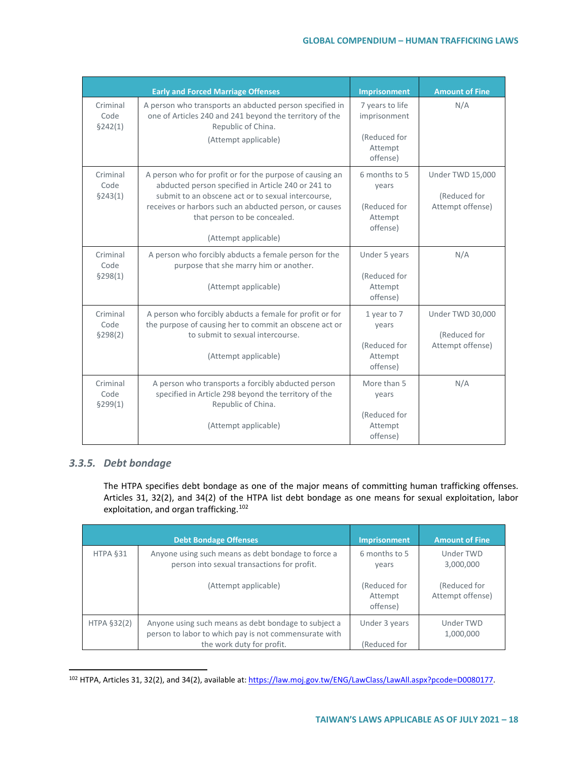| Early and Forced Marriage Offenses | | Imprisonment | Amount of Fine |
|---|---|---|---|
| Criminal Code §242(1) | A person who transports an abducted person specified in one of Articles 240 and 241 beyond the territory of the Republic of China.<br><br>(Attempt applicable) | 7 years to life imprisonment<br><br>(Reduced for Attempt offense) | N/A |
| Criminal Code §243(1) | A person who for profit or for the purpose of causing an abducted person specified in Article 240 or 241 to submit to an obscene act or to sexual intercourse, receives or harbors such an abducted person, or causes that person to be concealed.<br><br>(Attempt applicable) | 6 months to 5 years<br><br>(Reduced for Attempt offense) | Under TWD 15,000<br><br>(Reduced for Attempt offense) |
| Criminal Code §298(1) | A person who forcibly abducts a female person for the purpose that she marry him or another.<br><br>(Attempt applicable) | Under 5 years<br><br>(Reduced for Attempt offense) | N/A |
| Criminal Code §298(2) | A person who forcibly abducts a female for profit or for the purpose of causing her to commit an obscene act or to submit to sexual intercourse.<br><br>(Attempt applicable) | 1 year to 7 years<br><br>(Reduced for Attempt offense) | Under TWD 30,000<br><br>(Reduced for Attempt offense) |
| Criminal Code §299(1) | A person who transports a forcibly abducted person specified in Article 298 beyond the territory of the Republic of China.<br><br>(Attempt applicable) | More than 5 years<br><br>(Reduced for Attempt offense) | N/A |

### 3.3.5. *Debt bondage*

The HTPA specifies debt bondage as one of the major means of committing human trafficking offenses. Articles 31, 32(2), and 34(2) of the HTPA list debt bondage as one means for sexual exploitation, labor exploitation, and organ trafficking.[102]

| Debt Bondage Offenses | | Imprisonment | Amount of Fine |
|---|---|---|---|
| HTPA §31 | Anyone using such means as debt bondage to force a person into sexual transactions for profit.<br><br>(Attempt applicable) | 6 months to 5 years<br><br>(Reduced for Attempt offense) | Under TWD 3,000,000<br><br>(Reduced for Attempt offense) |
| HTPA §32(2) | Anyone using such means as debt bondage to subject a person to labor to which pay is not commensurate with the work duty for profit. | Under 3 years<br><br>(Reduced for | Under TWD 1,000,000 |

[102] HTPA, Articles 31, 32(2), and 34(2), available at: https://law.moj.gov.tw/ENG/LawClass/LawAll.aspx?pcode=D0080177.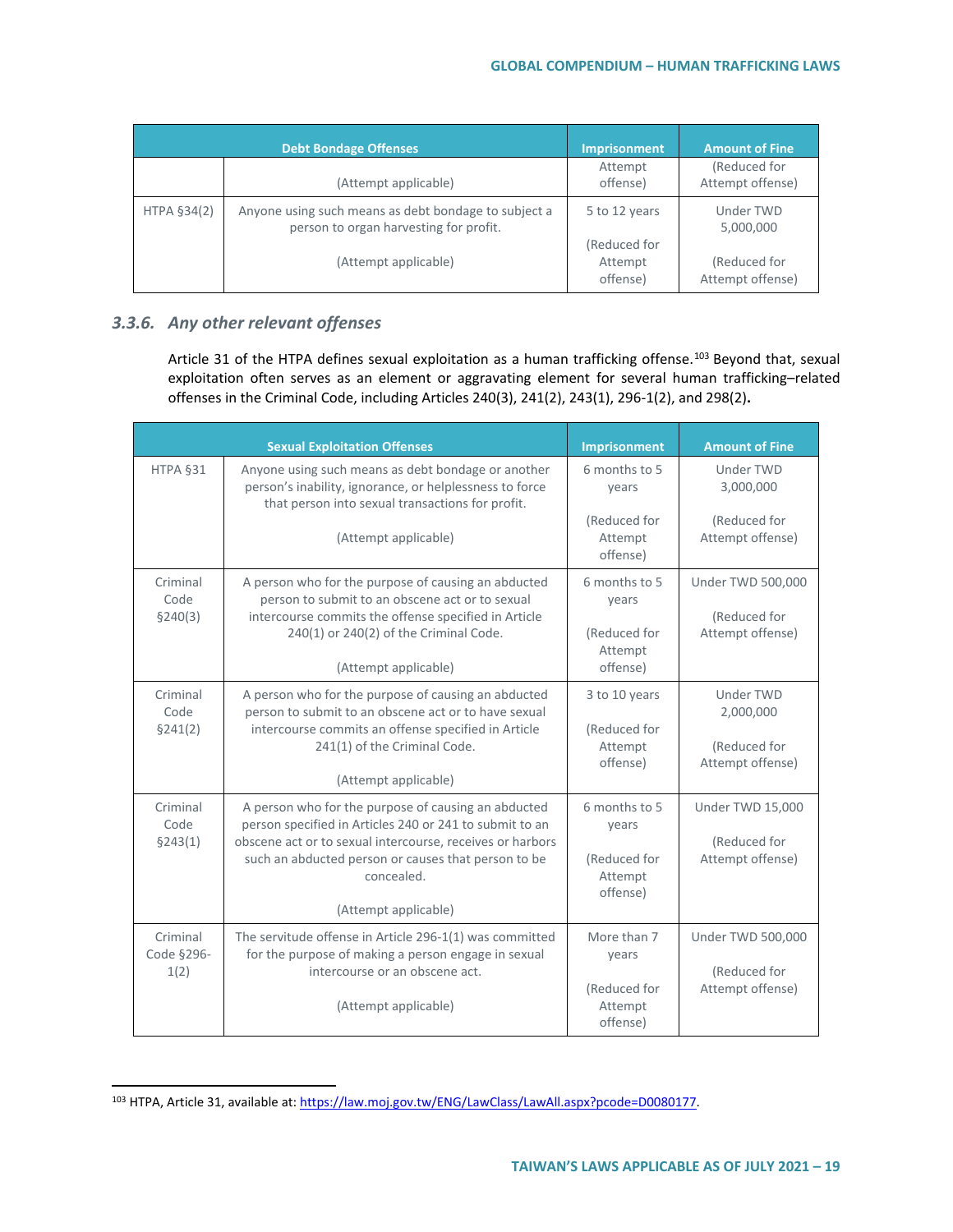| Debt Bondage Offenses | | Imprisonment | Amount of Fine |
|---|---|---|---|
| | (Attempt applicable) | Attempt offense) | (Reduced for Attempt offense) |
| HTPA §34(2) | Anyone using such means as debt bondage to subject a person to organ harvesting for profit.<br><br>(Attempt applicable) | 5 to 12 years<br><br>(Reduced for Attempt offense) | Under TWD 5,000,000<br><br>(Reduced for Attempt offense) |

### 3.3.6. *Any other relevant offenses*

Article 31 of the HTPA defines sexual exploitation as a human trafficking offense.[103] Beyond that, sexual exploitation often serves as an element or aggravating element for several human trafficking–related offenses in the Criminal Code, including Articles 240(3), 241(2), 243(1), 296-1(2), and 298(2)**.**

| Sexual Exploitation Offenses | | Imprisonment | Amount of Fine |
|---|---|---|---|
| HTPA §31 | Anyone using such means as debt bondage or another person's inability, ignorance, or helplessness to force that person into sexual transactions for profit.<br><br>(Attempt applicable) | 6 months to 5 years<br><br>(Reduced for Attempt offense) | Under TWD 3,000,000<br><br>(Reduced for Attempt offense) |
| Criminal Code §240(3) | A person who for the purpose of causing an abducted person to submit to an obscene act or to sexual intercourse commits the offense specified in Article 240(1) or 240(2) of the Criminal Code.<br><br>(Attempt applicable) | 6 months to 5 years<br><br>(Reduced for Attempt offense) | Under TWD 500,000<br><br>(Reduced for Attempt offense) |
| Criminal Code §241(2) | A person who for the purpose of causing an abducted person to submit to an obscene act or to have sexual intercourse commits an offense specified in Article 241(1) of the Criminal Code.<br><br>(Attempt applicable) | 3 to 10 years<br><br>(Reduced for Attempt offense) | Under TWD 2,000,000<br><br>(Reduced for Attempt offense) |
| Criminal Code §243(1) | A person who for the purpose of causing an abducted person specified in Articles 240 or 241 to submit to an obscene act or to sexual intercourse, receives or harbors such an abducted person or causes that person to be concealed.<br><br>(Attempt applicable) | 6 months to 5 years<br><br>(Reduced for Attempt offense) | Under TWD 15,000<br><br>(Reduced for Attempt offense) |
| Criminal Code §296-1(2) | The servitude offense in Article 296-1(1) was committed for the purpose of making a person engage in sexual intercourse or an obscene act.<br><br>(Attempt applicable) | More than 7 years<br><br>(Reduced for Attempt offense) | Under TWD 500,000<br><br>(Reduced for Attempt offense) |

[103] HTPA, Article 31, available at: https://law.moj.gov.tw/ENG/LawClass/LawAll.aspx?pcode=D0080177.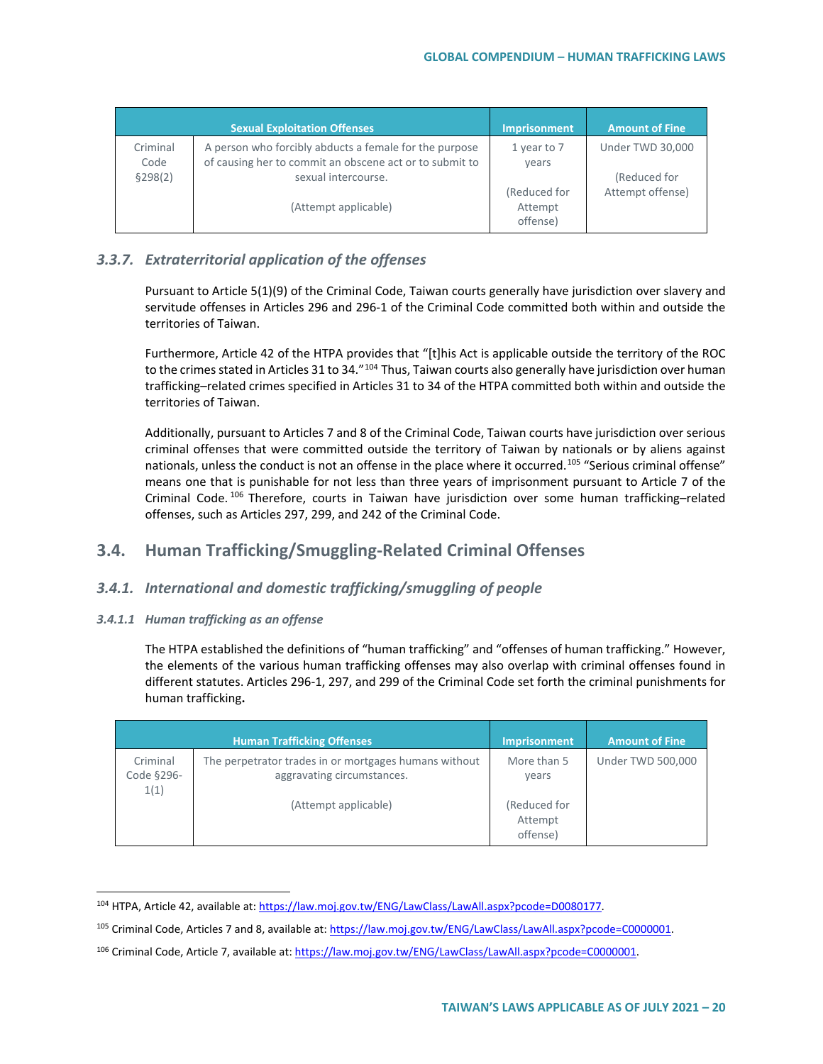| Sexual Exploitation Offenses | | Imprisonment | Amount of Fine |
|---|---|---|---|
| Criminal Code §298(2) | A person who forcibly abducts a female for the purpose of causing her to commit an obscene act or to submit to sexual intercourse.<br><br>(Attempt applicable) | 1 year to 7 years<br><br>(Reduced for Attempt offense) | Under TWD 30,000<br><br>(Reduced for Attempt offense) |

### 3.3.7. *Extraterritorial application of the offenses*

Pursuant to Article 5(1)(9) of the Criminal Code, Taiwan courts generally have jurisdiction over slavery and servitude offenses in Articles 296 and 296-1 of the Criminal Code committed both within and outside the territories of Taiwan.

Furthermore, Article 42 of the HTPA provides that "[t]his Act is applicable outside the territory of the ROC to the crimes stated in Articles 31 to 34."[104] Thus, Taiwan courts also generally have jurisdiction over human trafficking–related crimes specified in Articles 31 to 34 of the HTPA committed both within and outside the territories of Taiwan.

Additionally, pursuant to Articles 7 and 8 of the Criminal Code, Taiwan courts have jurisdiction over serious criminal offenses that were committed outside the territory of Taiwan by nationals or by aliens against nationals, unless the conduct is not an offense in the place where it occurred.[105] "Serious criminal offense" means one that is punishable for not less than three years of imprisonment pursuant to Article 7 of the Criminal Code.[106] Therefore, courts in Taiwan have jurisdiction over some human trafficking–related offenses, such as Articles 297, 299, and 242 of the Criminal Code.

## 3.4. Human Trafficking/Smuggling-Related Criminal Offenses

### 3.4.1. *International and domestic trafficking/smuggling of people*

#### 3.4.1.1 *Human trafficking as an offense*

The HTPA established the definitions of "human trafficking" and "offenses of human trafficking." However, the elements of the various human trafficking offenses may also overlap with criminal offenses found in different statutes. Articles 296-1, 297, and 299 of the Criminal Code set forth the criminal punishments for human trafficking**.**

| Human Trafficking Offenses | | Imprisonment | Amount of Fine |
|---|---|---|---|
| Criminal Code §296-1(1) | The perpetrator trades in or mortgages humans without aggravating circumstances.<br><br>(Attempt applicable) | More than 5 years<br><br>(Reduced for Attempt offense) | Under TWD 500,000 |

[104] HTPA, Article 42, available at: https://law.moj.gov.tw/ENG/LawClass/LawAll.aspx?pcode=D0080177.

[105] Criminal Code, Articles 7 and 8, available at: https://law.moj.gov.tw/ENG/LawClass/LawAll.aspx?pcode=C0000001.

[106] Criminal Code, Article 7, available at: https://law.moj.gov.tw/ENG/LawClass/LawAll.aspx?pcode=C0000001.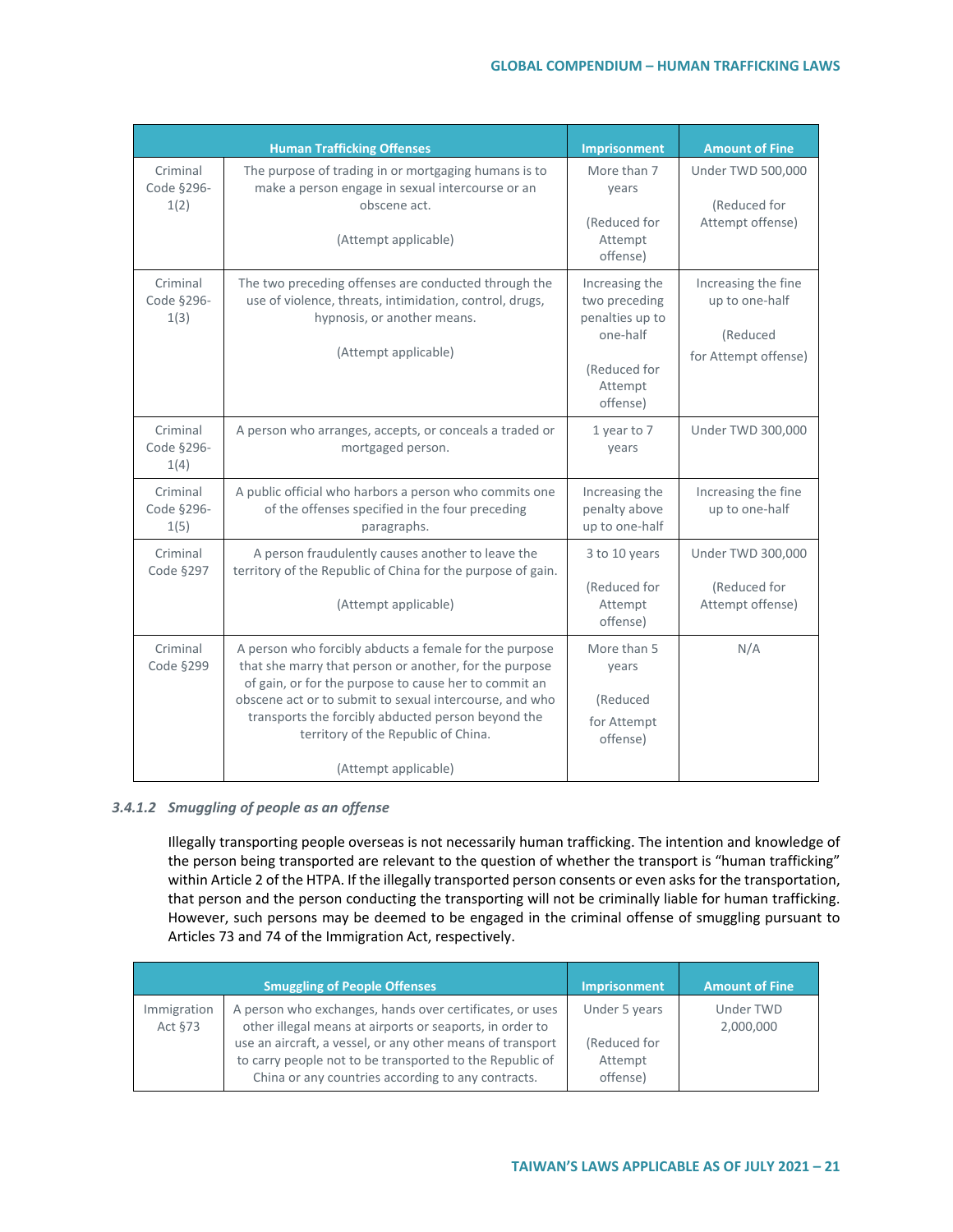| Human Trafficking Offenses | | Imprisonment | Amount of Fine |
|---|---|---|---|
| Criminal Code §296-1(2) | The purpose of trading in or mortgaging humans is to make a person engage in sexual intercourse or an obscene act.<br><br>(Attempt applicable) | More than 7 years<br><br>(Reduced for Attempt offense) | Under TWD 500,000<br><br>(Reduced for Attempt offense) |
| Criminal Code §296-1(3) | The two preceding offenses are conducted through the use of violence, threats, intimidation, control, drugs, hypnosis, or another means.<br><br>(Attempt applicable) | Increasing the two preceding penalties up to one-half<br><br>(Reduced for Attempt offense) | Increasing the fine up to one-half<br><br>(Reduced for Attempt offense) |
| Criminal Code §296-1(4) | A person who arranges, accepts, or conceals a traded or mortgaged person. | 1 year to 7 years | Under TWD 300,000 |
| Criminal Code §296-1(5) | A public official who harbors a person who commits one of the offenses specified in the four preceding paragraphs. | Increasing the penalty above up to one-half | Increasing the fine up to one-half |
| Criminal Code §297 | A person fraudulently causes another to leave the territory of the Republic of China for the purpose of gain.<br><br>(Attempt applicable) | 3 to 10 years<br><br>(Reduced for Attempt offense) | Under TWD 300,000<br><br>(Reduced for Attempt offense) |
| Criminal Code §299 | A person who forcibly abducts a female for the purpose that she marry that person or another, for the purpose of gain, or for the purpose to cause her to commit an obscene act or to submit to sexual intercourse, and who transports the forcibly abducted person beyond the territory of the Republic of China.<br><br>(Attempt applicable) | More than 5 years<br><br>(Reduced for Attempt offense) | N/A |

#### *3.4.1.2 Smuggling of people as an offense*

Illegally transporting people overseas is not necessarily human trafficking. The intention and knowledge of the person being transported are relevant to the question of whether the transport is "human trafficking" within Article 2 of the HTPA. If the illegally transported person consents or even asks for the transportation, that person and the person conducting the transporting will not be criminally liable for human trafficking. However, such persons may be deemed to be engaged in the criminal offense of smuggling pursuant to Articles 73 and 74 of the Immigration Act, respectively.

| Smuggling of People Offenses | | Imprisonment | Amount of Fine |
|---|---|---|---|
| Immigration Act §73 | A person who exchanges, hands over certificates, or uses other illegal means at airports or seaports, in order to use an aircraft, a vessel, or any other means of transport to carry people not to be transported to the Republic of China or any countries according to any contracts. | Under 5 years<br><br>(Reduced for Attempt offense) | Under TWD 2,000,000 |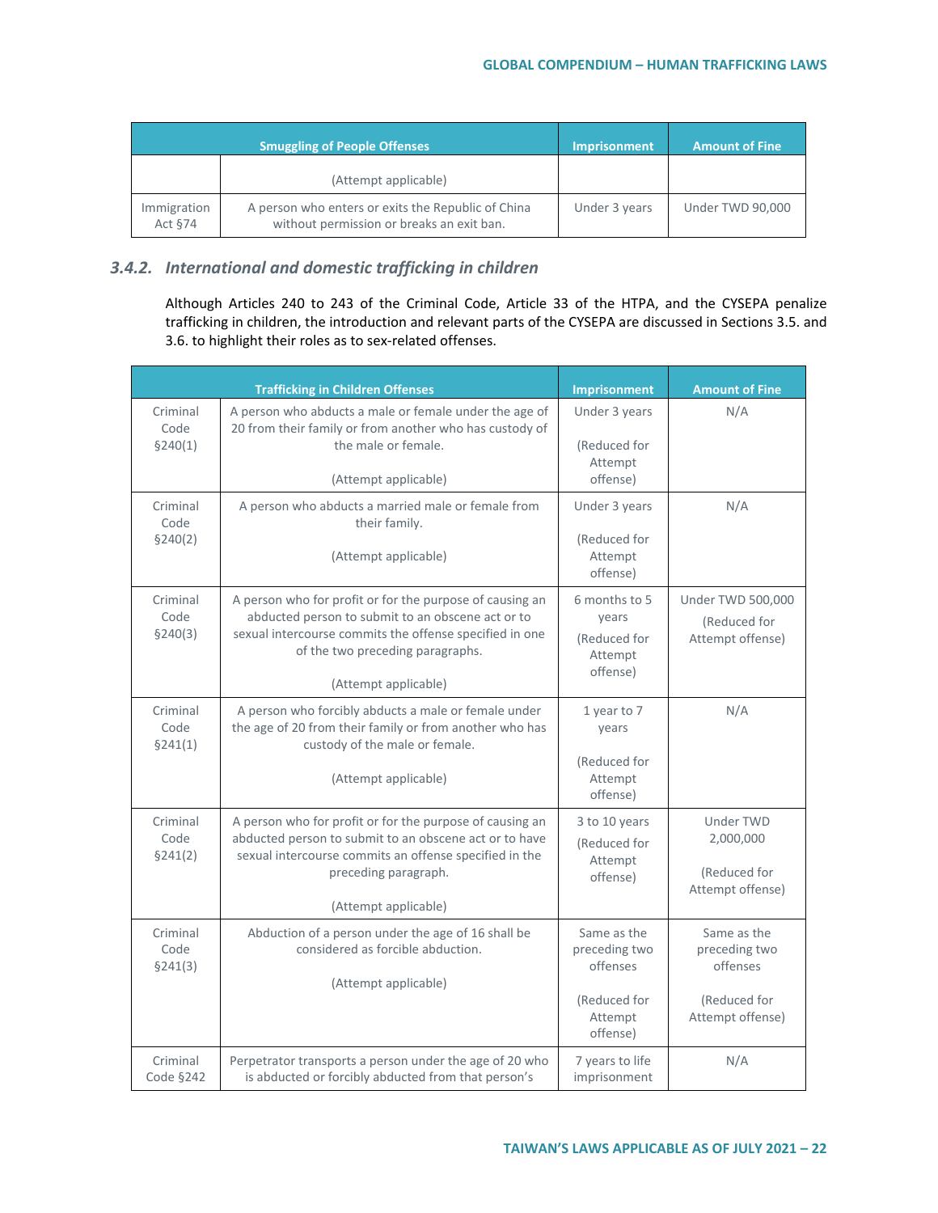| | Smuggling of People Offenses | Imprisonment | Amount of Fine |
|---|---|---|---|
| | (Attempt applicable) | | |
| Immigration Act §74 | A person who enters or exits the Republic of China without permission or breaks an exit ban. | Under 3 years | Under TWD 90,000 |

### 3.4.2. International and domestic trafficking in children

Although Articles 240 to 243 of the Criminal Code, Article 33 of the HTPA, and the CYSEPA penalize trafficking in children, the introduction and relevant parts of the CYSEPA are discussed in Sections 3.5. and 3.6. to highlight their roles as to sex-related offenses.

| | Trafficking in Children Offenses | Imprisonment | Amount of Fine |
|---|---|---|---|
| Criminal Code §240(1) | A person who abducts a male or female under the age of 20 from their family or from another who has custody of the male or female. (Attempt applicable) | Under 3 years (Reduced for Attempt offense) | N/A |
| Criminal Code §240(2) | A person who abducts a married male or female from their family. (Attempt applicable) | Under 3 years (Reduced for Attempt offense) | N/A |
| Criminal Code §240(3) | A person who for profit or for the purpose of causing an abducted person to submit to an obscene act or to sexual intercourse commits the offense specified in one of the two preceding paragraphs. (Attempt applicable) | 6 months to 5 years (Reduced for Attempt offense) | Under TWD 500,000 (Reduced for Attempt offense) |
| Criminal Code §241(1) | A person who forcibly abducts a male or female under the age of 20 from their family or from another who has custody of the male or female. (Attempt applicable) | 1 year to 7 years (Reduced for Attempt offense) | N/A |
| Criminal Code §241(2) | A person who for profit or for the purpose of causing an abducted person to submit to an obscene act or to have sexual intercourse commits an offense specified in the preceding paragraph. (Attempt applicable) | 3 to 10 years (Reduced for Attempt offense) | Under TWD 2,000,000 (Reduced for Attempt offense) |
| Criminal Code §241(3) | Abduction of a person under the age of 16 shall be considered as forcible abduction. (Attempt applicable) | Same as the preceding two offenses (Reduced for Attempt offense) | Same as the preceding two offenses (Reduced for Attempt offense) |
| Criminal Code §242 | Perpetrator transports a person under the age of 20 who is abducted or forcibly abducted from that person's | 7 years to life imprisonment | N/A |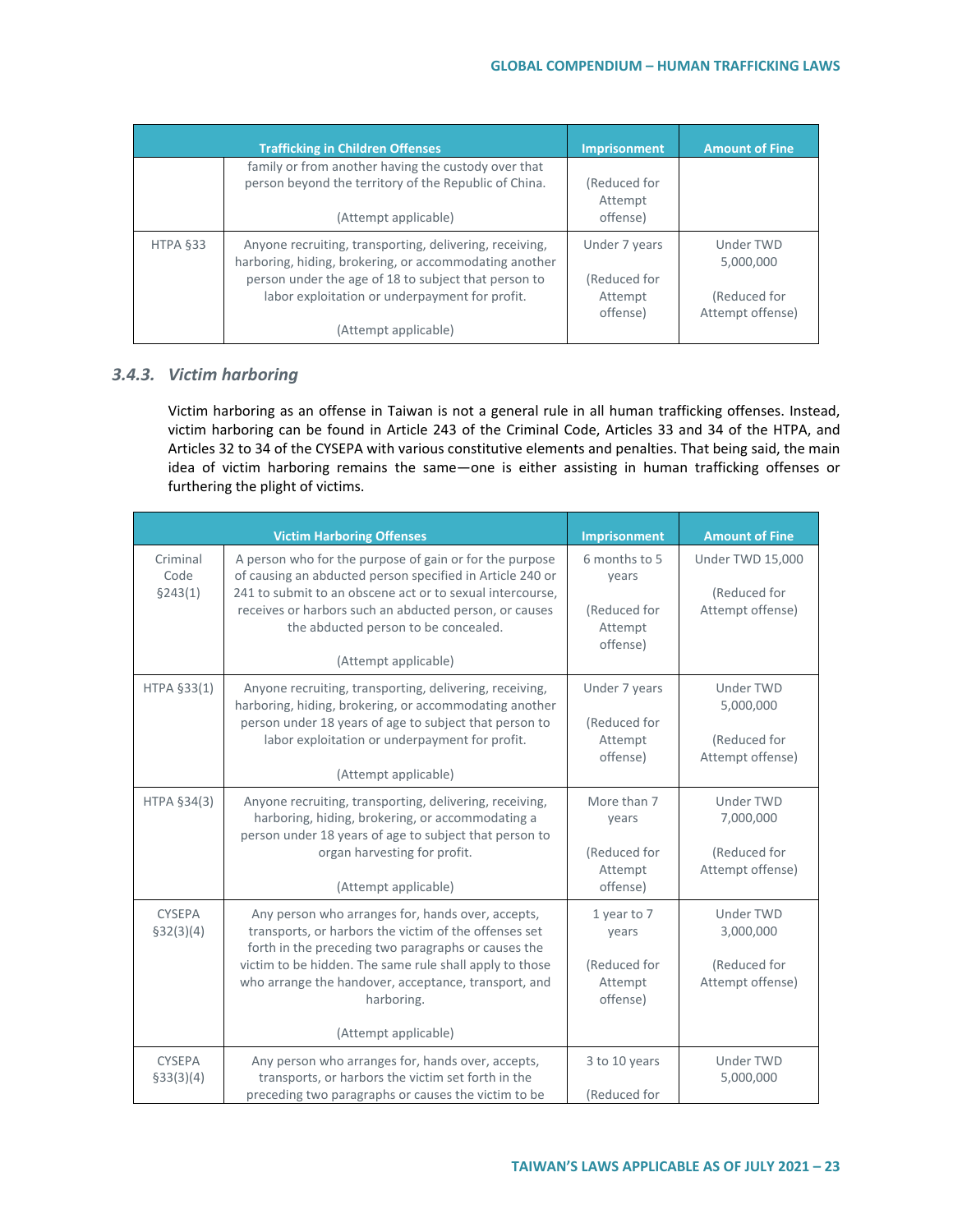| Trafficking in Children Offenses | | Imprisonment | Amount of Fine |
|---|---|---|---|
| | family or from another having the custody over that person beyond the territory of the Republic of China.<br><br>(Attempt applicable) | (Reduced for Attempt offense) | |
| HTPA §33 | Anyone recruiting, transporting, delivering, receiving, harboring, hiding, brokering, or accommodating another person under the age of 18 to subject that person to labor exploitation or underpayment for profit.<br><br>(Attempt applicable) | Under 7 years<br><br>(Reduced for Attempt offense) | Under TWD 5,000,000<br><br>(Reduced for Attempt offense) |

### 3.4.3. *Victim harboring*

Victim harboring as an offense in Taiwan is not a general rule in all human trafficking offenses. Instead, victim harboring can be found in Article 243 of the Criminal Code, Articles 33 and 34 of the HTPA, and Articles 32 to 34 of the CYSEPA with various constitutive elements and penalties. That being said, the main idea of victim harboring remains the same—one is either assisting in human trafficking offenses or furthering the plight of victims.

| Victim Harboring Offenses | | Imprisonment | Amount of Fine |
|---|---|---|---|
| Criminal Code §243(1) | A person who for the purpose of gain or for the purpose of causing an abducted person specified in Article 240 or 241 to submit to an obscene act or to sexual intercourse, receives or harbors such an abducted person, or causes the abducted person to be concealed.<br><br>(Attempt applicable) | 6 months to 5 years<br><br>(Reduced for Attempt offense) | Under TWD 15,000<br><br>(Reduced for Attempt offense) |
| HTPA §33(1) | Anyone recruiting, transporting, delivering, receiving, harboring, hiding, brokering, or accommodating another person under 18 years of age to subject that person to labor exploitation or underpayment for profit.<br><br>(Attempt applicable) | Under 7 years<br><br>(Reduced for Attempt offense) | Under TWD 5,000,000<br><br>(Reduced for Attempt offense) |
| HTPA §34(3) | Anyone recruiting, transporting, delivering, receiving, harboring, hiding, brokering, or accommodating a person under 18 years of age to subject that person to organ harvesting for profit.<br><br>(Attempt applicable) | More than 7 years<br><br>(Reduced for Attempt offense) | Under TWD 7,000,000<br><br>(Reduced for Attempt offense) |
| CYSEPA §32(3)(4) | Any person who arranges for, hands over, accepts, transports, or harbors the victim of the offenses set forth in the preceding two paragraphs or causes the victim to be hidden. The same rule shall apply to those who arrange the handover, acceptance, transport, and harboring.<br><br>(Attempt applicable) | 1 year to 7 years<br><br>(Reduced for Attempt offense) | Under TWD 3,000,000<br><br>(Reduced for Attempt offense) |
| CYSEPA §33(3)(4) | Any person who arranges for, hands over, accepts, transports, or harbors the victim set forth in the preceding two paragraphs or causes the victim to be | 3 to 10 years<br><br>(Reduced for | Under TWD 5,000,000 |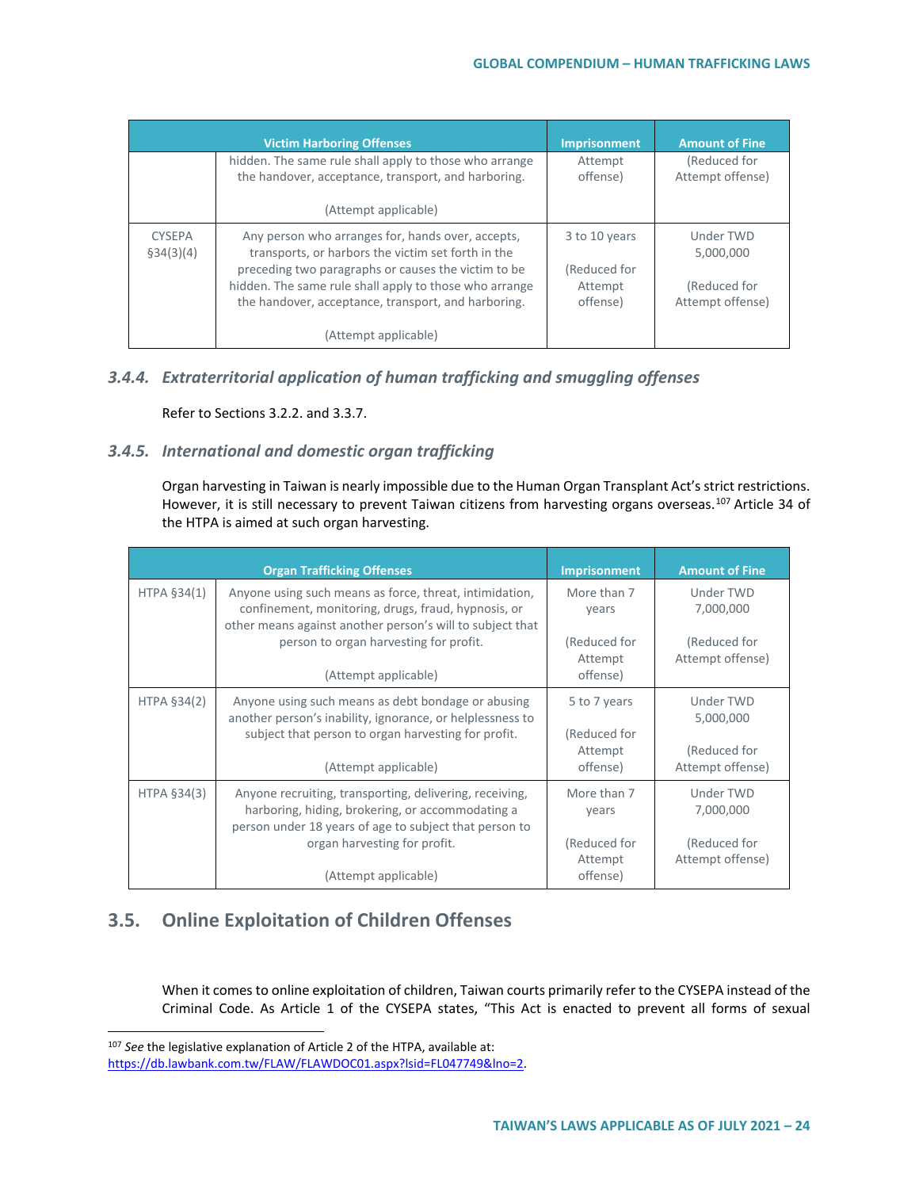| Victim Harboring Offenses | | Imprisonment | Amount of Fine |
|---|---|---|---|
| | hidden. The same rule shall apply to those who arrange the handover, acceptance, transport, and harboring.<br><br>(Attempt applicable) | Attempt offense) | (Reduced for Attempt offense) |
| CYSEPA §34(3)(4) | Any person who arranges for, hands over, accepts, transports, or harbors the victim set forth in the preceding two paragraphs or causes the victim to be hidden. The same rule shall apply to those who arrange the handover, acceptance, transport, and harboring.<br><br>(Attempt applicable) | 3 to 10 years<br><br>(Reduced for Attempt offense) | Under TWD 5,000,000<br><br>(Reduced for Attempt offense) |

### 3.4.4. Extraterritorial application of human trafficking and smuggling offenses

Refer to Sections 3.2.2. and 3.3.7.

### 3.4.5. International and domestic organ trafficking

Organ harvesting in Taiwan is nearly impossible due to the Human Organ Transplant Act's strict restrictions. However, it is still necessary to prevent Taiwan citizens from harvesting organs overseas.[107] Article 34 of the HTPA is aimed at such organ harvesting.

| Organ Trafficking Offenses | | Imprisonment | Amount of Fine |
|---|---|---|---|
| HTPA §34(1) | Anyone using such means as force, threat, intimidation, confinement, monitoring, drugs, fraud, hypnosis, or other means against another person's will to subject that person to organ harvesting for profit.<br><br>(Attempt applicable) | More than 7 years<br><br>(Reduced for Attempt offense) | Under TWD 7,000,000<br><br>(Reduced for Attempt offense) |
| HTPA §34(2) | Anyone using such means as debt bondage or abusing another person's inability, ignorance, or helplessness to subject that person to organ harvesting for profit.<br><br>(Attempt applicable) | 5 to 7 years<br><br>(Reduced for Attempt offense) | Under TWD 5,000,000<br><br>(Reduced for Attempt offense) |
| HTPA §34(3) | Anyone recruiting, transporting, delivering, receiving, harboring, hiding, brokering, or accommodating a person under 18 years of age to subject that person to organ harvesting for profit.<br><br>(Attempt applicable) | More than 7 years<br><br>(Reduced for Attempt offense) | Under TWD 7,000,000<br><br>(Reduced for Attempt offense) |

## 3.5. Online Exploitation of Children Offenses

When it comes to online exploitation of children, Taiwan courts primarily refer to the CYSEPA instead of the Criminal Code. As Article 1 of the CYSEPA states, "This Act is enacted to prevent all forms of sexual

[107] *See* the legislative explanation of Article 2 of the HTPA, available at: https://db.lawbank.com.tw/FLAW/FLAWDOC01.aspx?lsid=FL047749&lno=2.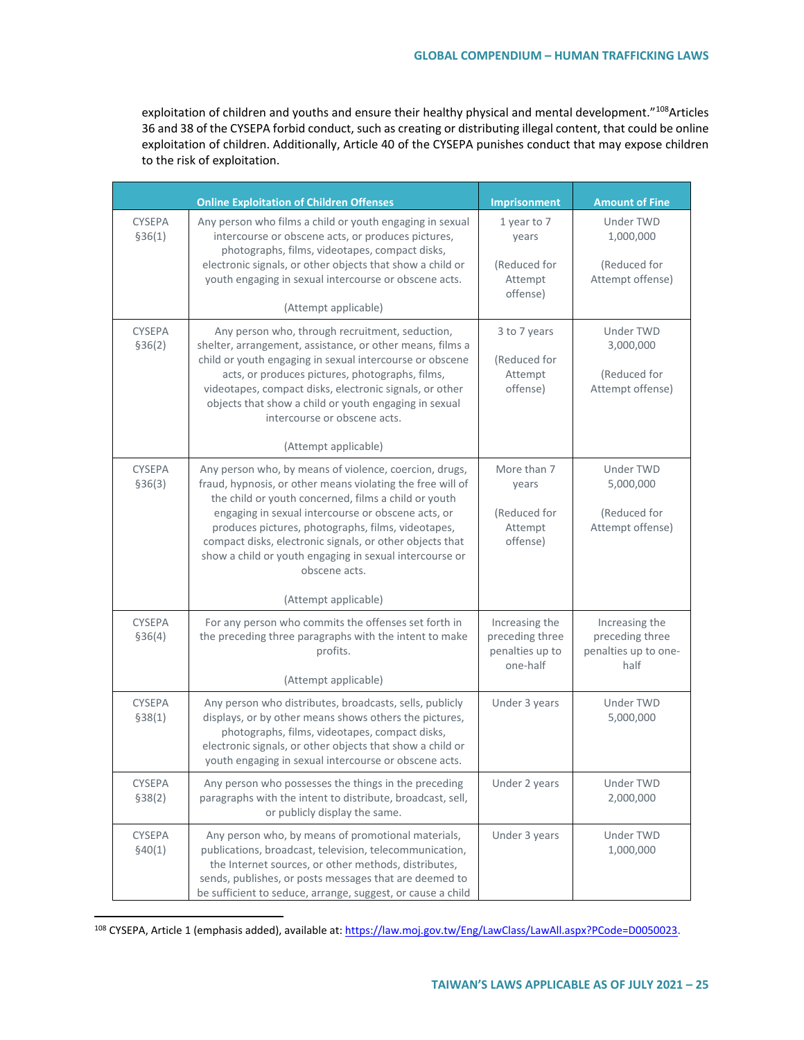exploitation of children and youths and ensure their healthy physical and mental development."[108]Articles 36 and 38 of the CYSEPA forbid conduct, such as creating or distributing illegal content, that could be online exploitation of children. Additionally, Article 40 of the CYSEPA punishes conduct that may expose children to the risk of exploitation.

| | Online Exploitation of Children Offenses | Imprisonment | Amount of Fine |
|---|---|---|---|
| CYSEPA §36(1) | Any person who films a child or youth engaging in sexual intercourse or obscene acts, or produces pictures, photographs, films, videotapes, compact disks, electronic signals, or other objects that show a child or youth engaging in sexual intercourse or obscene acts.<br><br>(Attempt applicable) | 1 year to 7 years<br><br>(Reduced for Attempt offense) | Under TWD 1,000,000<br><br>(Reduced for Attempt offense) |
| CYSEPA §36(2) | Any person who, through recruitment, seduction, shelter, arrangement, assistance, or other means, films a child or youth engaging in sexual intercourse or obscene acts, or produces pictures, photographs, films, videotapes, compact disks, electronic signals, or other objects that show a child or youth engaging in sexual intercourse or obscene acts.<br><br>(Attempt applicable) | 3 to 7 years<br><br>(Reduced for Attempt offense) | Under TWD 3,000,000<br><br>(Reduced for Attempt offense) |
| CYSEPA §36(3) | Any person who, by means of violence, coercion, drugs, fraud, hypnosis, or other means violating the free will of the child or youth concerned, films a child or youth engaging in sexual intercourse or obscene acts, or produces pictures, photographs, films, videotapes, compact disks, electronic signals, or other objects that show a child or youth engaging in sexual intercourse or obscene acts.<br><br>(Attempt applicable) | More than 7 years<br><br>(Reduced for Attempt offense) | Under TWD 5,000,000<br><br>(Reduced for Attempt offense) |
| CYSEPA §36(4) | For any person who commits the offenses set forth in the preceding three paragraphs with the intent to make profits.<br><br>(Attempt applicable) | Increasing the preceding three penalties up to one-half | Increasing the preceding three penalties up to one-half |
| CYSEPA §38(1) | Any person who distributes, broadcasts, sells, publicly displays, or by other means shows others the pictures, photographs, films, videotapes, compact disks, electronic signals, or other objects that show a child or youth engaging in sexual intercourse or obscene acts. | Under 3 years | Under TWD 5,000,000 |
| CYSEPA §38(2) | Any person who possesses the things in the preceding paragraphs with the intent to distribute, broadcast, sell, or publicly display the same. | Under 2 years | Under TWD 2,000,000 |
| CYSEPA §40(1) | Any person who, by means of promotional materials, publications, broadcast, television, telecommunication, the Internet sources, or other methods, distributes, sends, publishes, or posts messages that are deemed to be sufficient to seduce, arrange, suggest, or cause a child | Under 3 years | Under TWD 1,000,000 |

[108] CYSEPA, Article 1 (emphasis added), available at: https://law.moj.gov.tw/Eng/LawClass/LawAll.aspx?PCode=D0050023.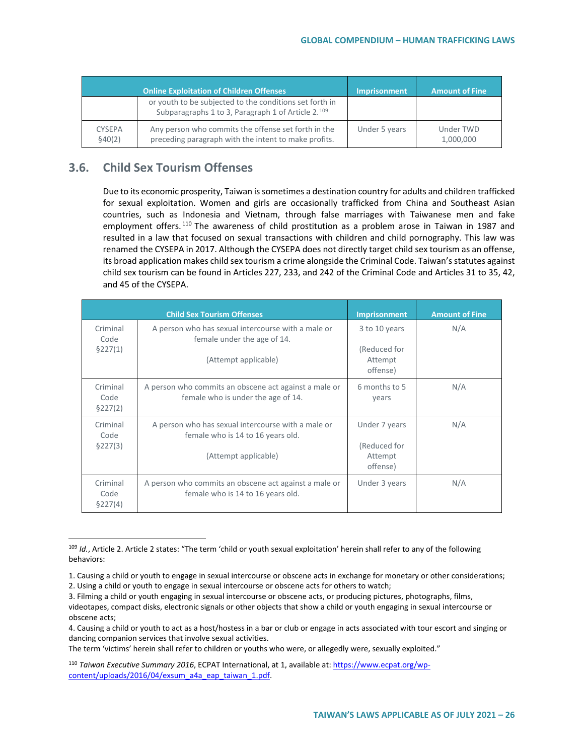| Online Exploitation of Children Offenses | | Imprisonment | Amount of Fine |
|---|---|---|---|
| | or youth to be subjected to the conditions set forth in Subparagraphs 1 to 3, Paragraph 1 of Article 2.[109] | | |
| CYSEPA §40(2) | Any person who commits the offense set forth in the preceding paragraph with the intent to make profits. | Under 5 years | Under TWD 1,000,000 |

## 3.6. Child Sex Tourism Offenses

Due to its economic prosperity, Taiwan is sometimes a destination country for adults and children trafficked for sexual exploitation. Women and girls are occasionally trafficked from China and Southeast Asian countries, such as Indonesia and Vietnam, through false marriages with Taiwanese men and fake employment offers.[110] The awareness of child prostitution as a problem arose in Taiwan in 1987 and resulted in a law that focused on sexual transactions with children and child pornography. This law was renamed the CYSEPA in 2017. Although the CYSEPA does not directly target child sex tourism as an offense, its broad application makes child sex tourism a crime alongside the Criminal Code. Taiwan's statutes against child sex tourism can be found in Articles 227, 233, and 242 of the Criminal Code and Articles 31 to 35, 42, and 45 of the CYSEPA.

| Child Sex Tourism Offenses | | Imprisonment | Amount of Fine |
|---|---|---|---|
| Criminal Code §227(1) | A person who has sexual intercourse with a male or female under the age of 14.<br><br>(Attempt applicable) | 3 to 10 years<br><br>(Reduced for Attempt offense) | N/A |
| Criminal Code §227(2) | A person who commits an obscene act against a male or female who is under the age of 14. | 6 months to 5 years | N/A |
| Criminal Code §227(3) | A person who has sexual intercourse with a male or female who is 14 to 16 years old.<br><br>(Attempt applicable) | Under 7 years<br><br>(Reduced for Attempt offense) | N/A |
| Criminal Code §227(4) | A person who commits an obscene act against a male or female who is 14 to 16 years old. | Under 3 years | N/A |

---

[109] *Id.*, Article 2. Article 2 states: "The term 'child or youth sexual exploitation' herein shall refer to any of the following behaviors:

1. Causing a child or youth to engage in sexual intercourse or obscene acts in exchange for monetary or other considerations;
2. Using a child or youth to engage in sexual intercourse or obscene acts for others to watch;
3. Filming a child or youth engaging in sexual intercourse or obscene acts, or producing pictures, photographs, films, videotapes, compact disks, electronic signals or other objects that show a child or youth engaging in sexual intercourse or obscene acts;
4. Causing a child or youth to act as a host/hostess in a bar or club or engage in acts associated with tour escort and singing or dancing companion services that involve sexual activities.

The term 'victims' herein shall refer to children or youths who were, or allegedly were, sexually exploited."

[110] *Taiwan Executive Summary 2016*, ECPAT International, at 1, available at: https://www.ecpat.org/wp-content/uploads/2016/04/exsum_a4a_eap_taiwan_1.pdf.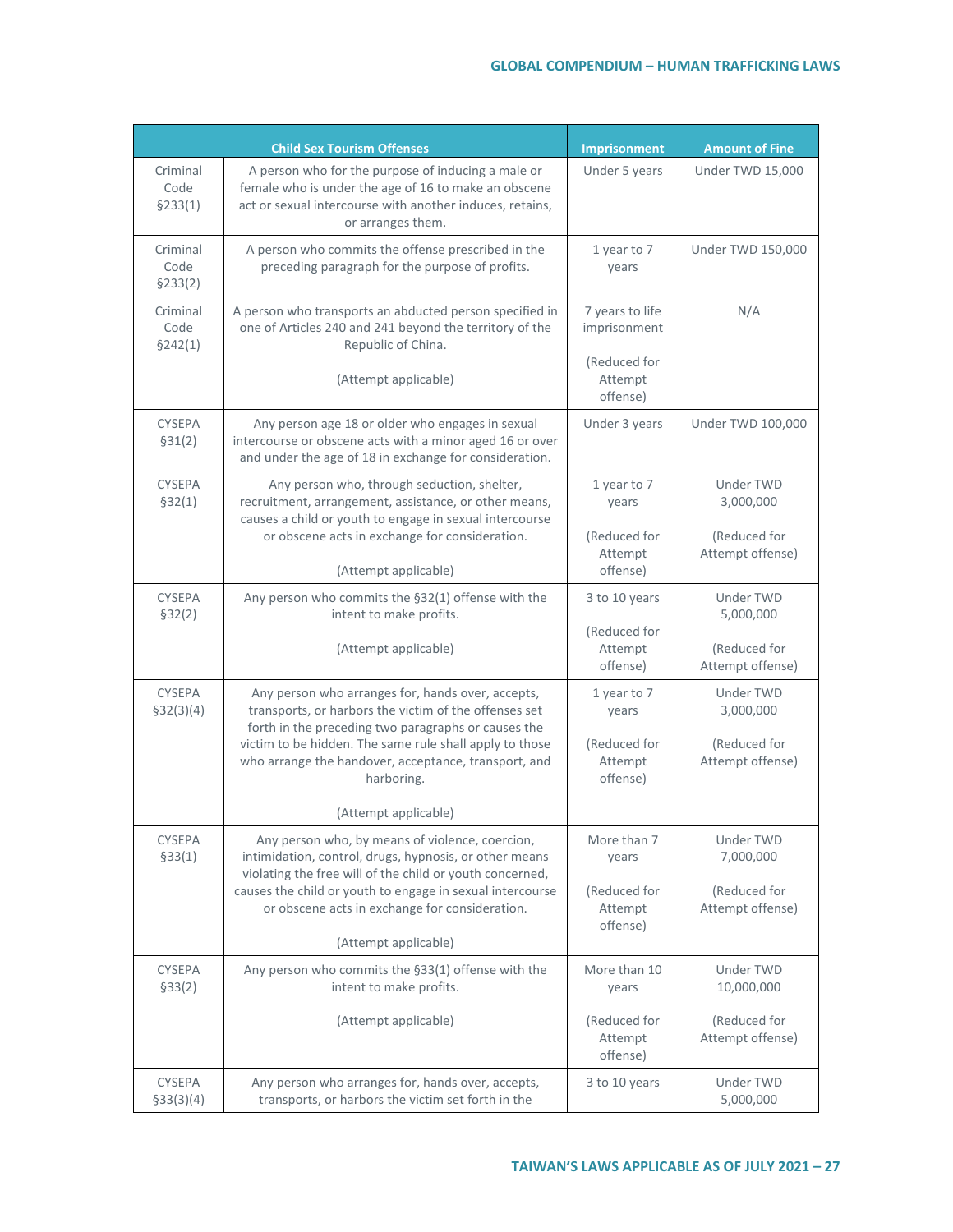| | Child Sex Tourism Offenses | Imprisonment | Amount of Fine |
|---|---|---|---|
| Criminal Code §233(1) | A person who for the purpose of inducing a male or female who is under the age of 16 to make an obscene act or sexual intercourse with another induces, retains, or arranges them. | Under 5 years | Under TWD 15,000 |
| Criminal Code §233(2) | A person who commits the offense prescribed in the preceding paragraph for the purpose of profits. | 1 year to 7 years | Under TWD 150,000 |
| Criminal Code §242(1) | A person who transports an abducted person specified in one of Articles 240 and 241 beyond the territory of the Republic of China.<br><br>(Attempt applicable) | 7 years to life imprisonment<br><br>(Reduced for Attempt offense) | N/A |
| CYSEPA §31(2) | Any person age 18 or older who engages in sexual intercourse or obscene acts with a minor aged 16 or over and under the age of 18 in exchange for consideration. | Under 3 years | Under TWD 100,000 |
| CYSEPA §32(1) | Any person who, through seduction, shelter, recruitment, arrangement, assistance, or other means, causes a child or youth to engage in sexual intercourse or obscene acts in exchange for consideration.<br><br>(Attempt applicable) | 1 year to 7 years<br><br>(Reduced for Attempt offense) | Under TWD 3,000,000<br><br>(Reduced for Attempt offense) |
| CYSEPA §32(2) | Any person who commits the §32(1) offense with the intent to make profits.<br><br>(Attempt applicable) | 3 to 10 years<br><br>(Reduced for Attempt offense) | Under TWD 5,000,000<br><br>(Reduced for Attempt offense) |
| CYSEPA §32(3)(4) | Any person who arranges for, hands over, accepts, transports, or harbors the victim of the offenses set forth in the preceding two paragraphs or causes the victim to be hidden. The same rule shall apply to those who arrange the handover, acceptance, transport, and harboring.<br><br>(Attempt applicable) | 1 year to 7 years<br><br>(Reduced for Attempt offense) | Under TWD 3,000,000<br><br>(Reduced for Attempt offense) |
| CYSEPA §33(1) | Any person who, by means of violence, coercion, intimidation, control, drugs, hypnosis, or other means violating the free will of the child or youth concerned, causes the child or youth to engage in sexual intercourse or obscene acts in exchange for consideration.<br><br>(Attempt applicable) | More than 7 years<br><br>(Reduced for Attempt offense) | Under TWD 7,000,000<br><br>(Reduced for Attempt offense) |
| CYSEPA §33(2) | Any person who commits the §33(1) offense with the intent to make profits.<br><br>(Attempt applicable) | More than 10 years<br><br>(Reduced for Attempt offense) | Under TWD 10,000,000<br><br>(Reduced for Attempt offense) |
| CYSEPA §33(3)(4) | Any person who arranges for, hands over, accepts, transports, or harbors the victim set forth in the | 3 to 10 years | Under TWD 5,000,000 |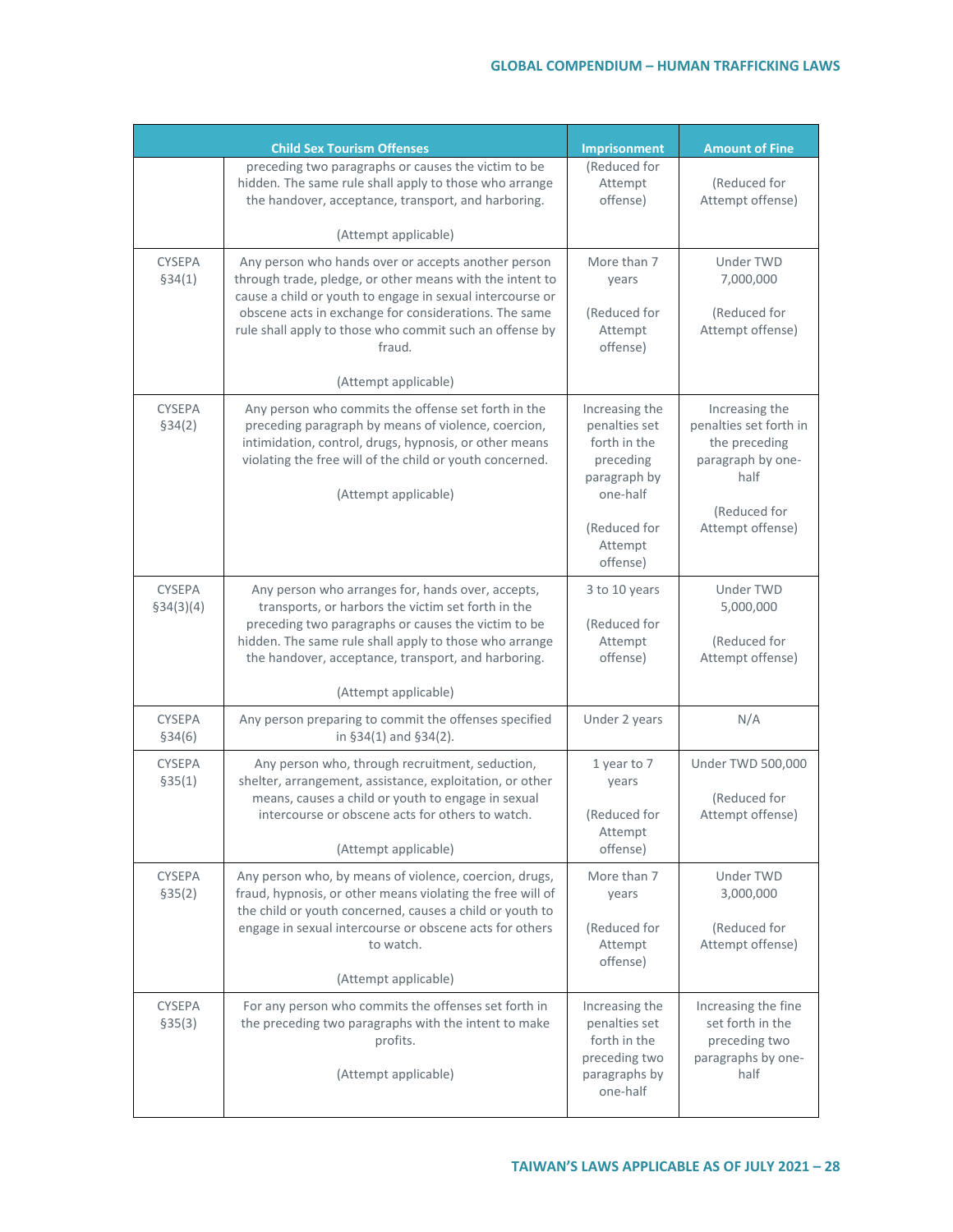| Child Sex Tourism Offenses | | Imprisonment | Amount of Fine |
|---|---|---|---|
| | preceding two paragraphs or causes the victim to be hidden. The same rule shall apply to those who arrange the handover, acceptance, transport, and harboring.<br><br>(Attempt applicable) | (Reduced for Attempt offense) | (Reduced for Attempt offense) |
| CYSEPA §34(1) | Any person who hands over or accepts another person through trade, pledge, or other means with the intent to cause a child or youth to engage in sexual intercourse or obscene acts in exchange for considerations. The same rule shall apply to those who commit such an offense by fraud.<br><br>(Attempt applicable) | More than 7 years<br><br>(Reduced for Attempt offense) | Under TWD 7,000,000<br><br>(Reduced for Attempt offense) |
| CYSEPA §34(2) | Any person who commits the offense set forth in the preceding paragraph by means of violence, coercion, intimidation, control, drugs, hypnosis, or other means violating the free will of the child or youth concerned.<br><br>(Attempt applicable) | Increasing the penalties set forth in the preceding paragraph by one-half<br><br>(Reduced for Attempt offense) | Increasing the penalties set forth in the preceding paragraph by one-half<br><br>(Reduced for Attempt offense) |
| CYSEPA §34(3)(4) | Any person who arranges for, hands over, accepts, transports, or harbors the victim set forth in the preceding two paragraphs or causes the victim to be hidden. The same rule shall apply to those who arrange the handover, acceptance, transport, and harboring.<br><br>(Attempt applicable) | 3 to 10 years<br><br>(Reduced for Attempt offense) | Under TWD 5,000,000<br><br>(Reduced for Attempt offense) |
| CYSEPA §34(6) | Any person preparing to commit the offenses specified in §34(1) and §34(2). | Under 2 years | N/A |
| CYSEPA §35(1) | Any person who, through recruitment, seduction, shelter, arrangement, assistance, exploitation, or other means, causes a child or youth to engage in sexual intercourse or obscene acts for others to watch.<br><br>(Attempt applicable) | 1 year to 7 years<br><br>(Reduced for Attempt offense) | Under TWD 500,000<br><br>(Reduced for Attempt offense) |
| CYSEPA §35(2) | Any person who, by means of violence, coercion, drugs, fraud, hypnosis, or other means violating the free will of the child or youth concerned, causes a child or youth to engage in sexual intercourse or obscene acts for others to watch.<br><br>(Attempt applicable) | More than 7 years<br><br>(Reduced for Attempt offense) | Under TWD 3,000,000<br><br>(Reduced for Attempt offense) |
| CYSEPA §35(3) | For any person who commits the offenses set forth in the preceding two paragraphs with the intent to make profits.<br><br>(Attempt applicable) | Increasing the penalties set forth in the preceding two paragraphs by one-half | Increasing the fine set forth in the preceding two paragraphs by one-half |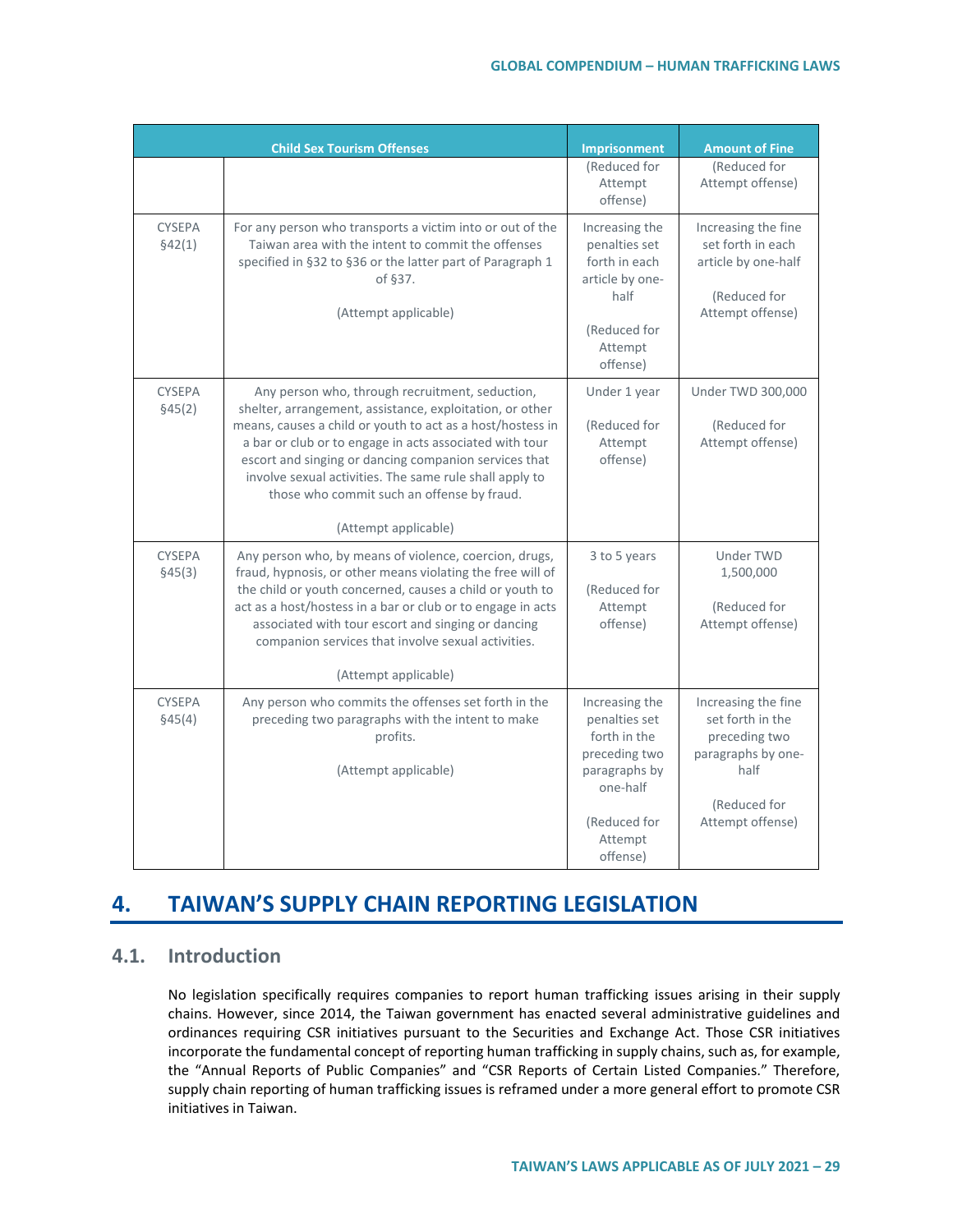| Child Sex Tourism Offenses | | Imprisonment | Amount of Fine |
|---|---|---|---|
| | | (Reduced for Attempt offense) | (Reduced for Attempt offense) |
| CYSEPA §42(1) | For any person who transports a victim into or out of the Taiwan area with the intent to commit the offenses specified in §32 to §36 or the latter part of Paragraph 1 of §37.<br><br>(Attempt applicable) | Increasing the penalties set forth in each article by one-half<br><br>(Reduced for Attempt offense) | Increasing the fine set forth in each article by one-half<br><br>(Reduced for Attempt offense) |
| CYSEPA §45(2) | Any person who, through recruitment, seduction, shelter, arrangement, assistance, exploitation, or other means, causes a child or youth to act as a host/hostess in a bar or club or to engage in acts associated with tour escort and singing or dancing companion services that involve sexual activities. The same rule shall apply to those who commit such an offense by fraud.<br><br>(Attempt applicable) | Under 1 year<br><br>(Reduced for Attempt offense) | Under TWD 300,000<br><br>(Reduced for Attempt offense) |
| CYSEPA §45(3) | Any person who, by means of violence, coercion, drugs, fraud, hypnosis, or other means violating the free will of the child or youth concerned, causes a child or youth to act as a host/hostess in a bar or club or to engage in acts associated with tour escort and singing or dancing companion services that involve sexual activities.<br><br>(Attempt applicable) | 3 to 5 years<br><br>(Reduced for Attempt offense) | Under TWD 1,500,000<br><br>(Reduced for Attempt offense) |
| CYSEPA §45(4) | Any person who commits the offenses set forth in the preceding two paragraphs with the intent to make profits.<br><br>(Attempt applicable) | Increasing the penalties set forth in the preceding two paragraphs by one-half<br><br>(Reduced for Attempt offense) | Increasing the fine set forth in the preceding two paragraphs by one-half<br><br>(Reduced for Attempt offense) |

# 4. TAIWAN'S SUPPLY CHAIN REPORTING LEGISLATION

## 4.1. Introduction

No legislation specifically requires companies to report human trafficking issues arising in their supply chains. However, since 2014, the Taiwan government has enacted several administrative guidelines and ordinances requiring CSR initiatives pursuant to the Securities and Exchange Act. Those CSR initiatives incorporate the fundamental concept of reporting human trafficking in supply chains, such as, for example, the "Annual Reports of Public Companies" and "CSR Reports of Certain Listed Companies." Therefore, supply chain reporting of human trafficking issues is reframed under a more general effort to promote CSR initiatives in Taiwan.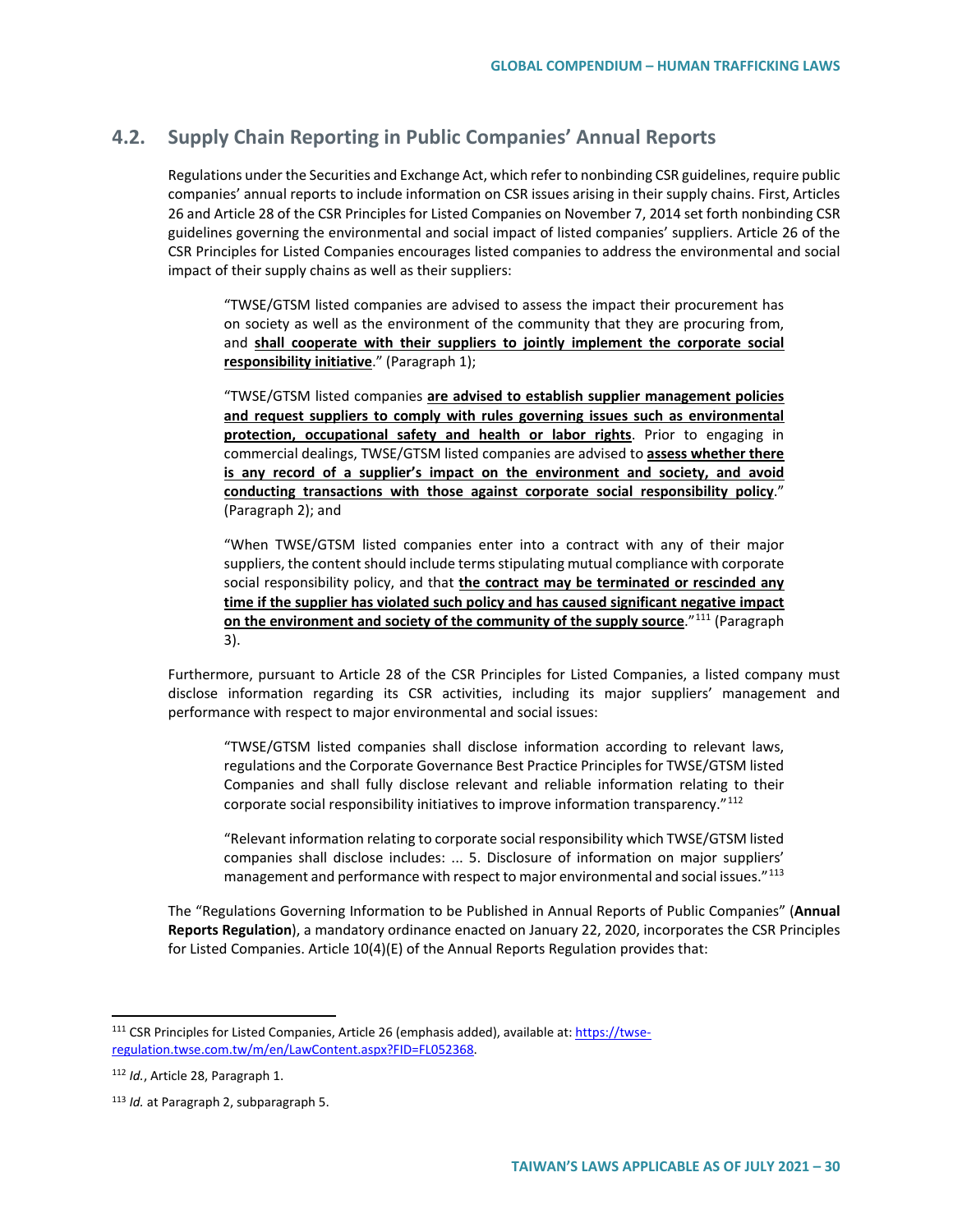## 4.2. Supply Chain Reporting in Public Companies' Annual Reports

Regulations under the Securities and Exchange Act, which refer to nonbinding CSR guidelines, require public companies' annual reports to include information on CSR issues arising in their supply chains. First, Articles 26 and Article 28 of the CSR Principles for Listed Companies on November 7, 2014 set forth nonbinding CSR guidelines governing the environmental and social impact of listed companies' suppliers. Article 26 of the CSR Principles for Listed Companies encourages listed companies to address the environmental and social impact of their supply chains as well as their suppliers:

> "TWSE/GTSM listed companies are advised to assess the impact their procurement has on society as well as the environment of the community that they are procuring from, and **shall cooperate with their suppliers to jointly implement the corporate social responsibility initiative**." (Paragraph 1);
>
> "TWSE/GTSM listed companies **are advised to establish supplier management policies and request suppliers to comply with rules governing issues such as environmental protection, occupational safety and health or labor rights**. Prior to engaging in commercial dealings, TWSE/GTSM listed companies are advised to **assess whether there is any record of a supplier's impact on the environment and society, and avoid conducting transactions with those against corporate social responsibility policy**." (Paragraph 2); and
>
> "When TWSE/GTSM listed companies enter into a contract with any of their major suppliers, the content should include terms stipulating mutual compliance with corporate social responsibility policy, and that **the contract may be terminated or rescinded any time if the supplier has violated such policy and has caused significant negative impact on the environment and society of the community of the supply source**."[111] (Paragraph 3).

Furthermore, pursuant to Article 28 of the CSR Principles for Listed Companies, a listed company must disclose information regarding its CSR activities, including its major suppliers' management and performance with respect to major environmental and social issues:

> "TWSE/GTSM listed companies shall disclose information according to relevant laws, regulations and the Corporate Governance Best Practice Principles for TWSE/GTSM listed Companies and shall fully disclose relevant and reliable information relating to their corporate social responsibility initiatives to improve information transparency."[112]
>
> "Relevant information relating to corporate social responsibility which TWSE/GTSM listed companies shall disclose includes: ... 5. Disclosure of information on major suppliers' management and performance with respect to major environmental and social issues."[113]

The "Regulations Governing Information to be Published in Annual Reports of Public Companies" (**Annual Reports Regulation**), a mandatory ordinance enacted on January 22, 2020, incorporates the CSR Principles for Listed Companies. Article 10(4)(E) of the Annual Reports Regulation provides that:

---

[111] CSR Principles for Listed Companies, Article 26 (emphasis added), available at: https://twse-regulation.twse.com.tw/m/en/LawContent.aspx?FID=FL052368.

[112] *Id.*, Article 28, Paragraph 1.

[113] *Id.* at Paragraph 2, subparagraph 5.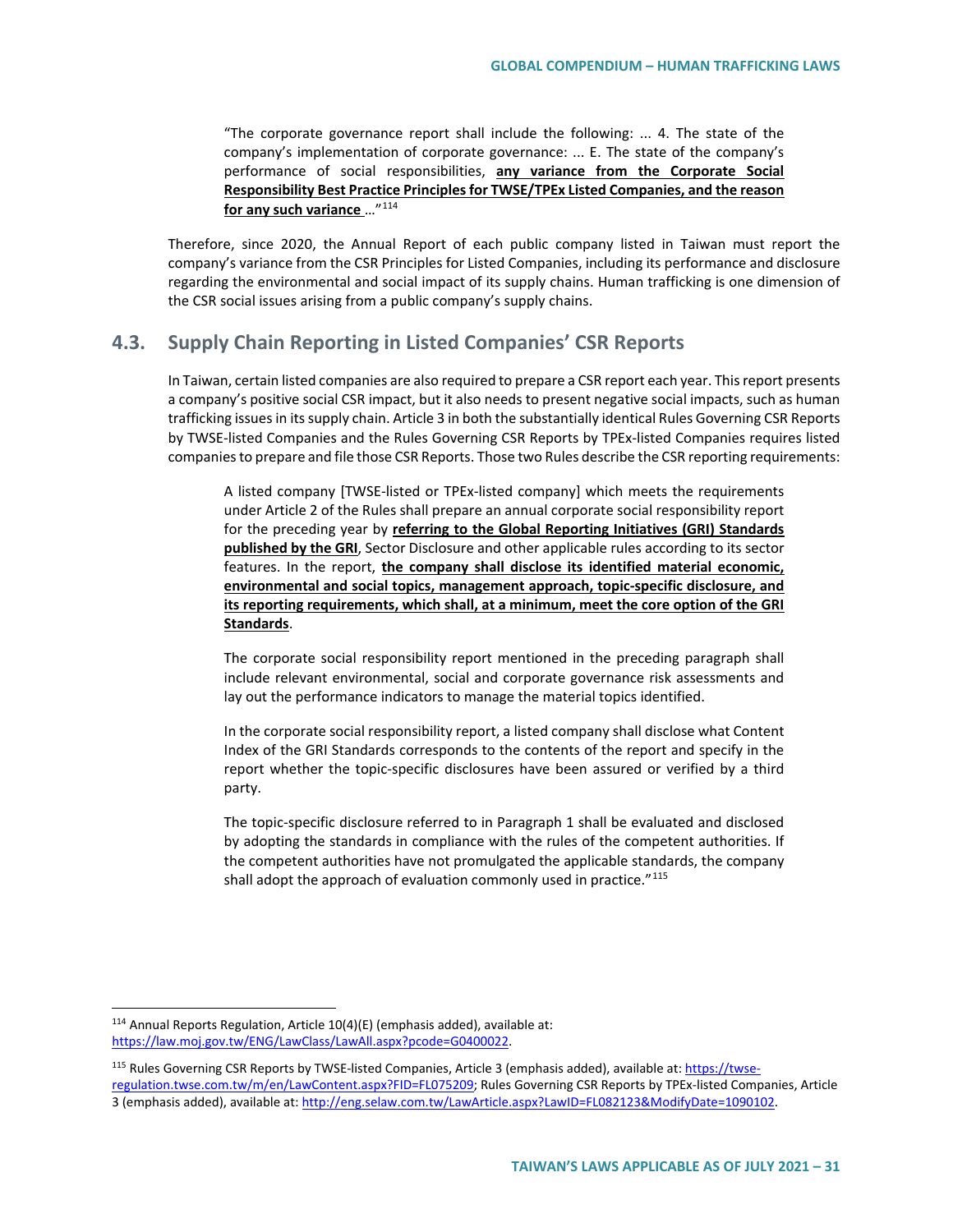> "The corporate governance report shall include the following: ... 4. The state of the company's implementation of corporate governance: ... E. The state of the company's performance of social responsibilities, **any variance from the Corporate Social Responsibility Best Practice Principles for TWSE/TPEx Listed Companies, and the reason for any such variance** ..."[114]

Therefore, since 2020, the Annual Report of each public company listed in Taiwan must report the company's variance from the CSR Principles for Listed Companies, including its performance and disclosure regarding the environmental and social impact of its supply chains. Human trafficking is one dimension of the CSR social issues arising from a public company's supply chains.

## 4.3. Supply Chain Reporting in Listed Companies' CSR Reports

In Taiwan, certain listed companies are also required to prepare a CSR report each year. This report presents a company's positive social CSR impact, but it also needs to present negative social impacts, such as human trafficking issues in its supply chain. Article 3 in both the substantially identical Rules Governing CSR Reports by TWSE-listed Companies and the Rules Governing CSR Reports by TPEx-listed Companies requires listed companies to prepare and file those CSR Reports. Those two Rules describe the CSR reporting requirements:

> A listed company [TWSE-listed or TPEx-listed company] which meets the requirements under Article 2 of the Rules shall prepare an annual corporate social responsibility report for the preceding year by **referring to the Global Reporting Initiatives (GRI) Standards published by the GRI**, Sector Disclosure and other applicable rules according to its sector features. In the report, **the company shall disclose its identified material economic, environmental and social topics, management approach, topic-specific disclosure, and its reporting requirements, which shall, at a minimum, meet the core option of the GRI Standards**.
>
> The corporate social responsibility report mentioned in the preceding paragraph shall include relevant environmental, social and corporate governance risk assessments and lay out the performance indicators to manage the material topics identified.
>
> In the corporate social responsibility report, a listed company shall disclose what Content Index of the GRI Standards corresponds to the contents of the report and specify in the report whether the topic-specific disclosures have been assured or verified by a third party.
>
> The topic-specific disclosure referred to in Paragraph 1 shall be evaluated and disclosed by adopting the standards in compliance with the rules of the competent authorities. If the competent authorities have not promulgated the applicable standards, the company shall adopt the approach of evaluation commonly used in practice."[115]

---

[114] Annual Reports Regulation, Article 10(4)(E) (emphasis added), available at: https://law.moj.gov.tw/ENG/LawClass/LawAll.aspx?pcode=G0400022.

[115] Rules Governing CSR Reports by TWSE-listed Companies, Article 3 (emphasis added), available at: https://twse-regulation.twse.com.tw/m/en/LawContent.aspx?FID=FL075209; Rules Governing CSR Reports by TPEx-listed Companies, Article 3 (emphasis added), available at: http://eng.selaw.com.tw/LawArticle.aspx?LawID=FL082123&ModifyDate=1090102.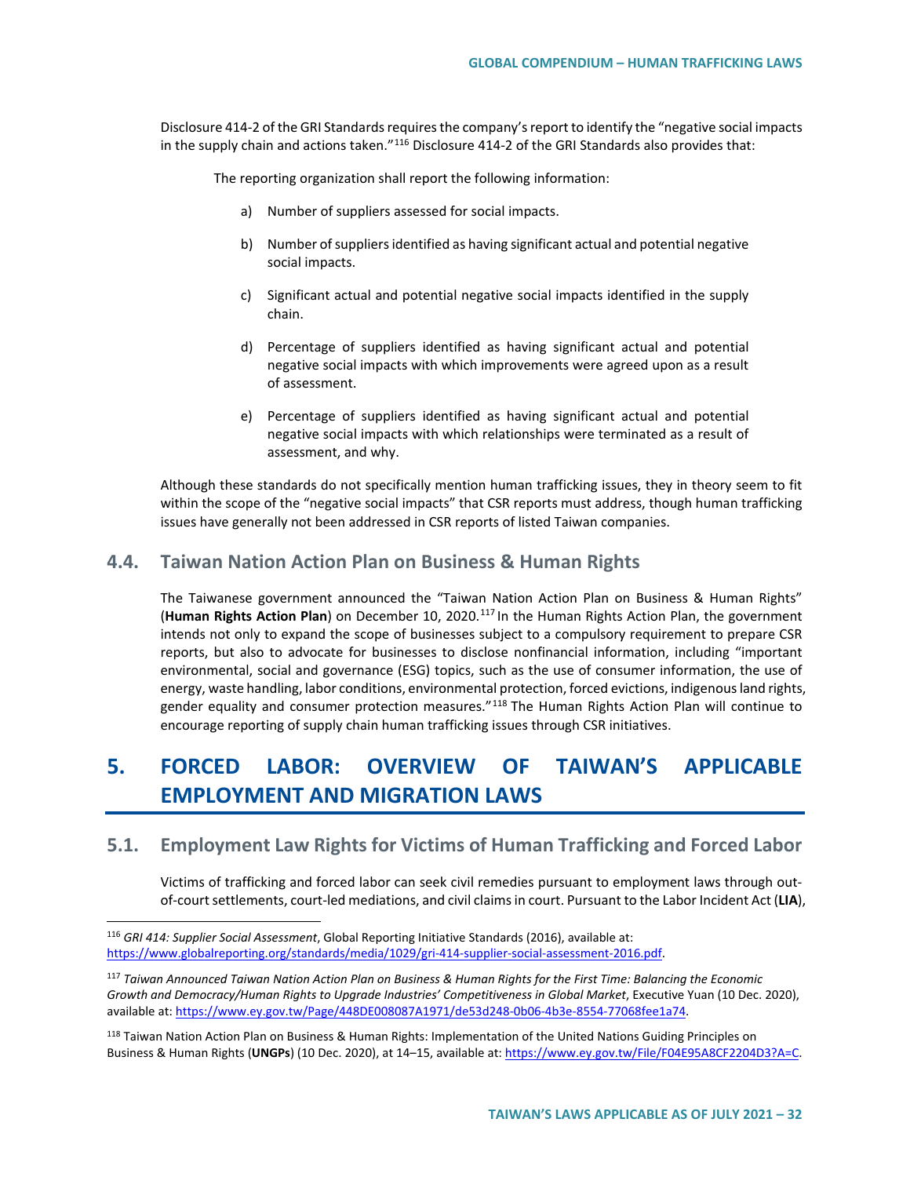Disclosure 414-2 of the GRI Standards requires the company's report to identify the "negative social impacts in the supply chain and actions taken."[116] Disclosure 414-2 of the GRI Standards also provides that:

> The reporting organization shall report the following information:
>
> a) Number of suppliers assessed for social impacts.
>
> b) Number of suppliers identified as having significant actual and potential negative social impacts.
>
> c) Significant actual and potential negative social impacts identified in the supply chain.
>
> d) Percentage of suppliers identified as having significant actual and potential negative social impacts with which improvements were agreed upon as a result of assessment.
>
> e) Percentage of suppliers identified as having significant actual and potential negative social impacts with which relationships were terminated as a result of assessment, and why.

Although these standards do not specifically mention human trafficking issues, they in theory seem to fit within the scope of the "negative social impacts" that CSR reports must address, though human trafficking issues have generally not been addressed in CSR reports of listed Taiwan companies.

## 4.4. Taiwan Nation Action Plan on Business & Human Rights

The Taiwanese government announced the "Taiwan Nation Action Plan on Business & Human Rights" (**Human Rights Action Plan**) on December 10, 2020.[117] In the Human Rights Action Plan, the government intends not only to expand the scope of businesses subject to a compulsory requirement to prepare CSR reports, but also to advocate for businesses to disclose nonfinancial information, including "important environmental, social and governance (ESG) topics, such as the use of consumer information, the use of energy, waste handling, labor conditions, environmental protection, forced evictions, indigenous land rights, gender equality and consumer protection measures."[118] The Human Rights Action Plan will continue to encourage reporting of supply chain human trafficking issues through CSR initiatives.

# 5. FORCED LABOR: OVERVIEW OF TAIWAN'S APPLICABLE EMPLOYMENT AND MIGRATION LAWS

## 5.1. Employment Law Rights for Victims of Human Trafficking and Forced Labor

Victims of trafficking and forced labor can seek civil remedies pursuant to employment laws through out-of-court settlements, court-led mediations, and civil claims in court. Pursuant to the Labor Incident Act (**LIA**),

---

[116] *GRI 414: Supplier Social Assessment*, Global Reporting Initiative Standards (2016), available at: https://www.globalreporting.org/standards/media/1029/gri-414-supplier-social-assessment-2016.pdf.

[117] *Taiwan Announced Taiwan Nation Action Plan on Business & Human Rights for the First Time: Balancing the Economic Growth and Democracy/Human Rights to Upgrade Industries' Competitiveness in Global Market*, Executive Yuan (10 Dec. 2020), available at: https://www.ey.gov.tw/Page/448DE008087A1971/de53d248-0b06-4b3e-8554-77068fee1a74.

[118] Taiwan Nation Action Plan on Business & Human Rights: Implementation of the United Nations Guiding Principles on Business & Human Rights (**UNGPs**) (10 Dec. 2020), at 14–15, available at: https://www.ey.gov.tw/File/F04E95A8CF2204D3?A=C.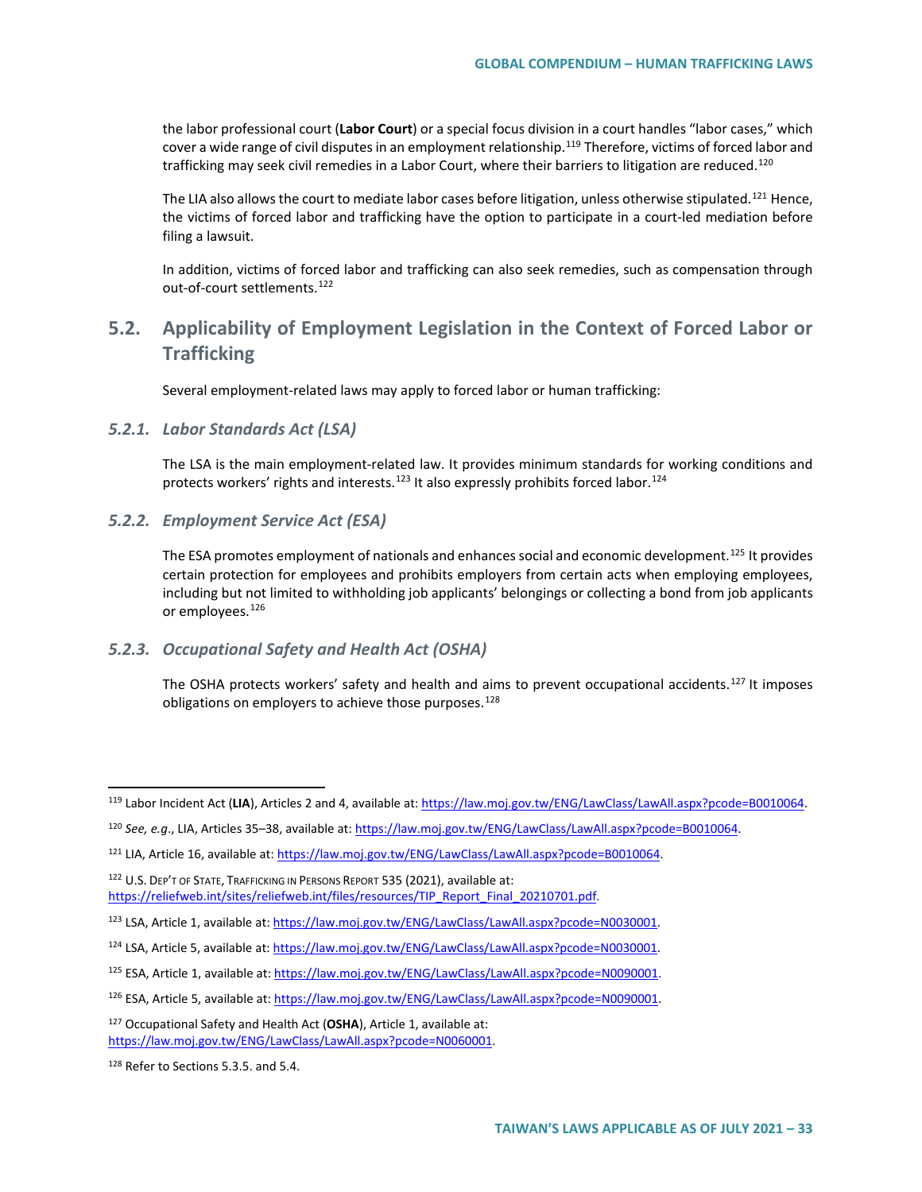the labor professional court (**Labor Court**) or a special focus division in a court handles "labor cases," which cover a wide range of civil disputes in an employment relationship.[119] Therefore, victims of forced labor and trafficking may seek civil remedies in a Labor Court, where their barriers to litigation are reduced.[120]

The LIA also allows the court to mediate labor cases before litigation, unless otherwise stipulated.[121] Hence, the victims of forced labor and trafficking have the option to participate in a court-led mediation before filing a lawsuit.

In addition, victims of forced labor and trafficking can also seek remedies, such as compensation through out-of-court settlements.[122]

## 5.2. Applicability of Employment Legislation in the Context of Forced Labor or Trafficking

Several employment-related laws may apply to forced labor or human trafficking:

### *5.2.1. Labor Standards Act (LSA)*

The LSA is the main employment-related law. It provides minimum standards for working conditions and protects workers' rights and interests.[123] It also expressly prohibits forced labor.[124]

### *5.2.2. Employment Service Act (ESA)*

The ESA promotes employment of nationals and enhances social and economic development.[125] It provides certain protection for employees and prohibits employers from certain acts when employing employees, including but not limited to withholding job applicants' belongings or collecting a bond from job applicants or employees.[126]

### *5.2.3. Occupational Safety and Health Act (OSHA)*

The OSHA protects workers' safety and health and aims to prevent occupational accidents.[127] It imposes obligations on employers to achieve those purposes.[128]

---

[119] Labor Incident Act (**LIA**), Articles 2 and 4, available at: https://law.moj.gov.tw/ENG/LawClass/LawAll.aspx?pcode=B0010064.

[120] *See, e.g.*, LIA, Articles 35–38, available at: https://law.moj.gov.tw/ENG/LawClass/LawAll.aspx?pcode=B0010064.

[121] LIA, Article 16, available at: https://law.moj.gov.tw/ENG/LawClass/LawAll.aspx?pcode=B0010064.

[122] U.S. Dep't of State, Trafficking in Persons Report 535 (2021), available at: https://reliefweb.int/sites/reliefweb.int/files/resources/TIP_Report_Final_20210701.pdf.

[123] LSA, Article 1, available at: https://law.moj.gov.tw/ENG/LawClass/LawAll.aspx?pcode=N0030001.

[124] LSA, Article 5, available at: https://law.moj.gov.tw/ENG/LawClass/LawAll.aspx?pcode=N0030001.

[125] ESA, Article 1, available at: https://law.moj.gov.tw/ENG/LawClass/LawAll.aspx?pcode=N0090001.

[126] ESA, Article 5, available at: https://law.moj.gov.tw/ENG/LawClass/LawAll.aspx?pcode=N0090001.

[127] Occupational Safety and Health Act (**OSHA**), Article 1, available at: https://law.moj.gov.tw/ENG/LawClass/LawAll.aspx?pcode=N0060001.

[128] Refer to Sections 5.3.5. and 5.4.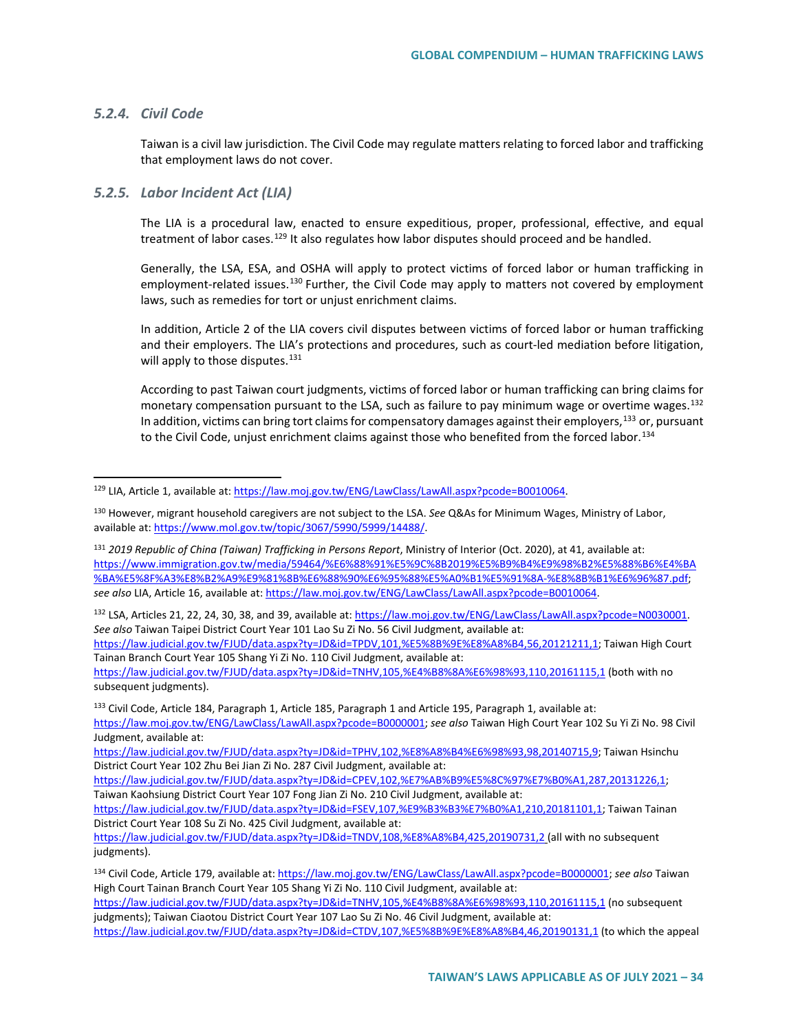### 5.2.4. *Civil Code*

Taiwan is a civil law jurisdiction. The Civil Code may regulate matters relating to forced labor and trafficking that employment laws do not cover.

### 5.2.5. *Labor Incident Act (LIA)*

The LIA is a procedural law, enacted to ensure expeditious, proper, professional, effective, and equal treatment of labor cases.[129] It also regulates how labor disputes should proceed and be handled.

Generally, the LSA, ESA, and OSHA will apply to protect victims of forced labor or human trafficking in employment-related issues.[130] Further, the Civil Code may apply to matters not covered by employment laws, such as remedies for tort or unjust enrichment claims.

In addition, Article 2 of the LIA covers civil disputes between victims of forced labor or human trafficking and their employers. The LIA's protections and procedures, such as court-led mediation before litigation, will apply to those disputes.[131]

According to past Taiwan court judgments, victims of forced labor or human trafficking can bring claims for monetary compensation pursuant to the LSA, such as failure to pay minimum wage or overtime wages.[132] In addition, victims can bring tort claims for compensatory damages against their employers,[133] or, pursuant to the Civil Code, unjust enrichment claims against those who benefited from the forced labor.[134]

---

[129] LIA, Article 1, available at: https://law.moj.gov.tw/ENG/LawClass/LawAll.aspx?pcode=B0010064.

[130] However, migrant household caregivers are not subject to the LSA. *See* Q&As for Minimum Wages, Ministry of Labor, available at: https://www.mol.gov.tw/topic/3067/5990/5999/14488/.

[131] *2019 Republic of China (Taiwan) Trafficking in Persons Report*, Ministry of Interior (Oct. 2020), at 41, available at: https://www.immigration.gov.tw/media/59464/%E6%88%91%E5%9C%8B2019%E5%B9%B4%E9%98%B2%E5%88%B6%E4%BA%BA%E5%8F%A3%E8%B2%A9%E9%81%8B%E6%88%90%E6%95%88%E5%A0%B1%E5%91%8A-%E8%8B%B1%E6%96%87.pdf; *see also* LIA, Article 16, available at: https://law.moj.gov.tw/ENG/LawClass/LawAll.aspx?pcode=B0010064.

[132] LSA, Articles 21, 22, 24, 30, 38, and 39, available at: https://law.moj.gov.tw/ENG/LawClass/LawAll.aspx?pcode=N0030001. *See also* Taiwan Taipei District Court Year 101 Lao Su Zi No. 56 Civil Judgment, available at: https://law.judicial.gov.tw/FJUD/data.aspx?ty=JD&id=TPDV,101,%E5%8B%9E%E8%A8%B4,56,20121211,1; Taiwan High Court Tainan Branch Court Year 105 Shang Yi Zi No. 110 Civil Judgment, available at: https://law.judicial.gov.tw/FJUD/data.aspx?ty=JD&id=TNHV,105,%E4%B8%8A%E6%98%93,110,20161115,1 (both with no subsequent judgments).

[133] Civil Code, Article 184, Paragraph 1, Article 185, Paragraph 1 and Article 195, Paragraph 1, available at: https://law.moj.gov.tw/ENG/LawClass/LawAll.aspx?pcode=B0000001; *see also* Taiwan High Court Year 102 Su Yi Zi No. 98 Civil Judgment, available at: https://law.judicial.gov.tw/FJUD/data.aspx?ty=JD&id=TPHV,102,%E8%A8%B4%E6%98%93,98,20140715,9; Taiwan Hsinchu District Court Year 102 Zhu Bei Jian Zi No. 287 Civil Judgment, available at: https://law.judicial.gov.tw/FJUD/data.aspx?ty=JD&id=CPEV,102,%E7%AB%B9%E5%8C%97%E7%B0%A1,287,20131226,1; Taiwan Kaohsiung District Court Year 107 Fong Jian Zi No. 210 Civil Judgment, available at: https://law.judicial.gov.tw/FJUD/data.aspx?ty=JD&id=FSEV,107,%E9%B3%B3%E7%B0%A1,210,20181101,1; Taiwan Tainan District Court Year 108 Su Zi No. 425 Civil Judgment, available at: https://law.judicial.gov.tw/FJUD/data.aspx?ty=JD&id=TNDV,108,%E8%A8%B4,425,20190731,2 (all with no subsequent judgments).

[134] Civil Code, Article 179, available at: https://law.moj.gov.tw/ENG/LawClass/LawAll.aspx?pcode=B0000001; *see also* Taiwan High Court Tainan Branch Court Year 105 Shang Yi Zi No. 110 Civil Judgment, available at: https://law.judicial.gov.tw/FJUD/data.aspx?ty=JD&id=TNHV,105,%E4%B8%8A%E6%98%93,110,20161115,1 (no subsequent judgments); Taiwan Ciaotou District Court Year 107 Lao Su Zi No. 46 Civil Judgment, available at: https://law.judicial.gov.tw/FJUD/data.aspx?ty=JD&id=CTDV,107,%E5%8B%9E%E8%A8%B4,46,20190131,1 (to which the appeal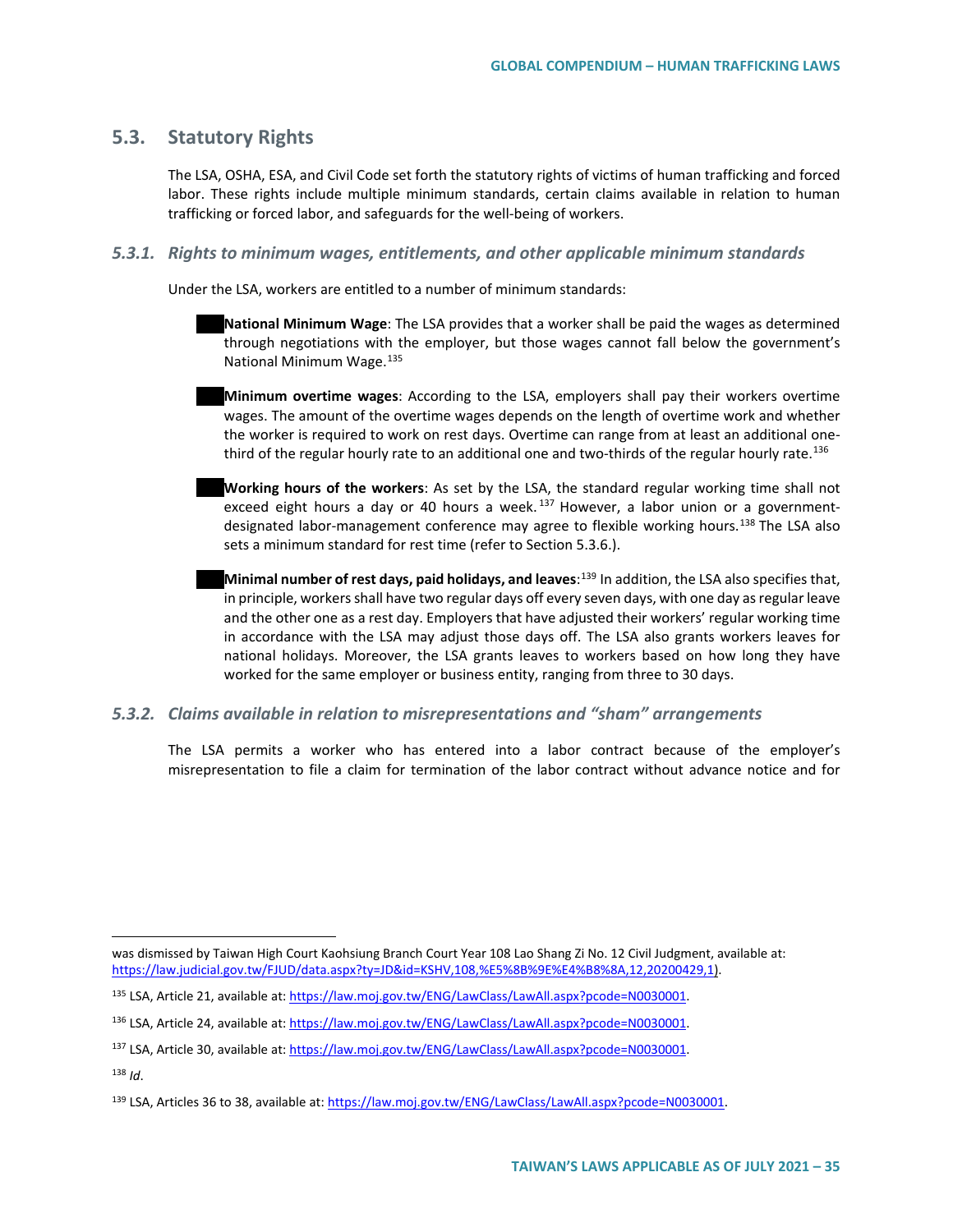## 5.3. Statutory Rights

The LSA, OSHA, ESA, and Civil Code set forth the statutory rights of victims of human trafficking and forced labor. These rights include multiple minimum standards, certain claims available in relation to human trafficking or forced labor, and safeguards for the well-being of workers.

### *5.3.1. Rights to minimum wages, entitlements, and other applicable minimum standards*

Under the LSA, workers are entitled to a number of minimum standards:

- **National Minimum Wage**: The LSA provides that a worker shall be paid the wages as determined through negotiations with the employer, but those wages cannot fall below the government's National Minimum Wage.[135]

- **Minimum overtime wages**: According to the LSA, employers shall pay their workers overtime wages. The amount of the overtime wages depends on the length of overtime work and whether the worker is required to work on rest days. Overtime can range from at least an additional one-third of the regular hourly rate to an additional one and two-thirds of the regular hourly rate.[136]

- **Working hours of the workers**: As set by the LSA, the standard regular working time shall not exceed eight hours a day or 40 hours a week.[137] However, a labor union or a government-designated labor-management conference may agree to flexible working hours.[138] The LSA also sets a minimum standard for rest time (refer to Section 5.3.6.).

- **Minimal number of rest days, paid holidays, and leaves**:[139] In addition, the LSA also specifies that, in principle, workers shall have two regular days off every seven days, with one day as regular leave and the other one as a rest day. Employers that have adjusted their workers' regular working time in accordance with the LSA may adjust those days off. The LSA also grants workers leaves for national holidays. Moreover, the LSA grants leaves to workers based on how long they have worked for the same employer or business entity, ranging from three to 30 days.

### *5.3.2. Claims available in relation to misrepresentations and "sham" arrangements*

The LSA permits a worker who has entered into a labor contract because of the employer's misrepresentation to file a claim for termination of the labor contract without advance notice and for

---

was dismissed by Taiwan High Court Kaohsiung Branch Court Year 108 Lao Shang Zi No. 12 Civil Judgment, available at: https://law.judicial.gov.tw/FJUD/data.aspx?ty=JD&id=KSHV,108,%E5%8B%9E%E4%B8%8A,12,20200429,1).

[135] LSA, Article 21, available at: https://law.moj.gov.tw/ENG/LawClass/LawAll.aspx?pcode=N0030001.

[136] LSA, Article 24, available at: https://law.moj.gov.tw/ENG/LawClass/LawAll.aspx?pcode=N0030001.

[137] LSA, Article 30, available at: https://law.moj.gov.tw/ENG/LawClass/LawAll.aspx?pcode=N0030001.

[138] *Id*.

[139] LSA, Articles 36 to 38, available at: https://law.moj.gov.tw/ENG/LawClass/LawAll.aspx?pcode=N0030001.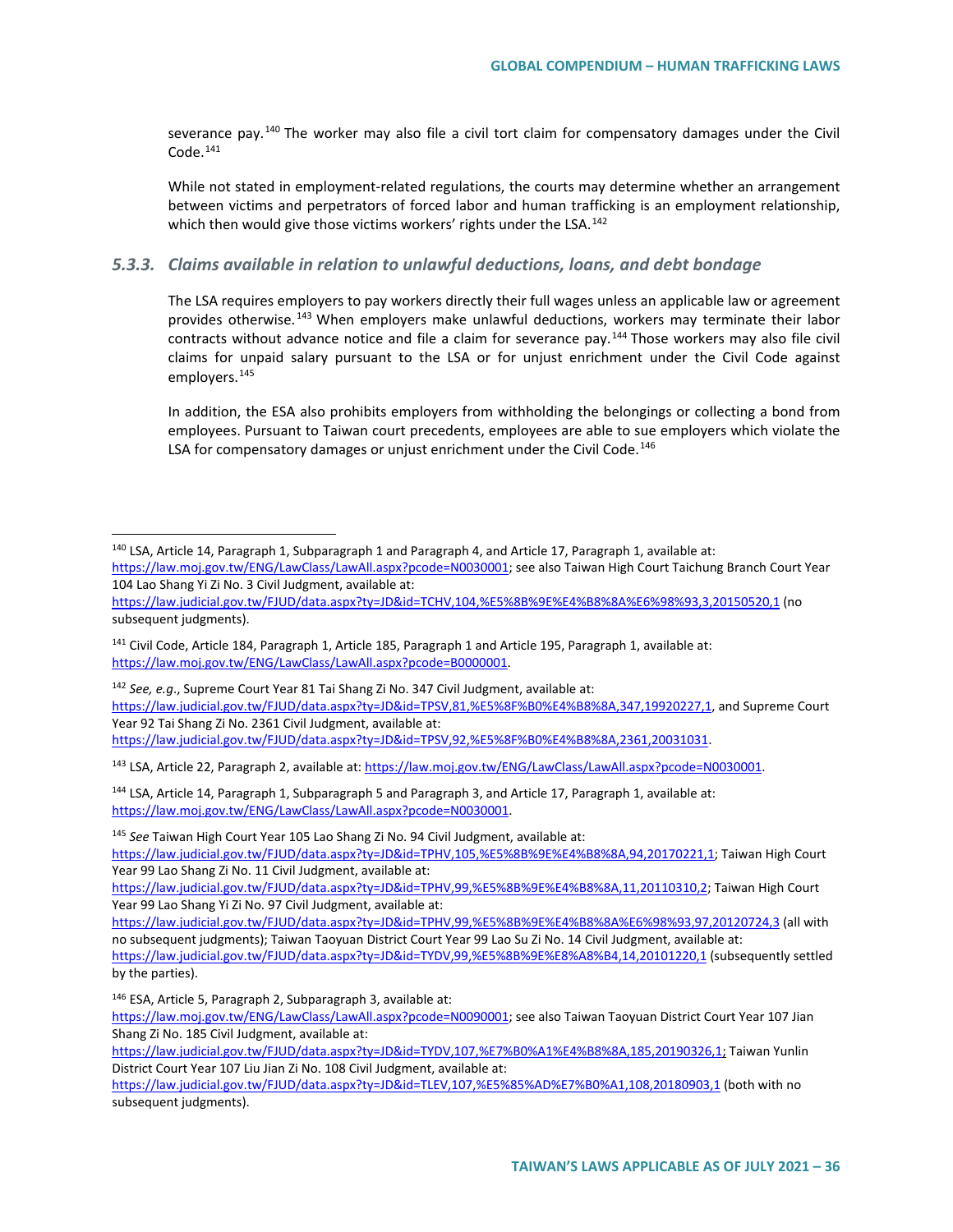severance pay.[140] The worker may also file a civil tort claim for compensatory damages under the Civil Code.[141]

While not stated in employment-related regulations, the courts may determine whether an arrangement between victims and perpetrators of forced labor and human trafficking is an employment relationship, which then would give those victims workers' rights under the LSA.[142]

### 5.3.3. Claims available in relation to unlawful deductions, loans, and debt bondage

The LSA requires employers to pay workers directly their full wages unless an applicable law or agreement provides otherwise.[143] When employers make unlawful deductions, workers may terminate their labor contracts without advance notice and file a claim for severance pay.[144] Those workers may also file civil claims for unpaid salary pursuant to the LSA or for unjust enrichment under the Civil Code against employers.[145]

In addition, the ESA also prohibits employers from withholding the belongings or collecting a bond from employees. Pursuant to Taiwan court precedents, employees are able to sue employers which violate the LSA for compensatory damages or unjust enrichment under the Civil Code.[146]

---

[140] LSA, Article 14, Paragraph 1, Subparagraph 1 and Paragraph 4, and Article 17, Paragraph 1, available at: https://law.moj.gov.tw/ENG/LawClass/LawAll.aspx?pcode=N0030001; see also Taiwan High Court Taichung Branch Court Year 104 Lao Shang Yi Zi No. 3 Civil Judgment, available at: https://law.judicial.gov.tw/FJUD/data.aspx?ty=JD&id=TCHV,104,%E5%8B%9E%E4%B8%8A%E6%98%93,3,20150520,1 (no subsequent judgments).

[141] Civil Code, Article 184, Paragraph 1, Article 185, Paragraph 1 and Article 195, Paragraph 1, available at: https://law.moj.gov.tw/ENG/LawClass/LawAll.aspx?pcode=B0000001.

[142] *See, e.g.*, Supreme Court Year 81 Tai Shang Zi No. 347 Civil Judgment, available at: https://law.judicial.gov.tw/FJUD/data.aspx?ty=JD&id=TPSV,81,%E5%8F%B0%E4%B8%8A,347,19920227,1, and Supreme Court Year 92 Tai Shang Zi No. 2361 Civil Judgment, available at: https://law.judicial.gov.tw/FJUD/data.aspx?ty=JD&id=TPSV,92,%E5%8F%B0%E4%B8%8A,2361,20031031.

[143] LSA, Article 22, Paragraph 2, available at: https://law.moj.gov.tw/ENG/LawClass/LawAll.aspx?pcode=N0030001.

[144] LSA, Article 14, Paragraph 1, Subparagraph 5 and Paragraph 3, and Article 17, Paragraph 1, available at: https://law.moj.gov.tw/ENG/LawClass/LawAll.aspx?pcode=N0030001.

[145] *See* Taiwan High Court Year 105 Lao Shang Zi No. 94 Civil Judgment, available at: https://law.judicial.gov.tw/FJUD/data.aspx?ty=JD&id=TPHV,105,%E5%8B%9E%E4%B8%8A,94,20170221,1; Taiwan High Court Year 99 Lao Shang Zi No. 11 Civil Judgment, available at: https://law.judicial.gov.tw/FJUD/data.aspx?ty=JD&id=TPHV,99,%E5%8B%9E%E4%B8%8A,11,20110310,2; Taiwan High Court Year 99 Lao Shang Yi Zi No. 97 Civil Judgment, available at: https://law.judicial.gov.tw/FJUD/data.aspx?ty=JD&id=TPHV,99,%E5%8B%9E%E4%B8%8A%E6%98%93,97,20120724,3 (all with no subsequent judgments); Taiwan Taoyuan District Court Year 99 Lao Su Zi No. 14 Civil Judgment, available at: https://law.judicial.gov.tw/FJUD/data.aspx?ty=JD&id=TYDV,99,%E5%8B%9E%E8%A8%B4,14,20101220,1 (subsequently settled by the parties).

[146] ESA, Article 5, Paragraph 2, Subparagraph 3, available at: https://law.moj.gov.tw/ENG/LawClass/LawAll.aspx?pcode=N0090001; see also Taiwan Taoyuan District Court Year 107 Jian Shang Zi No. 185 Civil Judgment, available at: https://law.judicial.gov.tw/FJUD/data.aspx?ty=JD&id=TYDV,107,%E7%B0%A1%E4%B8%8A,185,20190326,1; Taiwan Yunlin District Court Year 107 Liu Jian Zi No. 108 Civil Judgment, available at: https://law.judicial.gov.tw/FJUD/data.aspx?ty=JD&id=TLEV,107,%E5%85%AD%E7%B0%A1,108,20180903,1 (both with no subsequent judgments).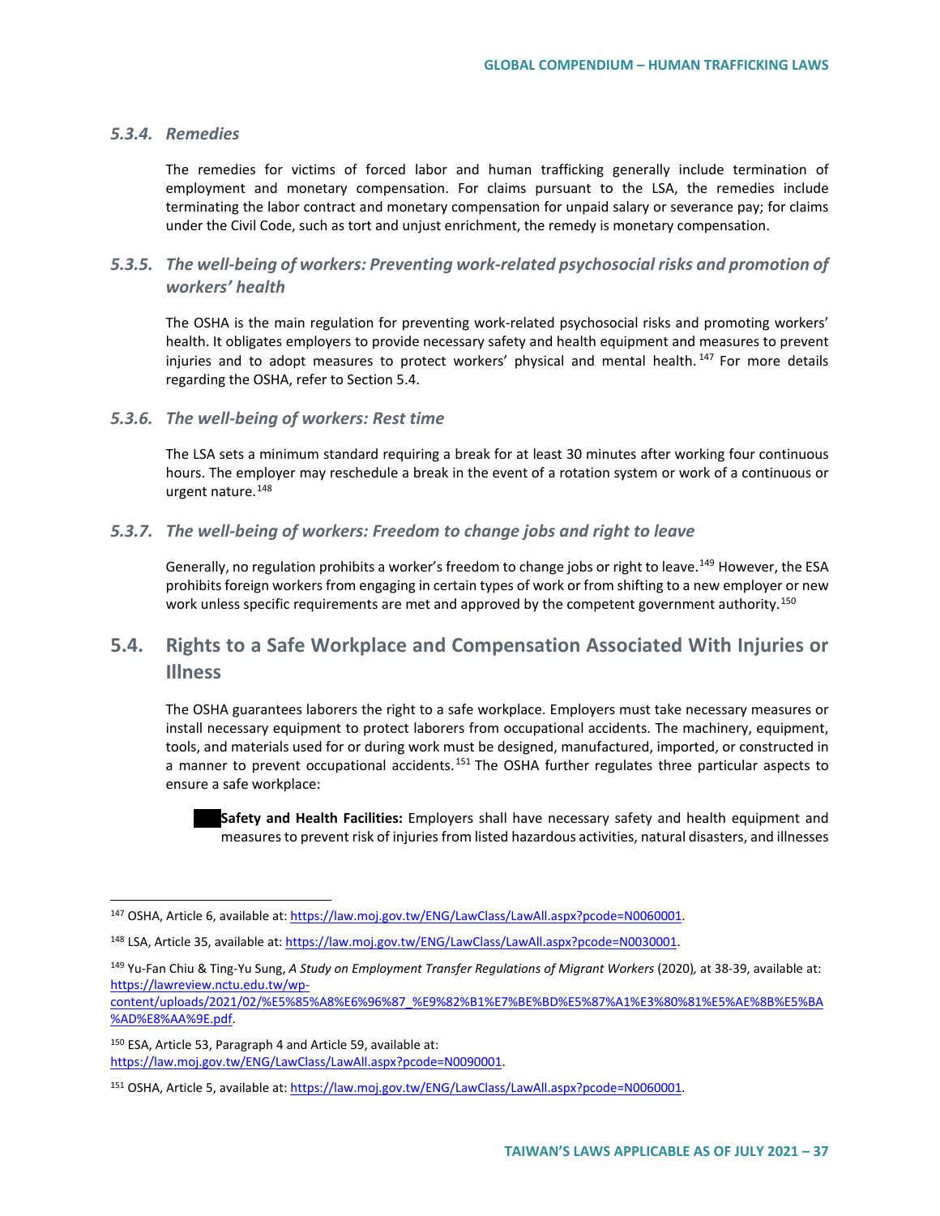### 5.3.4. Remedies

The remedies for victims of forced labor and human trafficking generally include termination of employment and monetary compensation. For claims pursuant to the LSA, the remedies include terminating the labor contract and monetary compensation for unpaid salary or severance pay; for claims under the Civil Code, such as tort and unjust enrichment, the remedy is monetary compensation.

### 5.3.5. The well-being of workers: Preventing work-related psychosocial risks and promotion of workers' health

The OSHA is the main regulation for preventing work-related psychosocial risks and promoting workers' health. It obligates employers to provide necessary safety and health equipment and measures to prevent injuries and to adopt measures to protect workers' physical and mental health.[147] For more details regarding the OSHA, refer to Section 5.4.

### 5.3.6. The well-being of workers: Rest time

The LSA sets a minimum standard requiring a break for at least 30 minutes after working four continuous hours. The employer may reschedule a break in the event of a rotation system or work of a continuous or urgent nature.[148]

### 5.3.7. The well-being of workers: Freedom to change jobs and right to leave

Generally, no regulation prohibits a worker's freedom to change jobs or right to leave.[149] However, the ESA prohibits foreign workers from engaging in certain types of work or from shifting to a new employer or new work unless specific requirements are met and approved by the competent government authority.[150]

## 5.4. Rights to a Safe Workplace and Compensation Associated With Injuries or Illness

The OSHA guarantees laborers the right to a safe workplace. Employers must take necessary measures or install necessary equipment to protect laborers from occupational accidents. The machinery, equipment, tools, and materials used for or during work must be designed, manufactured, imported, or constructed in a manner to prevent occupational accidents.[151] The OSHA further regulates three particular aspects to ensure a safe workplace:

- **Safety and Health Facilities:** Employers shall have necessary safety and health equipment and measures to prevent risk of injuries from listed hazardous activities, natural disasters, and illnesses

---

[147] OSHA, Article 6, available at: https://law.moj.gov.tw/ENG/LawClass/LawAll.aspx?pcode=N0060001.

[148] LSA, Article 35, available at: https://law.moj.gov.tw/ENG/LawClass/LawAll.aspx?pcode=N0030001.

[149] Yu-Fan Chiu & Ting-Yu Sung, *A Study on Employment Transfer Regulations of Migrant Workers* (2020), at 38-39, available at: https://lawreview.nctu.edu.tw/wp-content/uploads/2021/02/%E5%85%A8%E6%96%87_%E9%82%B1%E7%BE%BD%E5%87%A1%E3%80%81%E5%AE%8B%E5%BA%AD%E8%AA%9E.pdf.

[150] ESA, Article 53, Paragraph 4 and Article 59, available at: https://law.moj.gov.tw/ENG/LawClass/LawAll.aspx?pcode=N0090001.

[151] OSHA, Article 5, available at: https://law.moj.gov.tw/ENG/LawClass/LawAll.aspx?pcode=N0060001.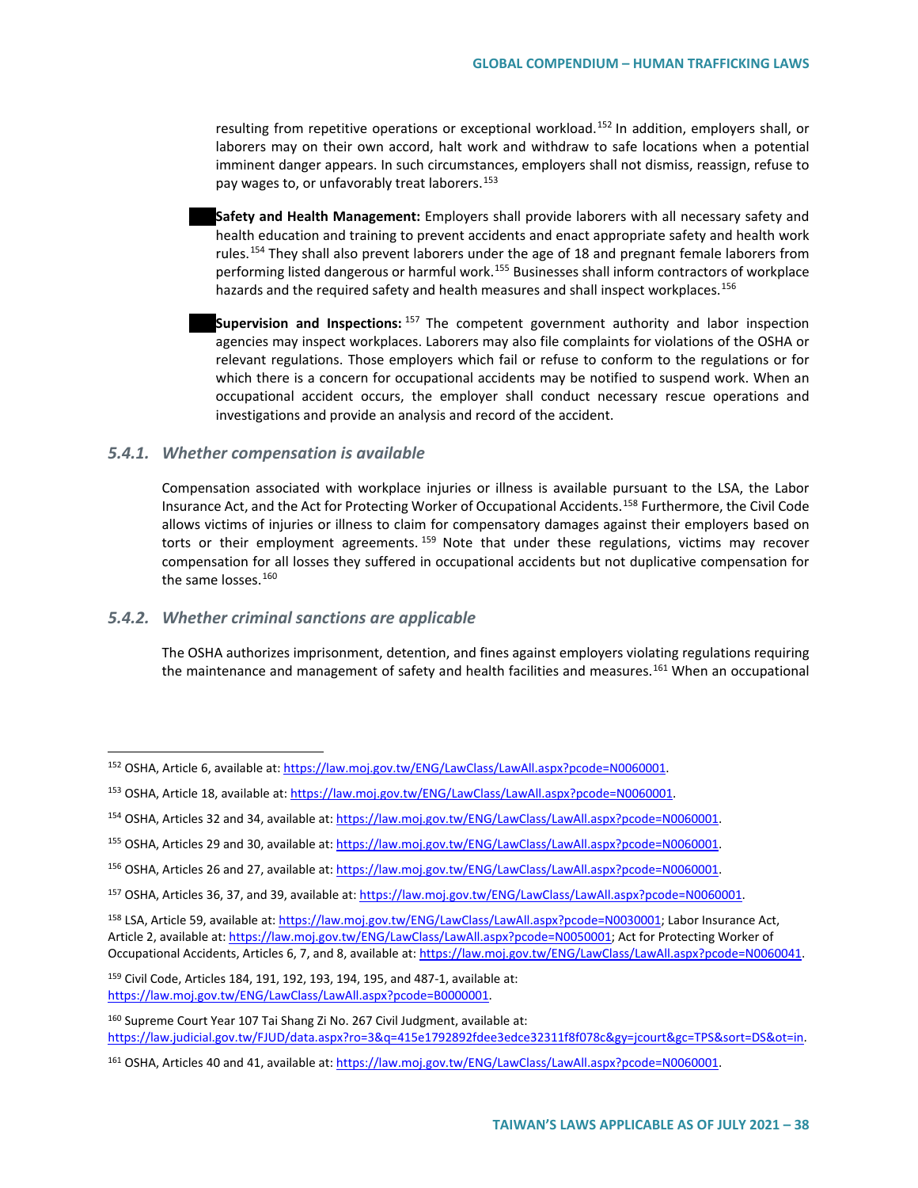resulting from repetitive operations or exceptional workload.[152] In addition, employers shall, or laborers may on their own accord, halt work and withdraw to safe locations when a potential imminent danger appears. In such circumstances, employers shall not dismiss, reassign, refuse to pay wages to, or unfavorably treat laborers.[153]

- **Safety and Health Management:** Employers shall provide laborers with all necessary safety and health education and training to prevent accidents and enact appropriate safety and health work rules.[154] They shall also prevent laborers under the age of 18 and pregnant female laborers from performing listed dangerous or harmful work.[155] Businesses shall inform contractors of workplace hazards and the required safety and health measures and shall inspect workplaces.[156]

- **Supervision and Inspections:**[157] The competent government authority and labor inspection agencies may inspect workplaces. Laborers may also file complaints for violations of the OSHA or relevant regulations. Those employers which fail or refuse to conform to the regulations or for which there is a concern for occupational accidents may be notified to suspend work. When an occupational accident occurs, the employer shall conduct necessary rescue operations and investigations and provide an analysis and record of the accident.

### *5.4.1. Whether compensation is available*

Compensation associated with workplace injuries or illness is available pursuant to the LSA, the Labor Insurance Act, and the Act for Protecting Worker of Occupational Accidents.[158] Furthermore, the Civil Code allows victims of injuries or illness to claim for compensatory damages against their employers based on torts or their employment agreements.[159] Note that under these regulations, victims may recover compensation for all losses they suffered in occupational accidents but not duplicative compensation for the same losses.[160]

### *5.4.2. Whether criminal sanctions are applicable*

The OSHA authorizes imprisonment, detention, and fines against employers violating regulations requiring the maintenance and management of safety and health facilities and measures.[161] When an occupational

---

[152] OSHA, Article 6, available at: https://law.moj.gov.tw/ENG/LawClass/LawAll.aspx?pcode=N0060001.

[153] OSHA, Article 18, available at: https://law.moj.gov.tw/ENG/LawClass/LawAll.aspx?pcode=N0060001.

[154] OSHA, Articles 32 and 34, available at: https://law.moj.gov.tw/ENG/LawClass/LawAll.aspx?pcode=N0060001.

[155] OSHA, Articles 29 and 30, available at: https://law.moj.gov.tw/ENG/LawClass/LawAll.aspx?pcode=N0060001.

[156] OSHA, Articles 26 and 27, available at: https://law.moj.gov.tw/ENG/LawClass/LawAll.aspx?pcode=N0060001.

[157] OSHA, Articles 36, 37, and 39, available at: https://law.moj.gov.tw/ENG/LawClass/LawAll.aspx?pcode=N0060001.

[158] LSA, Article 59, available at: https://law.moj.gov.tw/ENG/LawClass/LawAll.aspx?pcode=N0030001; Labor Insurance Act, Article 2, available at: https://law.moj.gov.tw/ENG/LawClass/LawAll.aspx?pcode=N0050001; Act for Protecting Worker of Occupational Accidents, Articles 6, 7, and 8, available at: https://law.moj.gov.tw/ENG/LawClass/LawAll.aspx?pcode=N0060041.

[159] Civil Code, Articles 184, 191, 192, 193, 194, 195, and 487-1, available at: https://law.moj.gov.tw/ENG/LawClass/LawAll.aspx?pcode=B0000001.

[160] Supreme Court Year 107 Tai Shang Zi No. 267 Civil Judgment, available at: https://law.judicial.gov.tw/FJUD/data.aspx?ro=3&q=415e1792892fdee3edce32311f8f078c&gy=jcourt&gc=TPS&sort=DS&ot=in.

[161] OSHA, Articles 40 and 41, available at: https://law.moj.gov.tw/ENG/LawClass/LawAll.aspx?pcode=N0060001.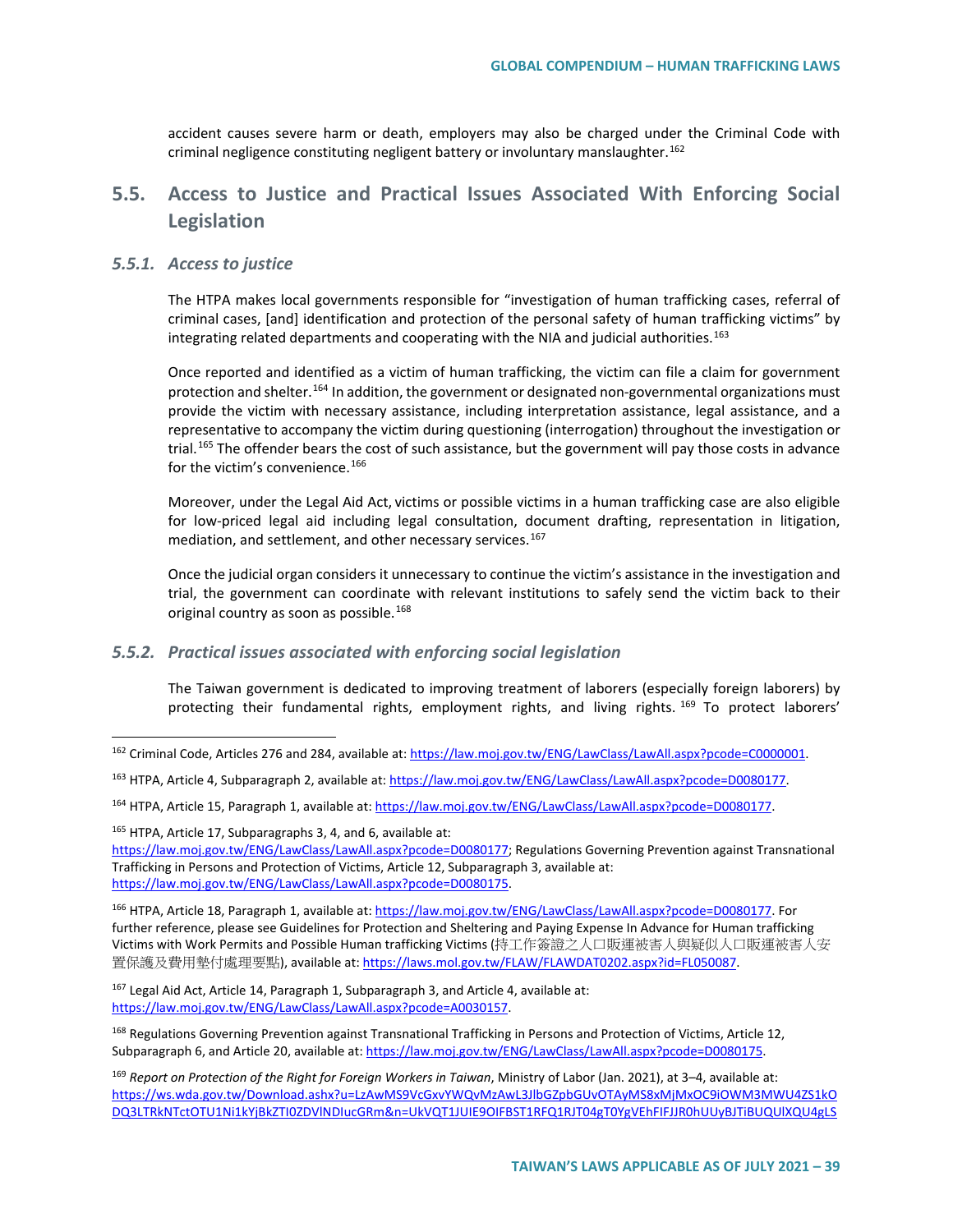accident causes severe harm or death, employers may also be charged under the Criminal Code with criminal negligence constituting negligent battery or involuntary manslaughter.[162]

## 5.5. Access to Justice and Practical Issues Associated With Enforcing Social Legislation

### 5.5.1. *Access to justice*

The HTPA makes local governments responsible for "investigation of human trafficking cases, referral of criminal cases, [and] identification and protection of the personal safety of human trafficking victims" by integrating related departments and cooperating with the NIA and judicial authorities.[163]

Once reported and identified as a victim of human trafficking, the victim can file a claim for government protection and shelter.[164] In addition, the government or designated non-governmental organizations must provide the victim with necessary assistance, including interpretation assistance, legal assistance, and a representative to accompany the victim during questioning (interrogation) throughout the investigation or trial.[165] The offender bears the cost of such assistance, but the government will pay those costs in advance for the victim's convenience.[166]

Moreover, under the Legal Aid Act, victims or possible victims in a human trafficking case are also eligible for low-priced legal aid including legal consultation, document drafting, representation in litigation, mediation, and settlement, and other necessary services.[167]

Once the judicial organ considers it unnecessary to continue the victim's assistance in the investigation and trial, the government can coordinate with relevant institutions to safely send the victim back to their original country as soon as possible.[168]

### 5.5.2. *Practical issues associated with enforcing social legislation*

The Taiwan government is dedicated to improving treatment of laborers (especially foreign laborers) by protecting their fundamental rights, employment rights, and living rights.[169] To protect laborers'

---

[162] Criminal Code, Articles 276 and 284, available at: https://law.moj.gov.tw/ENG/LawClass/LawAll.aspx?pcode=C0000001.

[163] HTPA, Article 4, Subparagraph 2, available at: https://law.moj.gov.tw/ENG/LawClass/LawAll.aspx?pcode=D0080177.

[164] HTPA, Article 15, Paragraph 1, available at: https://law.moj.gov.tw/ENG/LawClass/LawAll.aspx?pcode=D0080177.

[165] HTPA, Article 17, Subparagraphs 3, 4, and 6, available at: https://law.moj.gov.tw/ENG/LawClass/LawAll.aspx?pcode=D0080177; Regulations Governing Prevention against Transnational Trafficking in Persons and Protection of Victims, Article 12, Subparagraph 3, available at: https://law.moj.gov.tw/ENG/LawClass/LawAll.aspx?pcode=D0080175.

[166] HTPA, Article 18, Paragraph 1, available at: https://law.moj.gov.tw/ENG/LawClass/LawAll.aspx?pcode=D0080177. For further reference, please see Guidelines for Protection and Sheltering and Paying Expense In Advance for Human trafficking Victims with Work Permits and Possible Human trafficking Victims (持工作簽證之人口販運被害人與疑似人口販運被害人安置保護及費用墊付處理要點), available at: https://laws.mol.gov.tw/FLAW/FLAWDAT0202.aspx?id=FL050087.

[167] Legal Aid Act, Article 14, Paragraph 1, Subparagraph 3, and Article 4, available at: https://law.moj.gov.tw/ENG/LawClass/LawAll.aspx?pcode=A0030157.

[168] Regulations Governing Prevention against Transnational Trafficking in Persons and Protection of Victims, Article 12, Subparagraph 6, and Article 20, available at: https://law.moj.gov.tw/ENG/LawClass/LawAll.aspx?pcode=D0080175.

[169] *Report on Protection of the Right for Foreign Workers in Taiwan*, Ministry of Labor (Jan. 2021), at 3–4, available at: https://ws.wda.gov.tw/Download.ashx?u=LzAwMS9VcGxvYWQvMzAwL3JlbGZpbGUvOTAyMS8xMjMxOC9iOWM3MWU4ZS1kODQ3LTRkNTctOTU1Ni1kYjBkZTI0ZDVlNDIucGRm&n=UkVQT1JUIE9OIFBST1RFQ1RJT04gT0YgVEhFIFJJR0hUUyBJTiBUQUlXQU4gLS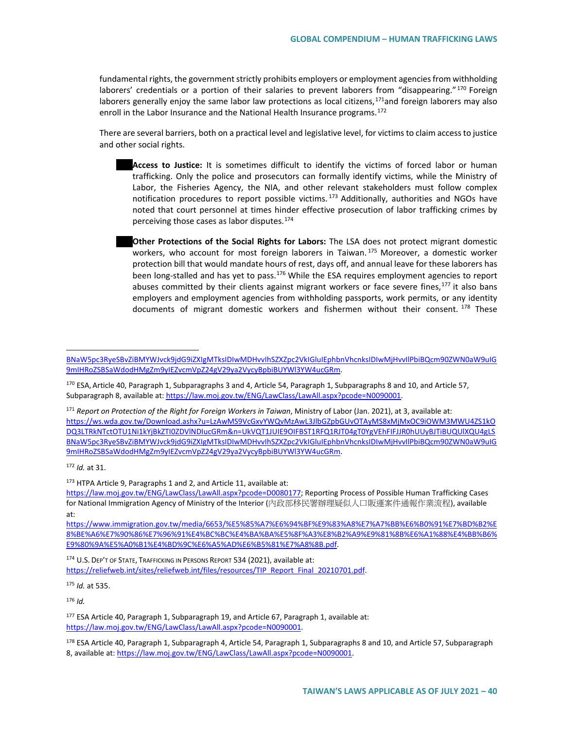fundamental rights, the government strictly prohibits employers or employment agencies from withholding laborers' credentials or a portion of their salaries to prevent laborers from "disappearing."[170] Foreign laborers generally enjoy the same labor law protections as local citizens,[171]and foreign laborers may also enroll in the Labor Insurance and the National Health Insurance programs.[172]

There are several barriers, both on a practical level and legislative level, for victims to claim access to justice and other social rights.

- **Access to Justice:** It is sometimes difficult to identify the victims of forced labor or human trafficking. Only the police and prosecutors can formally identify victims, while the Ministry of Labor, the Fisheries Agency, the NIA, and other relevant stakeholders must follow complex notification procedures to report possible victims.[173] Additionally, authorities and NGOs have noted that court personnel at times hinder effective prosecution of labor trafficking crimes by perceiving those cases as labor disputes.[174]

- **Other Protections of the Social Rights for Labors:** The LSA does not protect migrant domestic workers, who account for most foreign laborers in Taiwan.[175] Moreover, a domestic worker protection bill that would mandate hours of rest, days off, and annual leave for these laborers has been long-stalled and has yet to pass.[176] While the ESA requires employment agencies to report abuses committed by their clients against migrant workers or face severe fines,[177] it also bans employers and employment agencies from withholding passports, work permits, or any identity documents of migrant domestic workers and fishermen without their consent.[178] These

---

BNaW5pc3RyeSBvZiBMYWJvck9jdG9iZXIgMTksIDIwMDHvvIhSZXZpc2VkIGluIEphbnVhcnksIDIwMjHvvIlPbiBQcm90ZWN0aW9uIG9mIHRoZSBSaWdodHMgZm9yIEZvcmVpZ24gV29ya2VycyBpbiBUYWl3YW4ucGRm.

[170] ESA, Article 40, Paragraph 1, Subparagraphs 3 and 4, Article 54, Paragraph 1, Subparagraphs 8 and 10, and Article 57, Subparagraph 8, available at: https://law.moj.gov.tw/ENG/LawClass/LawAll.aspx?pcode=N0090001.

[171] *Report on Protection of the Right for Foreign Workers in Taiwan*, Ministry of Labor (Jan. 2021), at 3, available at: https://ws.wda.gov.tw/Download.ashx?u=LzAwMS9VcGxvYWQvMzAwL3JlbGZpbGUvOTAyMS8xMjMxOC9iOWM3MWU4ZS1kODQ3LTRkNTctOTU1Ni1kYjBkZTI0ZDVlNDIucGRm&n=UkVQT1JUIE9OIFBST1RFQ1RJT04gT0YgVEhFIFJJR0hUUyBJTiBUQUlXQU4gLSBNaW5pc3RyeSBvZiBMYWJvck9jdG9iZXIgMTksIDIwMDHvvIhSZXZpc2VkIGluIEphbnVhcnksIDIwMjHvvIlPbiBQcm90ZWN0aW9uIG9mIHRoZSBSaWdodHMgZm9yIEZvcmVpZ24gV29ya2VycyBpbiBUYWl3YW4ucGRm.

[172] *Id.* at 31.

[173] HTPA Article 9, Paragraphs 1 and 2, and Article 11, available at: https://law.moj.gov.tw/ENG/LawClass/LawAll.aspx?pcode=D0080177; Reporting Process of Possible Human Trafficking Cases for National Immigration Agency of Ministry of the Interior (內政部移民署辦理疑似人口販運案件通報作業流程), available at: https://www.immigration.gov.tw/media/6653/%E5%85%A7%E6%94%BF%E9%83%A8%E7%A7%BB%E6%B0%91%E7%BD%B2%E8%BE%A6%E7%90%86%E7%96%91%E4%BC%BC%E4%BA%BA%E5%8F%A3%E8%B2%A9%E9%81%8B%E6%A1%88%E4%BB%B6%E9%80%9A%E5%A0%B1%E4%BD%9C%E6%A5%AD%E6%B5%81%E7%A8%8B.pdf.

[174] U.S. DEP'T OF STATE, TRAFFICKING IN PERSONS REPORT 534 (2021), available at: https://reliefweb.int/sites/reliefweb.int/files/resources/TIP_Report_Final_20210701.pdf.

[175] *Id.* at 535.

[176] *Id.*

[177] ESA Article 40, Paragraph 1, Subparagraph 19, and Article 67, Paragraph 1, available at: https://law.moj.gov.tw/ENG/LawClass/LawAll.aspx?pcode=N0090001.

[178] ESA Article 40, Paragraph 1, Subparagraph 4, Article 54, Paragraph 1, Subparagraphs 8 and 10, and Article 57, Subparagraph 8, available at: https://law.moj.gov.tw/ENG/LawClass/LawAll.aspx?pcode=N0090001.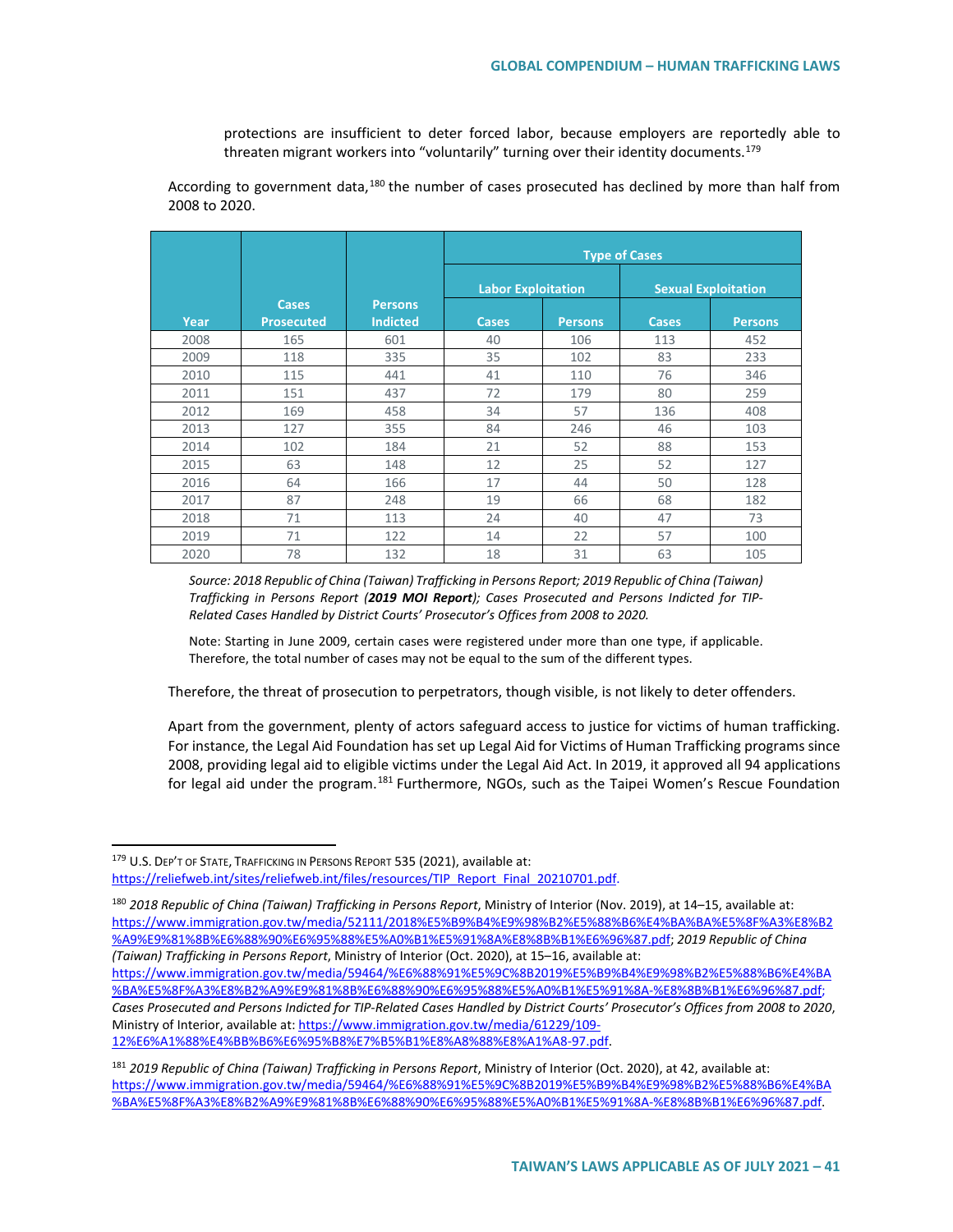protections are insufficient to deter forced labor, because employers are reportedly able to threaten migrant workers into "voluntarily" turning over their identity documents.[179]

According to government data,[180] the number of cases prosecuted has declined by more than half from 2008 to 2020.

| Year | Cases Prosecuted | Persons Indicted | Type of Cases | | | |
|---|---|---|---|---|---|---|
| | | | Labor Exploitation | | Sexual Exploitation | |
| | | | Cases | Persons | Cases | Persons |
| 2008 | 165 | 601 | 40 | 106 | 113 | 452 |
| 2009 | 118 | 335 | 35 | 102 | 83 | 233 |
| 2010 | 115 | 441 | 41 | 110 | 76 | 346 |
| 2011 | 151 | 437 | 72 | 179 | 80 | 259 |
| 2012 | 169 | 458 | 34 | 57 | 136 | 408 |
| 2013 | 127 | 355 | 84 | 246 | 46 | 103 |
| 2014 | 102 | 184 | 21 | 52 | 88 | 153 |
| 2015 | 63 | 148 | 12 | 25 | 52 | 127 |
| 2016 | 64 | 166 | 17 | 44 | 50 | 128 |
| 2017 | 87 | 248 | 19 | 66 | 68 | 182 |
| 2018 | 71 | 113 | 24 | 40 | 47 | 73 |
| 2019 | 71 | 122 | 14 | 22 | 57 | 100 |
| 2020 | 78 | 132 | 18 | 31 | 63 | 105 |

*Source: 2018 Republic of China (Taiwan) Trafficking in Persons Report; 2019 Republic of China (Taiwan) Trafficking in Persons Report (**2019 MOI Report**); Cases Prosecuted and Persons Indicted for TIP-Related Cases Handled by District Courts' Prosecutor's Offices from 2008 to 2020.*

Note: Starting in June 2009, certain cases were registered under more than one type, if applicable. Therefore, the total number of cases may not be equal to the sum of the different types.

Therefore, the threat of prosecution to perpetrators, though visible, is not likely to deter offenders.

Apart from the government, plenty of actors safeguard access to justice for victims of human trafficking. For instance, the Legal Aid Foundation has set up Legal Aid for Victims of Human Trafficking programs since 2008, providing legal aid to eligible victims under the Legal Aid Act. In 2019, it approved all 94 applications for legal aid under the program.[181] Furthermore, NGOs, such as the Taipei Women's Rescue Foundation

---

[179] U.S. DEP'T OF STATE, TRAFFICKING IN PERSONS REPORT 535 (2021), available at: https://reliefweb.int/sites/reliefweb.int/files/resources/TIP_Report_Final_20210701.pdf.

[180] *2018 Republic of China (Taiwan) Trafficking in Persons Report*, Ministry of Interior (Nov. 2019), at 14–15, available at: https://www.immigration.gov.tw/media/52111/2018%E5%B9%B4%E9%98%B2%E5%88%B6%E4%BA%BA%E5%8F%A3%E8%B2%A9%E9%81%8B%E6%88%90%E6%95%88%E5%A0%B1%E5%91%8A%E8%8B%B1%E6%96%87.pdf; *2019 Republic of China (Taiwan) Trafficking in Persons Report*, Ministry of Interior (Oct. 2020), at 15–16, available at: https://www.immigration.gov.tw/media/59464/%E6%88%91%E5%9C%8B2019%E5%B9%B4%E9%98%B2%E5%88%B6%E4%BA%BA%E5%8F%A3%E8%B2%A9%E9%81%8B%E6%88%90%E6%95%88%E5%A0%B1%E5%91%8A-%E8%8B%B1%E6%96%87.pdf; *Cases Prosecuted and Persons Indicted for TIP-Related Cases Handled by District Courts' Prosecutor's Offices from 2008 to 2020*, Ministry of Interior, available at: https://www.immigration.gov.tw/media/61229/109-12%E6%A1%88%E4%BB%B6%E6%95%B8%E7%B5%B1%E8%A8%88%E8%A1%A8-97.pdf.

[181] *2019 Republic of China (Taiwan) Trafficking in Persons Report*, Ministry of Interior (Oct. 2020), at 42, available at: https://www.immigration.gov.tw/media/59464/%E6%88%91%E5%9C%8B2019%E5%B9%B4%E9%98%B2%E5%88%B6%E4%BA%BA%E5%8F%A3%E8%B2%A9%E9%81%8B%E6%88%90%E6%95%88%E5%A0%B1%E5%91%8A-%E8%8B%B1%E6%96%87.pdf.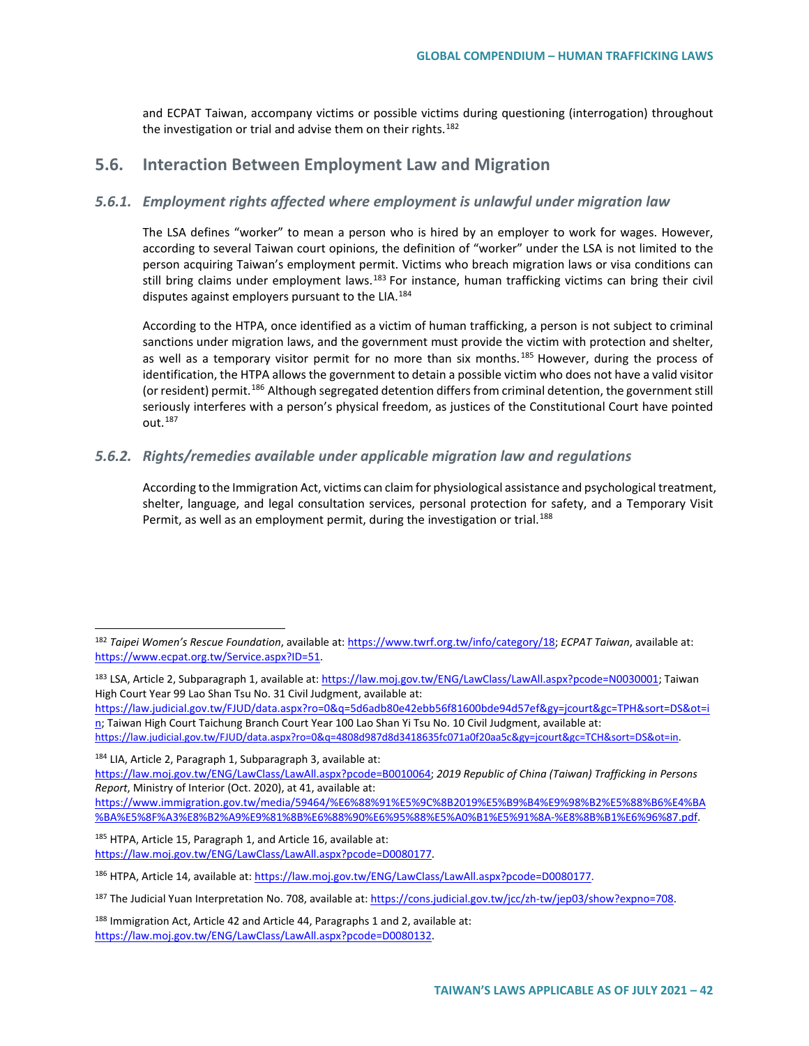and ECPAT Taiwan, accompany victims or possible victims during questioning (interrogation) throughout the investigation or trial and advise them on their rights.[182]

## 5.6. Interaction Between Employment Law and Migration

### *5.6.1. Employment rights affected where employment is unlawful under migration law*

The LSA defines "worker" to mean a person who is hired by an employer to work for wages. However, according to several Taiwan court opinions, the definition of "worker" under the LSA is not limited to the person acquiring Taiwan's employment permit. Victims who breach migration laws or visa conditions can still bring claims under employment laws.[183] For instance, human trafficking victims can bring their civil disputes against employers pursuant to the LIA.[184]

According to the HTPA, once identified as a victim of human trafficking, a person is not subject to criminal sanctions under migration laws, and the government must provide the victim with protection and shelter, as well as a temporary visitor permit for no more than six months.[185] However, during the process of identification, the HTPA allows the government to detain a possible victim who does not have a valid visitor (or resident) permit.[186] Although segregated detention differs from criminal detention, the government still seriously interferes with a person's physical freedom, as justices of the Constitutional Court have pointed out.[187]

### *5.6.2. Rights/remedies available under applicable migration law and regulations*

According to the Immigration Act, victims can claim for physiological assistance and psychological treatment, shelter, language, and legal consultation services, personal protection for safety, and a Temporary Visit Permit, as well as an employment permit, during the investigation or trial.[188]

---

[182] *Taipei Women's Rescue Foundation*, available at: https://www.twrf.org.tw/info/category/18; *ECPAT Taiwan*, available at: https://www.ecpat.org.tw/Service.aspx?ID=51.

[183] LSA, Article 2, Subparagraph 1, available at: https://law.moj.gov.tw/ENG/LawClass/LawAll.aspx?pcode=N0030001; Taiwan High Court Year 99 Lao Shan Tsu No. 31 Civil Judgment, available at: https://law.judicial.gov.tw/FJUD/data.aspx?ro=0&q=5d6adb80e42ebb56f81600bde94d57ef&gy=jcourt&gc=TPH&sort=DS&ot=in; Taiwan High Court Taichung Branch Court Year 100 Lao Shan Yi Tsu No. 10 Civil Judgment, available at: https://law.judicial.gov.tw/FJUD/data.aspx?ro=0&q=4808d987d8d3418635fc071a0f20aa5c&gy=jcourt&gc=TCH&sort=DS&ot=in.

[184] LIA, Article 2, Paragraph 1, Subparagraph 3, available at: https://law.moj.gov.tw/ENG/LawClass/LawAll.aspx?pcode=B0010064; *2019 Republic of China (Taiwan) Trafficking in Persons Report*, Ministry of Interior (Oct. 2020), at 41, available at: https://www.immigration.gov.tw/media/59464/%E6%88%91%E5%9C%8B2019%E5%B9%B4%E9%98%B2%E5%88%B6%E4%BA%BA%E5%8F%A3%E8%B2%A9%E9%81%8B%E6%88%90%E6%95%88%E5%A0%B1%E5%91%8A-%E8%8B%B1%E6%96%87.pdf.

[185] HTPA, Article 15, Paragraph 1, and Article 16, available at: https://law.moj.gov.tw/ENG/LawClass/LawAll.aspx?pcode=D0080177.

[186] HTPA, Article 14, available at: https://law.moj.gov.tw/ENG/LawClass/LawAll.aspx?pcode=D0080177.

[187] The Judicial Yuan Interpretation No. 708, available at: https://cons.judicial.gov.tw/jcc/zh-tw/jep03/show?expno=708.

[188] Immigration Act, Article 42 and Article 44, Paragraphs 1 and 2, available at: https://law.moj.gov.tw/ENG/LawClass/LawAll.aspx?pcode=D0080132.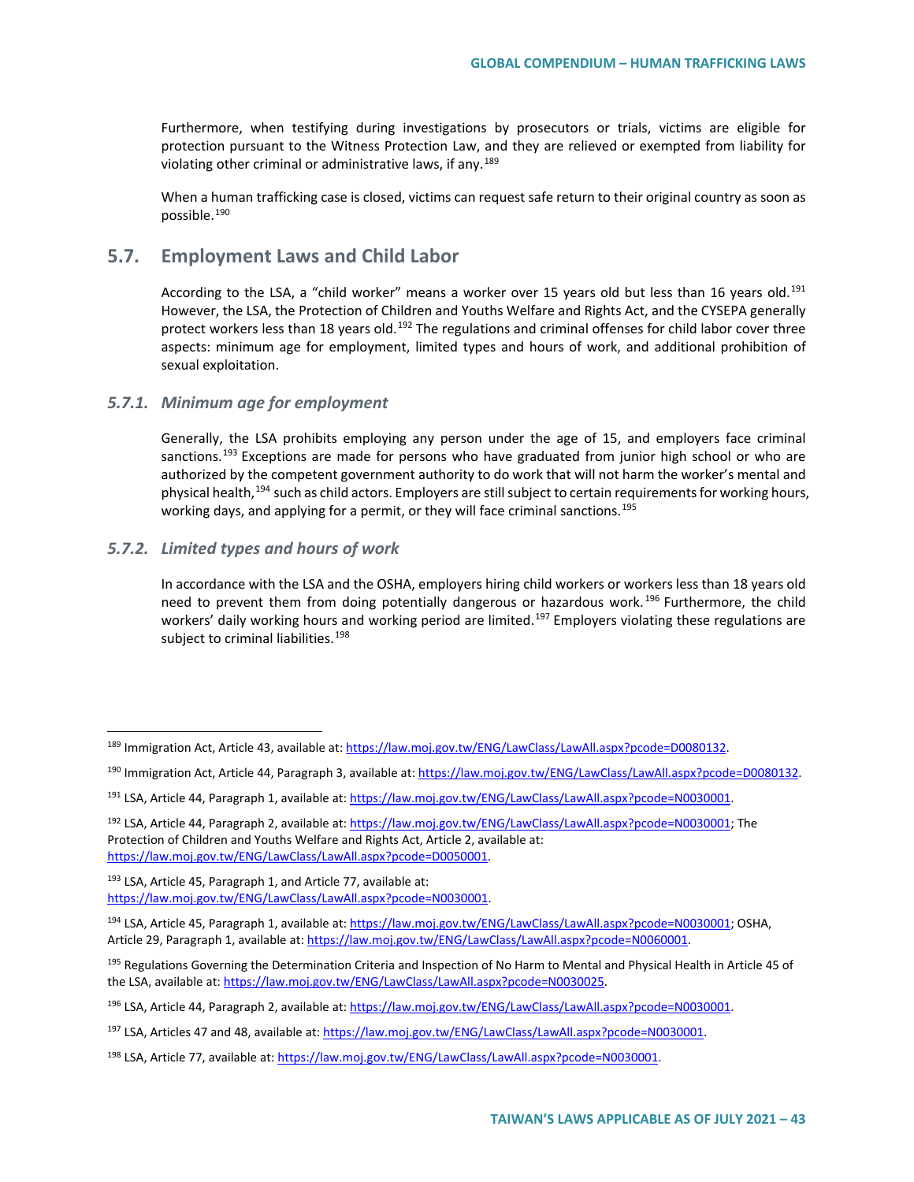Furthermore, when testifying during investigations by prosecutors or trials, victims are eligible for protection pursuant to the Witness Protection Law, and they are relieved or exempted from liability for violating other criminal or administrative laws, if any.[189]

When a human trafficking case is closed, victims can request safe return to their original country as soon as possible.[190]

## 5.7. Employment Laws and Child Labor

According to the LSA, a "child worker" means a worker over 15 years old but less than 16 years old.[191] However, the LSA, the Protection of Children and Youths Welfare and Rights Act, and the CYSEPA generally protect workers less than 18 years old.[192] The regulations and criminal offenses for child labor cover three aspects: minimum age for employment, limited types and hours of work, and additional prohibition of sexual exploitation.

### *5.7.1. Minimum age for employment*

Generally, the LSA prohibits employing any person under the age of 15, and employers face criminal sanctions.[193] Exceptions are made for persons who have graduated from junior high school or who are authorized by the competent government authority to do work that will not harm the worker's mental and physical health,[194] such as child actors. Employers are still subject to certain requirements for working hours, working days, and applying for a permit, or they will face criminal sanctions.[195]

### *5.7.2. Limited types and hours of work*

In accordance with the LSA and the OSHA, employers hiring child workers or workers less than 18 years old need to prevent them from doing potentially dangerous or hazardous work.[196] Furthermore, the child workers' daily working hours and working period are limited.[197] Employers violating these regulations are subject to criminal liabilities.[198]

---

[189] Immigration Act, Article 43, available at: https://law.moj.gov.tw/ENG/LawClass/LawAll.aspx?pcode=D0080132.

[190] Immigration Act, Article 44, Paragraph 3, available at: https://law.moj.gov.tw/ENG/LawClass/LawAll.aspx?pcode=D0080132.

[191] LSA, Article 44, Paragraph 1, available at: https://law.moj.gov.tw/ENG/LawClass/LawAll.aspx?pcode=N0030001.

[192] LSA, Article 44, Paragraph 2, available at: https://law.moj.gov.tw/ENG/LawClass/LawAll.aspx?pcode=N0030001; The Protection of Children and Youths Welfare and Rights Act, Article 2, available at: https://law.moj.gov.tw/ENG/LawClass/LawAll.aspx?pcode=D0050001.

[193] LSA, Article 45, Paragraph 1, and Article 77, available at: https://law.moj.gov.tw/ENG/LawClass/LawAll.aspx?pcode=N0030001.

[194] LSA, Article 45, Paragraph 1, available at: https://law.moj.gov.tw/ENG/LawClass/LawAll.aspx?pcode=N0030001; OSHA, Article 29, Paragraph 1, available at: https://law.moj.gov.tw/ENG/LawClass/LawAll.aspx?pcode=N0060001.

[195] Regulations Governing the Determination Criteria and Inspection of No Harm to Mental and Physical Health in Article 45 of the LSA, available at: https://law.moj.gov.tw/ENG/LawClass/LawAll.aspx?pcode=N0030025.

[196] LSA, Article 44, Paragraph 2, available at: https://law.moj.gov.tw/ENG/LawClass/LawAll.aspx?pcode=N0030001.

[197] LSA, Articles 47 and 48, available at: https://law.moj.gov.tw/ENG/LawClass/LawAll.aspx?pcode=N0030001.

[198] LSA, Article 77, available at: https://law.moj.gov.tw/ENG/LawClass/LawAll.aspx?pcode=N0030001.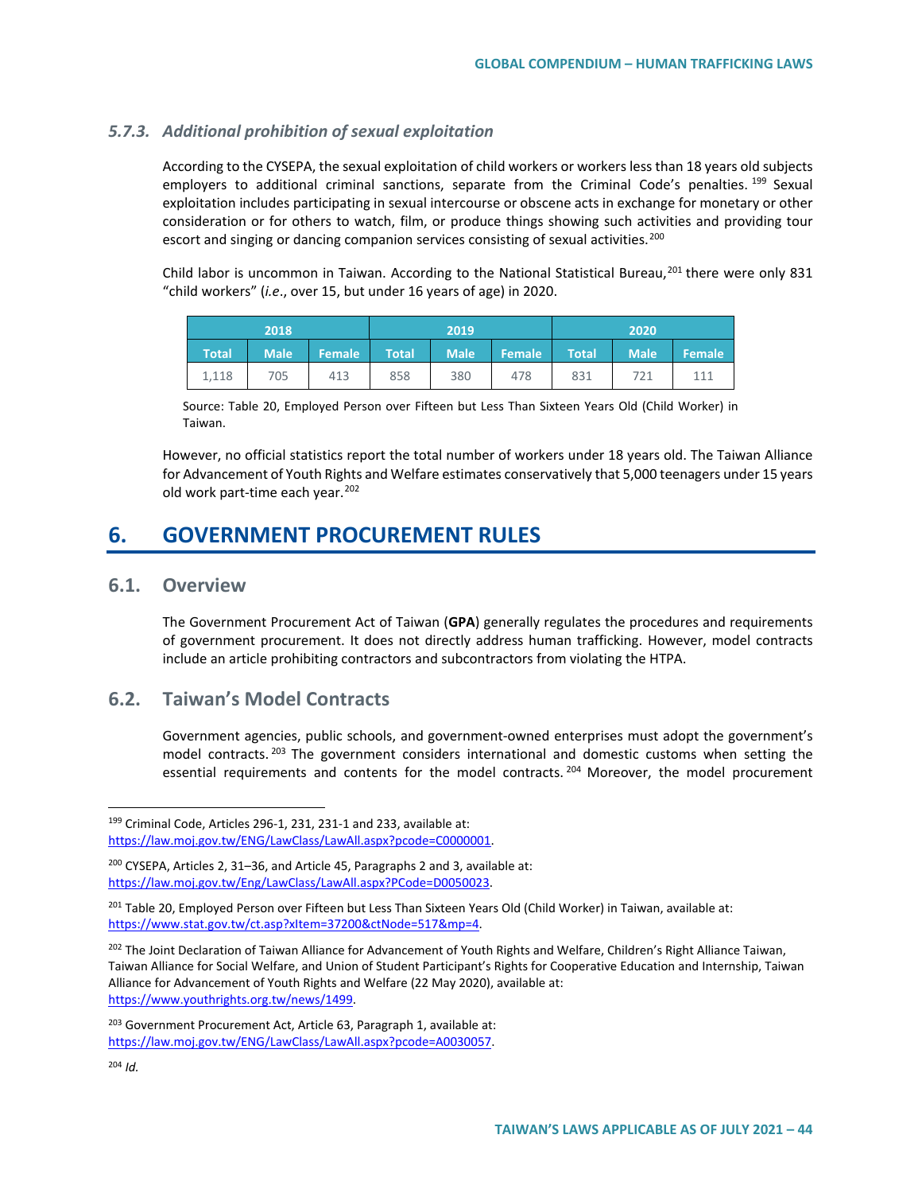### 5.7.3. *Additional prohibition of sexual exploitation*

According to the CYSEPA, the sexual exploitation of child workers or workers less than 18 years old subjects employers to additional criminal sanctions, separate from the Criminal Code's penalties.[199] Sexual exploitation includes participating in sexual intercourse or obscene acts in exchange for monetary or other consideration or for others to watch, film, or produce things showing such activities and providing tour escort and singing or dancing companion services consisting of sexual activities.[200]

Child labor is uncommon in Taiwan. According to the National Statistical Bureau,[201] there were only 831 "child workers" (*i.e*., over 15, but under 16 years of age) in 2020.

| 2018 | | | 2019 | | | 2020 | | |
|---|---|---|---|---|---|---|---|---|
| Total | Male | Female | Total | Male | Female | Total | Male | Female |
| 1,118 | 705 | 413 | 858 | 380 | 478 | 831 | 721 | 111 |

Source: Table 20, Employed Person over Fifteen but Less Than Sixteen Years Old (Child Worker) in Taiwan.

However, no official statistics report the total number of workers under 18 years old. The Taiwan Alliance for Advancement of Youth Rights and Welfare estimates conservatively that 5,000 teenagers under 15 years old work part-time each year.[202]

# 6. GOVERNMENT PROCUREMENT RULES

## 6.1. Overview

The Government Procurement Act of Taiwan (**GPA**) generally regulates the procedures and requirements of government procurement. It does not directly address human trafficking. However, model contracts include an article prohibiting contractors and subcontractors from violating the HTPA.

## 6.2. Taiwan's Model Contracts

Government agencies, public schools, and government-owned enterprises must adopt the government's model contracts.[203] The government considers international and domestic customs when setting the essential requirements and contents for the model contracts.[204] Moreover, the model procurement

---

[199] Criminal Code, Articles 296-1, 231, 231-1 and 233, available at: https://law.moj.gov.tw/ENG/LawClass/LawAll.aspx?pcode=C0000001.

[200] CYSEPA, Articles 2, 31–36, and Article 45, Paragraphs 2 and 3, available at: https://law.moj.gov.tw/Eng/LawClass/LawAll.aspx?PCode=D0050023.

[201] Table 20, Employed Person over Fifteen but Less Than Sixteen Years Old (Child Worker) in Taiwan, available at: https://www.stat.gov.tw/ct.asp?xItem=37200&ctNode=517&mp=4.

[202] The Joint Declaration of Taiwan Alliance for Advancement of Youth Rights and Welfare, Children's Right Alliance Taiwan, Taiwan Alliance for Social Welfare, and Union of Student Participant's Rights for Cooperative Education and Internship, Taiwan Alliance for Advancement of Youth Rights and Welfare (22 May 2020), available at: https://www.youthrights.org.tw/news/1499.

[203] Government Procurement Act, Article 63, Paragraph 1, available at: https://law.moj.gov.tw/ENG/LawClass/LawAll.aspx?pcode=A0030057.

[204] *Id.*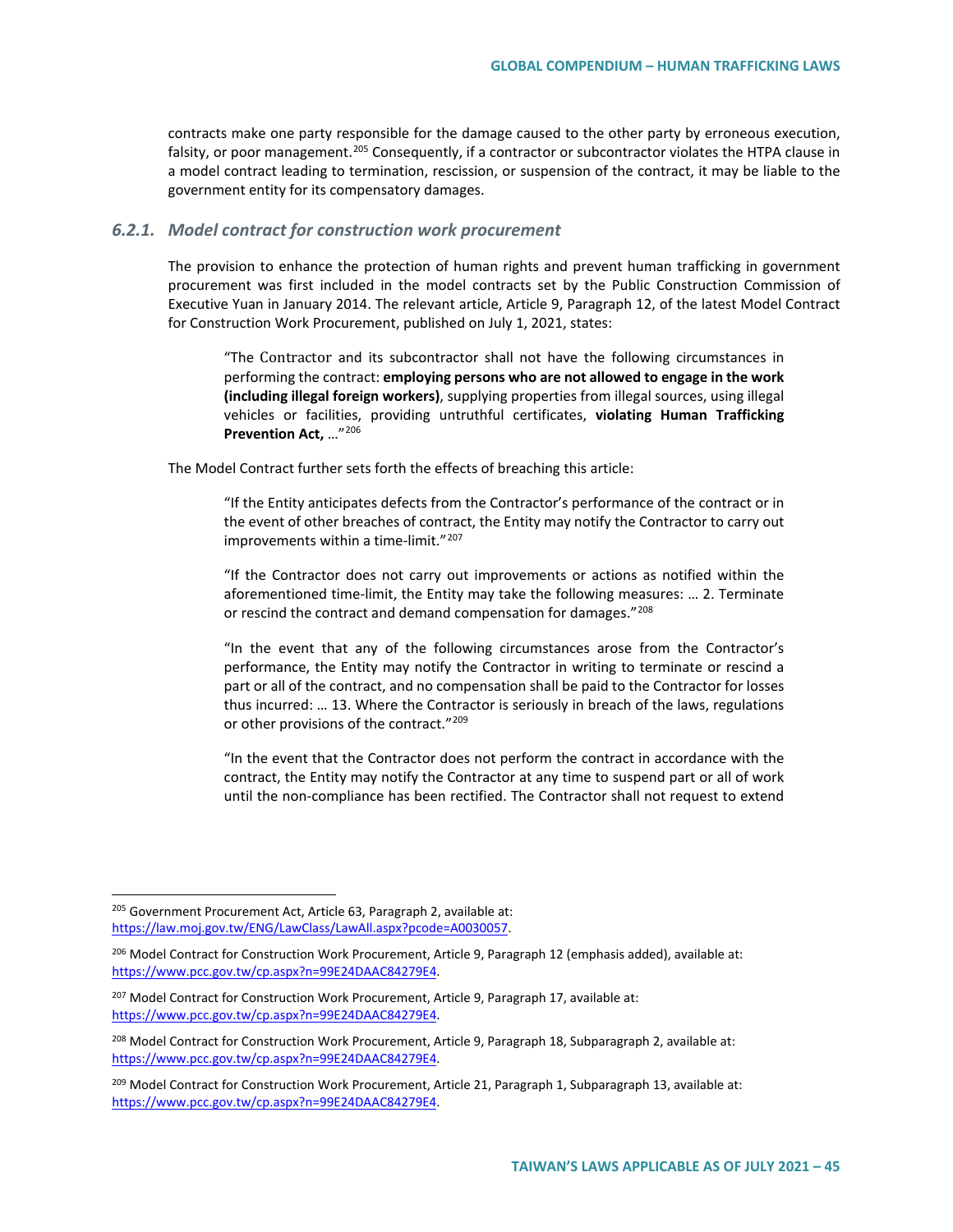contracts make one party responsible for the damage caused to the other party by erroneous execution, falsity, or poor management.[205] Consequently, if a contractor or subcontractor violates the HTPA clause in a model contract leading to termination, rescission, or suspension of the contract, it may be liable to the government entity for its compensatory damages.

### *6.2.1. Model contract for construction work procurement*

The provision to enhance the protection of human rights and prevent human trafficking in government procurement was first included in the model contracts set by the Public Construction Commission of Executive Yuan in January 2014. The relevant article, Article 9, Paragraph 12, of the latest Model Contract for Construction Work Procurement, published on July 1, 2021, states:

> "The Contractor and its subcontractor shall not have the following circumstances in performing the contract: **employing persons who are not allowed to engage in the work (including illegal foreign workers)**, supplying properties from illegal sources, using illegal vehicles or facilities, providing untruthful certificates, **violating Human Trafficking Prevention Act,** …"[206]

The Model Contract further sets forth the effects of breaching this article:

> "If the Entity anticipates defects from the Contractor's performance of the contract or in the event of other breaches of contract, the Entity may notify the Contractor to carry out improvements within a time-limit."[207]
>
> "If the Contractor does not carry out improvements or actions as notified within the aforementioned time-limit, the Entity may take the following measures: … 2. Terminate or rescind the contract and demand compensation for damages."[208]
>
> "In the event that any of the following circumstances arose from the Contractor's performance, the Entity may notify the Contractor in writing to terminate or rescind a part or all of the contract, and no compensation shall be paid to the Contractor for losses thus incurred: … 13. Where the Contractor is seriously in breach of the laws, regulations or other provisions of the contract."[209]
>
> "In the event that the Contractor does not perform the contract in accordance with the contract, the Entity may notify the Contractor at any time to suspend part or all of work until the non-compliance has been rectified. The Contractor shall not request to extend

---

[205] Government Procurement Act, Article 63, Paragraph 2, available at: https://law.moj.gov.tw/ENG/LawClass/LawAll.aspx?pcode=A0030057.

[206] Model Contract for Construction Work Procurement, Article 9, Paragraph 12 (emphasis added), available at: https://www.pcc.gov.tw/cp.aspx?n=99E24DAAC84279E4.

[207] Model Contract for Construction Work Procurement, Article 9, Paragraph 17, available at: https://www.pcc.gov.tw/cp.aspx?n=99E24DAAC84279E4.

[208] Model Contract for Construction Work Procurement, Article 9, Paragraph 18, Subparagraph 2, available at: https://www.pcc.gov.tw/cp.aspx?n=99E24DAAC84279E4.

[209] Model Contract for Construction Work Procurement, Article 21, Paragraph 1, Subparagraph 13, available at: https://www.pcc.gov.tw/cp.aspx?n=99E24DAAC84279E4.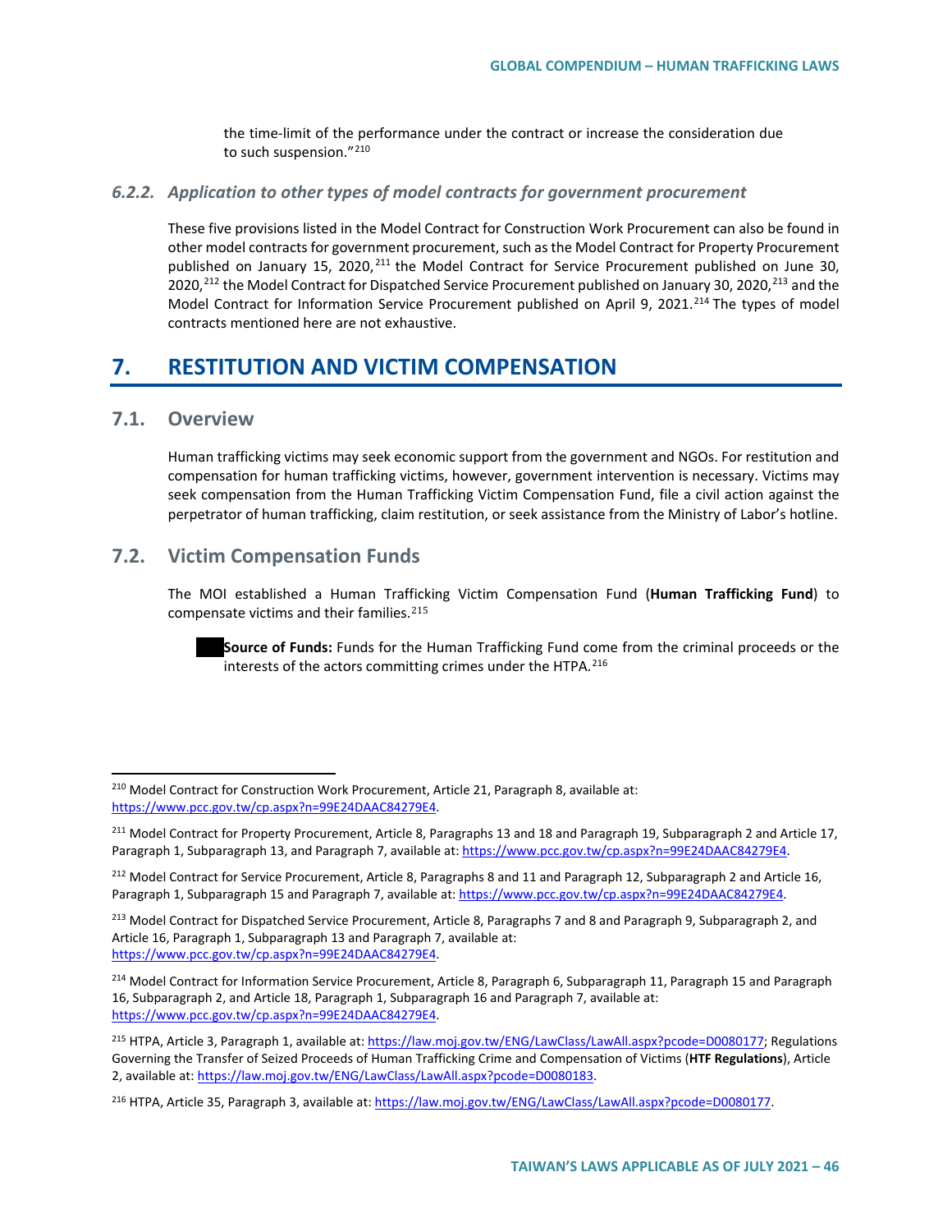the time-limit of the performance under the contract or increase the consideration due to such suspension."[210]

### *6.2.2. Application to other types of model contracts for government procurement*

These five provisions listed in the Model Contract for Construction Work Procurement can also be found in other model contracts for government procurement, such as the Model Contract for Property Procurement published on January 15, 2020,[211] the Model Contract for Service Procurement published on June 30, 2020,[212] the Model Contract for Dispatched Service Procurement published on January 30, 2020,[213] and the Model Contract for Information Service Procurement published on April 9, 2021.[214] The types of model contracts mentioned here are not exhaustive.

# 7. RESTITUTION AND VICTIM COMPENSATION

## 7.1. Overview

Human trafficking victims may seek economic support from the government and NGOs. For restitution and compensation for human trafficking victims, however, government intervention is necessary. Victims may seek compensation from the Human Trafficking Victim Compensation Fund, file a civil action against the perpetrator of human trafficking, claim restitution, or seek assistance from the Ministry of Labor's hotline.

## 7.2. Victim Compensation Funds

The MOI established a Human Trafficking Victim Compensation Fund (**Human Trafficking Fund**) to compensate victims and their families.[215]

- **Source of Funds:** Funds for the Human Trafficking Fund come from the criminal proceeds or the interests of the actors committing crimes under the HTPA.[216]

---

[210] Model Contract for Construction Work Procurement, Article 21, Paragraph 8, available at: https://www.pcc.gov.tw/cp.aspx?n=99E24DAAC84279E4.

[211] Model Contract for Property Procurement, Article 8, Paragraphs 13 and 18 and Paragraph 19, Subparagraph 2 and Article 17, Paragraph 1, Subparagraph 13, and Paragraph 7, available at: https://www.pcc.gov.tw/cp.aspx?n=99E24DAAC84279E4.

[212] Model Contract for Service Procurement, Article 8, Paragraphs 8 and 11 and Paragraph 12, Subparagraph 2 and Article 16, Paragraph 1, Subparagraph 15 and Paragraph 7, available at: https://www.pcc.gov.tw/cp.aspx?n=99E24DAAC84279E4.

[213] Model Contract for Dispatched Service Procurement, Article 8, Paragraphs 7 and 8 and Paragraph 9, Subparagraph 2, and Article 16, Paragraph 1, Subparagraph 13 and Paragraph 7, available at: https://www.pcc.gov.tw/cp.aspx?n=99E24DAAC84279E4.

[214] Model Contract for Information Service Procurement, Article 8, Paragraph 6, Subparagraph 11, Paragraph 15 and Paragraph 16, Subparagraph 2, and Article 18, Paragraph 1, Subparagraph 16 and Paragraph 7, available at: https://www.pcc.gov.tw/cp.aspx?n=99E24DAAC84279E4.

[215] HTPA, Article 3, Paragraph 1, available at: https://law.moj.gov.tw/ENG/LawClass/LawAll.aspx?pcode=D0080177; Regulations Governing the Transfer of Seized Proceeds of Human Trafficking Crime and Compensation of Victims (**HTF Regulations**), Article 2, available at: https://law.moj.gov.tw/ENG/LawClass/LawAll.aspx?pcode=D0080183.

[216] HTPA, Article 35, Paragraph 3, available at: https://law.moj.gov.tw/ENG/LawClass/LawAll.aspx?pcode=D0080177.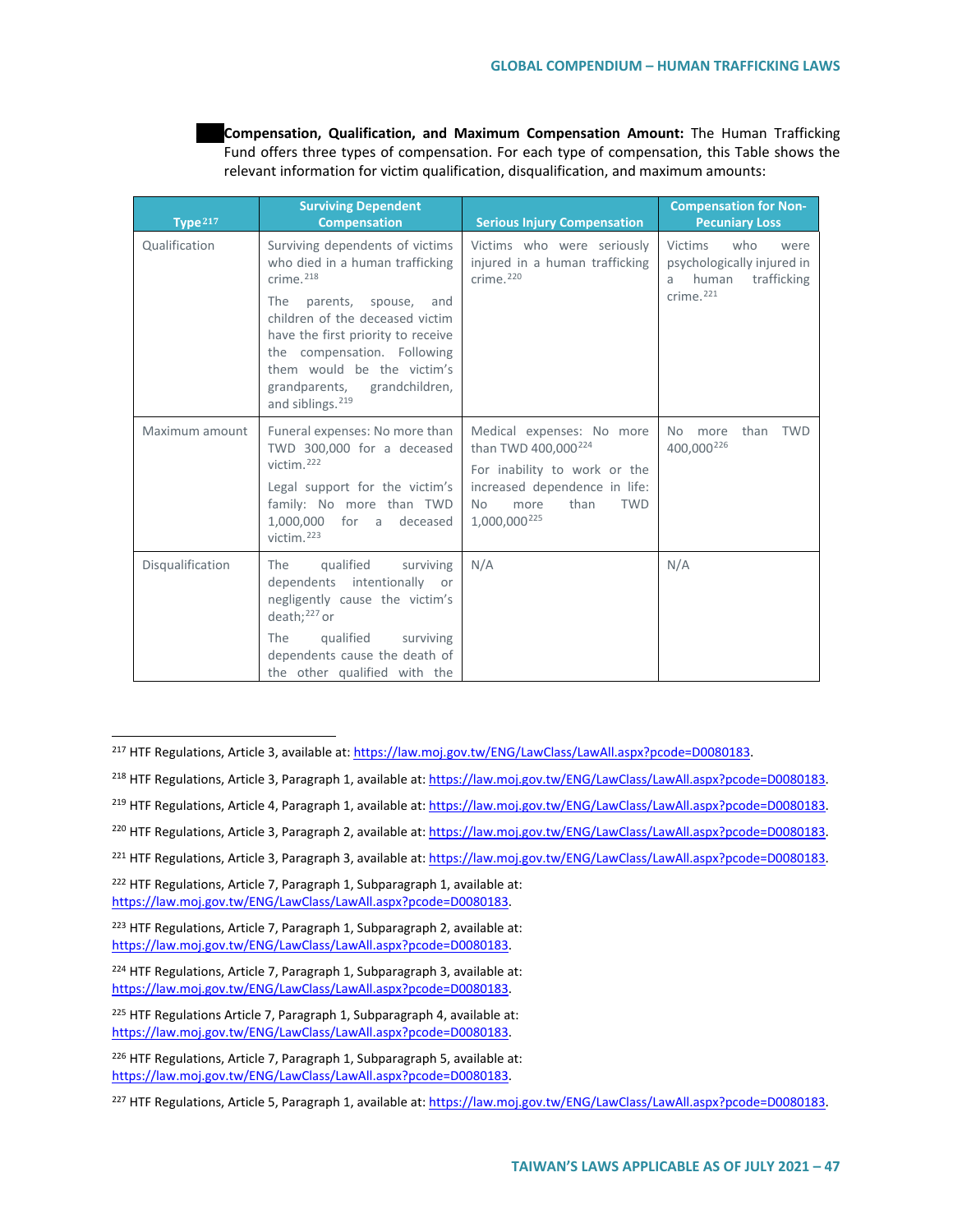**Compensation, Qualification, and Maximum Compensation Amount:** The Human Trafficking Fund offers three types of compensation. For each type of compensation, this Table shows the relevant information for victim qualification, disqualification, and maximum amounts:

| Type[217] | Surviving Dependent Compensation | Serious Injury Compensation | Compensation for Non-Pecuniary Loss |
|---|---|---|---|
| Qualification | Surviving dependents of victims who died in a human trafficking crime.[218] The parents, spouse, and children of the deceased victim have the first priority to receive the compensation. Following them would be the victim's grandparents, grandchildren, and siblings.[219] | Victims who were seriously injured in a human trafficking crime.[220] | Victims who were psychologically injured in a human trafficking crime.[221] |
| Maximum amount | Funeral expenses: No more than TWD 300,000 for a deceased victim.[222] Legal support for the victim's family: No more than TWD 1,000,000 for a deceased victim.[223] | Medical expenses: No more than TWD 400,000[224] For inability to work or the increased dependence in life: No more than TWD 1,000,000[225] | No more than TWD 400,000[226] |
| Disqualification | The qualified surviving dependents intentionally or negligently cause the victim's death;[227] or The qualified surviving dependents cause the death of the other qualified with the | N/A | N/A |

[217] HTF Regulations, Article 3, available at: https://law.moj.gov.tw/ENG/LawClass/LawAll.aspx?pcode=D0080183.

[218] HTF Regulations, Article 3, Paragraph 1, available at: https://law.moj.gov.tw/ENG/LawClass/LawAll.aspx?pcode=D0080183.

[219] HTF Regulations, Article 4, Paragraph 1, available at: https://law.moj.gov.tw/ENG/LawClass/LawAll.aspx?pcode=D0080183.

[220] HTF Regulations, Article 3, Paragraph 2, available at: https://law.moj.gov.tw/ENG/LawClass/LawAll.aspx?pcode=D0080183.

[221] HTF Regulations, Article 3, Paragraph 3, available at: https://law.moj.gov.tw/ENG/LawClass/LawAll.aspx?pcode=D0080183.

[222] HTF Regulations, Article 7, Paragraph 1, Subparagraph 1, available at: https://law.moj.gov.tw/ENG/LawClass/LawAll.aspx?pcode=D0080183.

[223] HTF Regulations, Article 7, Paragraph 1, Subparagraph 2, available at: https://law.moj.gov.tw/ENG/LawClass/LawAll.aspx?pcode=D0080183.

[224] HTF Regulations, Article 7, Paragraph 1, Subparagraph 3, available at: https://law.moj.gov.tw/ENG/LawClass/LawAll.aspx?pcode=D0080183.

[225] HTF Regulations Article 7, Paragraph 1, Subparagraph 4, available at: https://law.moj.gov.tw/ENG/LawClass/LawAll.aspx?pcode=D0080183.

[226] HTF Regulations, Article 7, Paragraph 1, Subparagraph 5, available at: https://law.moj.gov.tw/ENG/LawClass/LawAll.aspx?pcode=D0080183.

[227] HTF Regulations, Article 5, Paragraph 1, available at: https://law.moj.gov.tw/ENG/LawClass/LawAll.aspx?pcode=D0080183.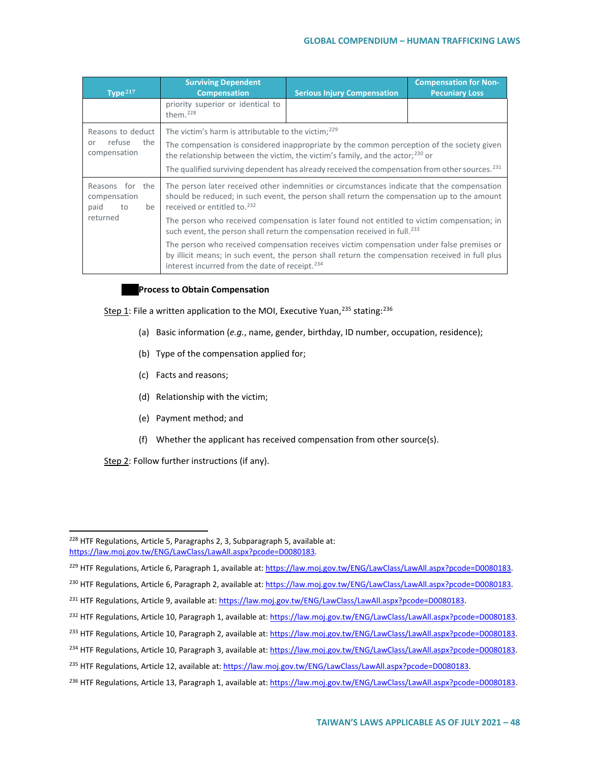| Type[217] | Surviving Dependent Compensation | Serious Injury Compensation | Compensation for Non-Pecuniary Loss |
|---|---|---|---|
| | priority superior or identical to them.[228] | | |
| Reasons to deduct or refuse the compensation | The victim's harm is attributable to the victim;[229] The compensation is considered inappropriate by the common perception of the society given the relationship between the victim, the victim's family, and the actor;[230] or The qualified surviving dependent has already received the compensation from other sources.[231] | | |
| Reasons for the compensation paid to be returned | The person later received other indemnities or circumstances indicate that the compensation should be reduced; in such event, the person shall return the compensation up to the amount received or entitled to.[232] The person who received compensation is later found not entitled to victim compensation; in such event, the person shall return the compensation received in full.[233] The person who received compensation receives victim compensation under false premises or by illicit means; in such event, the person shall return the compensation received in full plus interest incurred from the date of receipt.[234] | | |

**Process to Obtain Compensation**

Step 1: File a written application to the MOI, Executive Yuan,[235] stating:[236]

(a) Basic information (*e.g.*, name, gender, birthday, ID number, occupation, residence);

(b) Type of the compensation applied for;

(c) Facts and reasons;

(d) Relationship with the victim;

(e) Payment method; and

(f) Whether the applicant has received compensation from other source(s).

Step 2: Follow further instructions (if any).

---

[228] HTF Regulations, Article 5, Paragraphs 2, 3, Subparagraph 5, available at: https://law.moj.gov.tw/ENG/LawClass/LawAll.aspx?pcode=D0080183.

[229] HTF Regulations, Article 6, Paragraph 1, available at: https://law.moj.gov.tw/ENG/LawClass/LawAll.aspx?pcode=D0080183.

[230] HTF Regulations, Article 6, Paragraph 2, available at: https://law.moj.gov.tw/ENG/LawClass/LawAll.aspx?pcode=D0080183.

[231] HTF Regulations, Article 9, available at: https://law.moj.gov.tw/ENG/LawClass/LawAll.aspx?pcode=D0080183.

[232] HTF Regulations, Article 10, Paragraph 1, available at: https://law.moj.gov.tw/ENG/LawClass/LawAll.aspx?pcode=D0080183.

[233] HTF Regulations, Article 10, Paragraph 2, available at: https://law.moj.gov.tw/ENG/LawClass/LawAll.aspx?pcode=D0080183.

[234] HTF Regulations, Article 10, Paragraph 3, available at: https://law.moj.gov.tw/ENG/LawClass/LawAll.aspx?pcode=D0080183.

[235] HTF Regulations, Article 12, available at: https://law.moj.gov.tw/ENG/LawClass/LawAll.aspx?pcode=D0080183.

[236] HTF Regulations, Article 13, Paragraph 1, available at: https://law.moj.gov.tw/ENG/LawClass/LawAll.aspx?pcode=D0080183.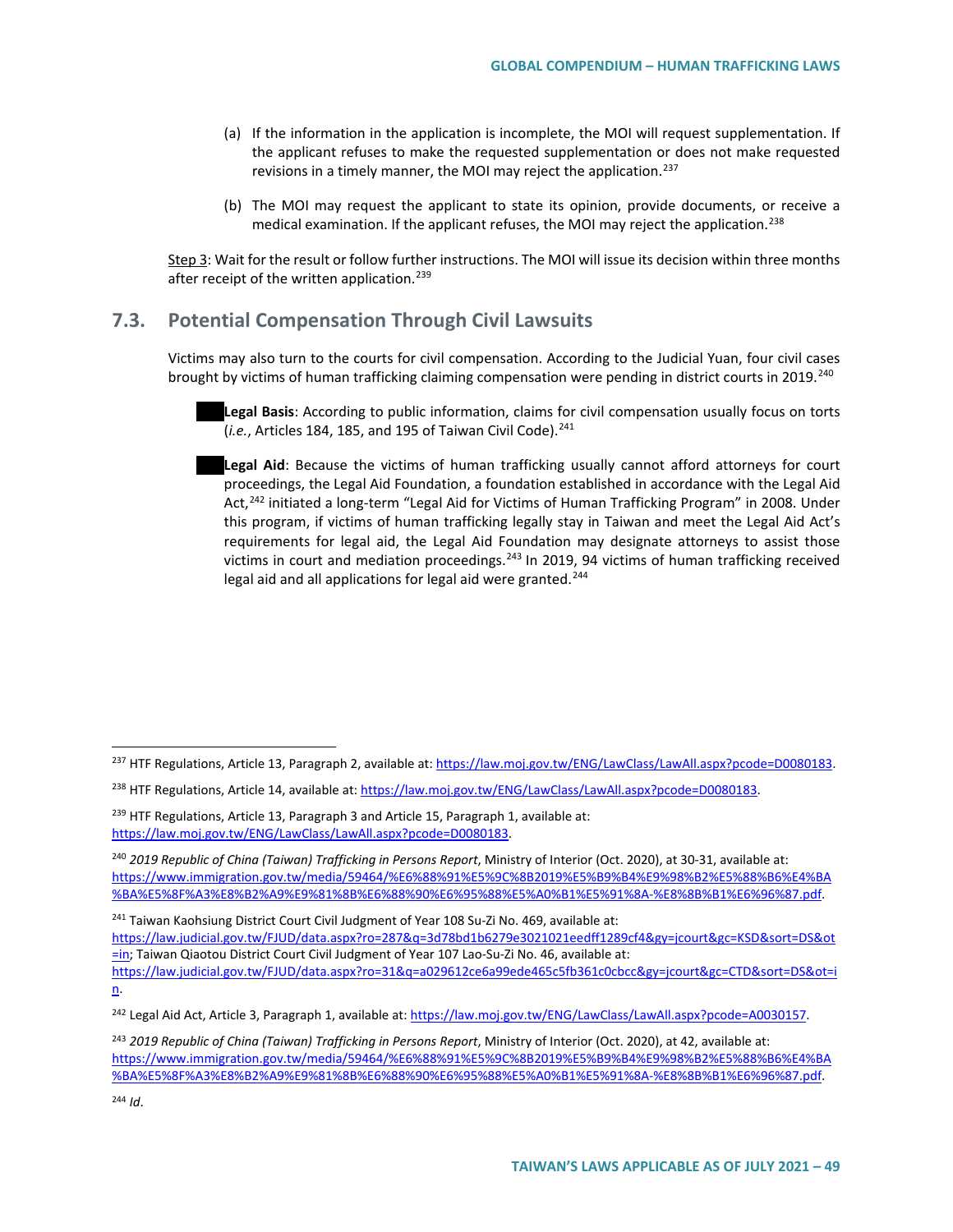(a) If the information in the application is incomplete, the MOI will request supplementation. If the applicant refuses to make the requested supplementation or does not make requested revisions in a timely manner, the MOI may reject the application.[237]

(b) The MOI may request the applicant to state its opinion, provide documents, or receive a medical examination. If the applicant refuses, the MOI may reject the application.[238]

Step 3: Wait for the result or follow further instructions. The MOI will issue its decision within three months after receipt of the written application.[239]

## 7.3. Potential Compensation Through Civil Lawsuits

Victims may also turn to the courts for civil compensation. According to the Judicial Yuan, four civil cases brought by victims of human trafficking claiming compensation were pending in district courts in 2019.[240]

- **Legal Basis**: According to public information, claims for civil compensation usually focus on torts (*i.e.*, Articles 184, 185, and 195 of Taiwan Civil Code).[241]

- **Legal Aid**: Because the victims of human trafficking usually cannot afford attorneys for court proceedings, the Legal Aid Foundation, a foundation established in accordance with the Legal Aid Act,[242] initiated a long-term "Legal Aid for Victims of Human Trafficking Program" in 2008. Under this program, if victims of human trafficking legally stay in Taiwan and meet the Legal Aid Act's requirements for legal aid, the Legal Aid Foundation may designate attorneys to assist those victims in court and mediation proceedings.[243] In 2019, 94 victims of human trafficking received legal aid and all applications for legal aid were granted.[244]

---

[237] HTF Regulations, Article 13, Paragraph 2, available at: https://law.moj.gov.tw/ENG/LawClass/LawAll.aspx?pcode=D0080183.

[238] HTF Regulations, Article 14, available at: https://law.moj.gov.tw/ENG/LawClass/LawAll.aspx?pcode=D0080183.

[239] HTF Regulations, Article 13, Paragraph 3 and Article 15, Paragraph 1, available at: https://law.moj.gov.tw/ENG/LawClass/LawAll.aspx?pcode=D0080183.

[240] *2019 Republic of China (Taiwan) Trafficking in Persons Report*, Ministry of Interior (Oct. 2020), at 30-31, available at: https://www.immigration.gov.tw/media/59464/%E6%88%91%E5%9C%8B2019%E5%B9%B4%E9%98%B2%E5%88%B6%E4%BA%BA%E5%8F%A3%E8%B2%A9%E9%81%8B%E6%88%90%E6%95%88%E5%A0%B1%E5%91%8A-%E8%8B%B1%E6%96%87.pdf.

[241] Taiwan Kaohsiung District Court Civil Judgment of Year 108 Su-Zi No. 469, available at: https://law.judicial.gov.tw/FJUD/data.aspx?ro=287&q=3d78bd1b6279e3021021eedff1289cf4&gy=jcourt&gc=KSD&sort=DS&ot=in; Taiwan Qiaotou District Court Civil Judgment of Year 107 Lao-Su-Zi No. 46, available at: https://law.judicial.gov.tw/FJUD/data.aspx?ro=31&q=a029612ce6a99ede465c5fb361c0cbcc&gy=jcourt&gc=CTD&sort=DS&ot=in.

[242] Legal Aid Act, Article 3, Paragraph 1, available at: https://law.moj.gov.tw/ENG/LawClass/LawAll.aspx?pcode=A0030157.

[243] *2019 Republic of China (Taiwan) Trafficking in Persons Report*, Ministry of Interior (Oct. 2020), at 42, available at: https://www.immigration.gov.tw/media/59464/%E6%88%91%E5%9C%8B2019%E5%B9%B4%E9%98%B2%E5%88%B6%E4%BA%BA%E5%8F%A3%E8%B2%A9%E9%81%8B%E6%88%90%E6%95%88%E5%A0%B1%E5%91%8A-%E8%8B%B1%E6%96%87.pdf.

[244] *Id*.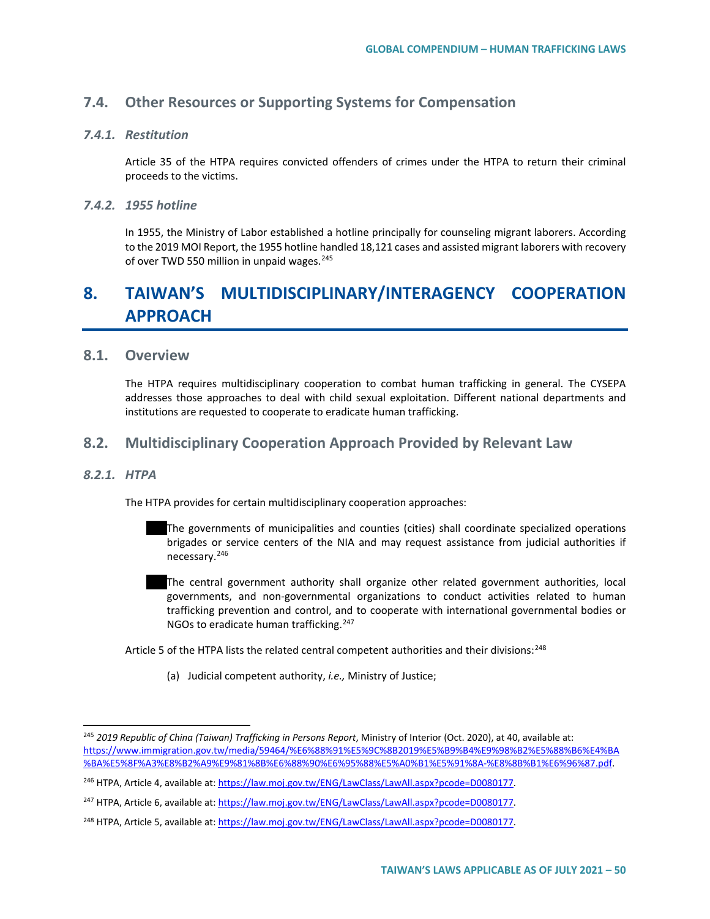## 7.4. Other Resources or Supporting Systems for Compensation

### *7.4.1. Restitution*

Article 35 of the HTPA requires convicted offenders of crimes under the HTPA to return their criminal proceeds to the victims.

### *7.4.2. 1955 hotline*

In 1955, the Ministry of Labor established a hotline principally for counseling migrant laborers. According to the 2019 MOI Report, the 1955 hotline handled 18,121 cases and assisted migrant laborers with recovery of over TWD 550 million in unpaid wages.[245]

# 8. TAIWAN'S MULTIDISCIPLINARY/INTERAGENCY COOPERATION APPROACH

## 8.1. Overview

The HTPA requires multidisciplinary cooperation to combat human trafficking in general. The CYSEPA addresses those approaches to deal with child sexual exploitation. Different national departments and institutions are requested to cooperate to eradicate human trafficking.

## 8.2. Multidisciplinary Cooperation Approach Provided by Relevant Law

### *8.2.1. HTPA*

The HTPA provides for certain multidisciplinary cooperation approaches:

- The governments of municipalities and counties (cities) shall coordinate specialized operations brigades or service centers of the NIA and may request assistance from judicial authorities if necessary.[246]
- The central government authority shall organize other related government authorities, local governments, and non-governmental organizations to conduct activities related to human trafficking prevention and control, and to cooperate with international governmental bodies or NGOs to eradicate human trafficking.[247]

Article 5 of the HTPA lists the related central competent authorities and their divisions:[248]

(a) Judicial competent authority, *i.e.,* Ministry of Justice;

---

[245] *2019 Republic of China (Taiwan) Trafficking in Persons Report*, Ministry of Interior (Oct. 2020), at 40, available at: https://www.immigration.gov.tw/media/59464/%E6%88%91%E5%9C%8B2019%E5%B9%B4%E9%98%B2%E5%88%B6%E4%BA%BA%E5%8F%A3%E8%B2%A9%E9%81%8B%E6%88%90%E6%95%88%E5%A0%B1%E5%91%8A-%E8%8B%B1%E6%96%87.pdf.

[246] HTPA, Article 4, available at: https://law.moj.gov.tw/ENG/LawClass/LawAll.aspx?pcode=D0080177.

[247] HTPA, Article 6, available at: https://law.moj.gov.tw/ENG/LawClass/LawAll.aspx?pcode=D0080177.

[248] HTPA, Article 5, available at: https://law.moj.gov.tw/ENG/LawClass/LawAll.aspx?pcode=D0080177.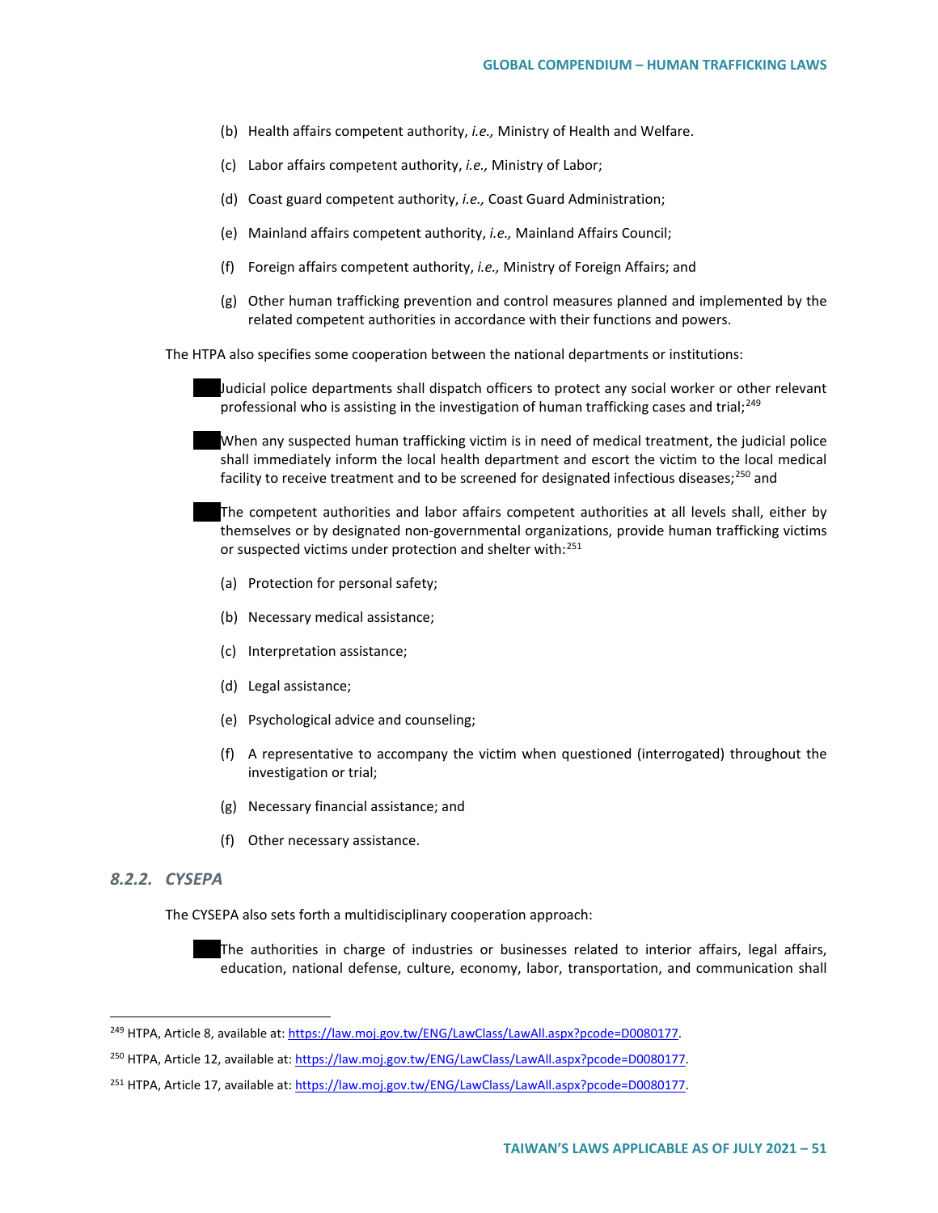(b) Health affairs competent authority, *i.e.,* Ministry of Health and Welfare.

(c) Labor affairs competent authority, *i.e.,* Ministry of Labor;

(d) Coast guard competent authority, *i.e.,* Coast Guard Administration;

(e) Mainland affairs competent authority, *i.e.,* Mainland Affairs Council;

(f) Foreign affairs competent authority, *i.e.,* Ministry of Foreign Affairs; and

(g) Other human trafficking prevention and control measures planned and implemented by the related competent authorities in accordance with their functions and powers.

The HTPA also specifies some cooperation between the national departments or institutions:

- Judicial police departments shall dispatch officers to protect any social worker or other relevant professional who is assisting in the investigation of human trafficking cases and trial;[249]

- When any suspected human trafficking victim is in need of medical treatment, the judicial police shall immediately inform the local health department and escort the victim to the local medical facility to receive treatment and to be screened for designated infectious diseases;[250] and

- The competent authorities and labor affairs competent authorities at all levels shall, either by themselves or by designated non-governmental organizations, provide human trafficking victims or suspected victims under protection and shelter with:[251]

  (a) Protection for personal safety;

  (b) Necessary medical assistance;

  (c) Interpretation assistance;

  (d) Legal assistance;

  (e) Psychological advice and counseling;

  (f) A representative to accompany the victim when questioned (interrogated) throughout the investigation or trial;

  (g) Necessary financial assistance; and

  (f) Other necessary assistance.

### *8.2.2. CYSEPA*

The CYSEPA also sets forth a multidisciplinary cooperation approach:

- The authorities in charge of industries or businesses related to interior affairs, legal affairs, education, national defense, culture, economy, labor, transportation, and communication shall

---

[249] HTPA, Article 8, available at: https://law.moj.gov.tw/ENG/LawClass/LawAll.aspx?pcode=D0080177.

[250] HTPA, Article 12, available at: https://law.moj.gov.tw/ENG/LawClass/LawAll.aspx?pcode=D0080177.

[251] HTPA, Article 17, available at: https://law.moj.gov.tw/ENG/LawClass/LawAll.aspx?pcode=D0080177.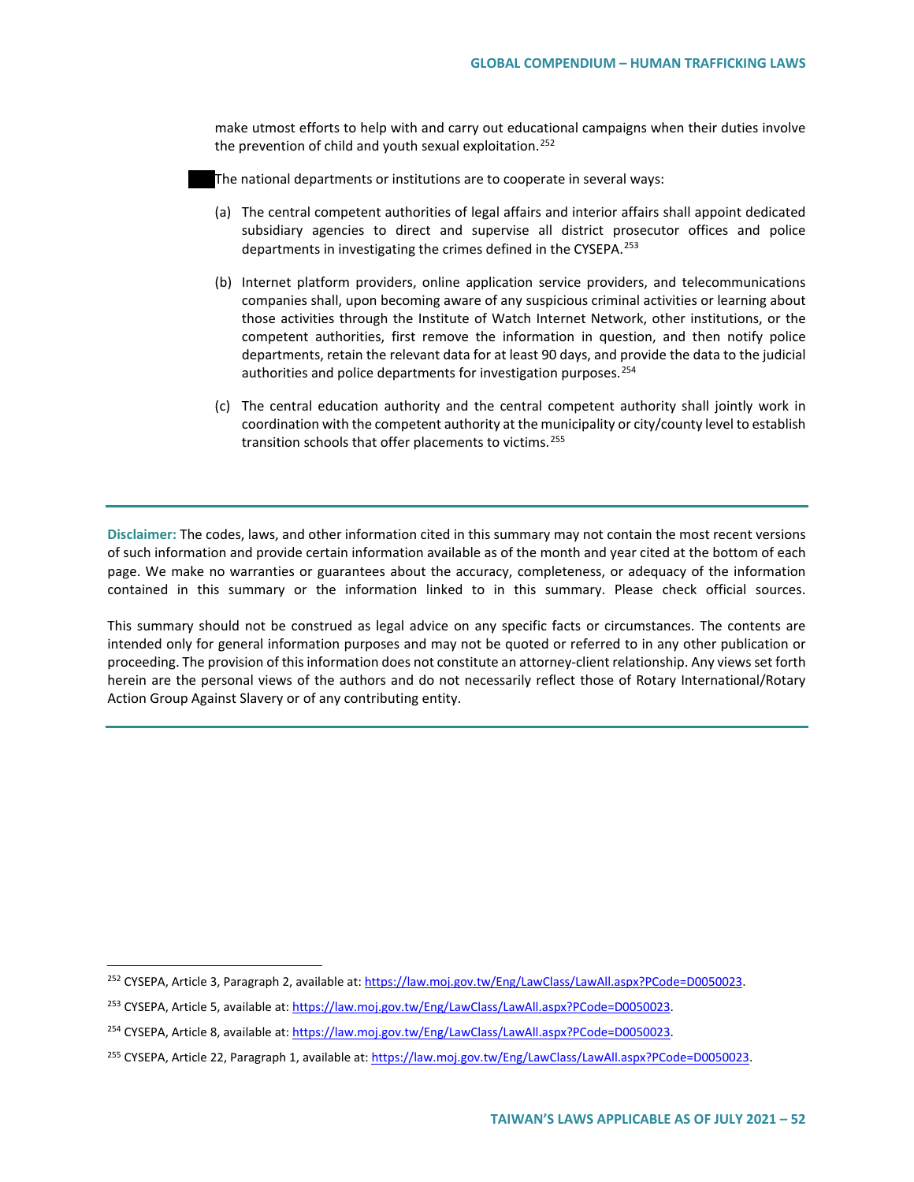make utmost efforts to help with and carry out educational campaigns when their duties involve the prevention of child and youth sexual exploitation.[252]

The national departments or institutions are to cooperate in several ways:

(a) The central competent authorities of legal affairs and interior affairs shall appoint dedicated subsidiary agencies to direct and supervise all district prosecutor offices and police departments in investigating the crimes defined in the CYSEPA.[253]

(b) Internet platform providers, online application service providers, and telecommunications companies shall, upon becoming aware of any suspicious criminal activities or learning about those activities through the Institute of Watch Internet Network, other institutions, or the competent authorities, first remove the information in question, and then notify police departments, retain the relevant data for at least 90 days, and provide the data to the judicial authorities and police departments for investigation purposes.[254]

(c) The central education authority and the central competent authority shall jointly work in coordination with the competent authority at the municipality or city/county level to establish transition schools that offer placements to victims.[255]

---

**Disclaimer:** The codes, laws, and other information cited in this summary may not contain the most recent versions of such information and provide certain information available as of the month and year cited at the bottom of each page. We make no warranties or guarantees about the accuracy, completeness, or adequacy of the information contained in this summary or the information linked to in this summary. Please check official sources.

This summary should not be construed as legal advice on any specific facts or circumstances. The contents are intended only for general information purposes and may not be quoted or referred to in any other publication or proceeding. The provision of this information does not constitute an attorney-client relationship. Any views set forth herein are the personal views of the authors and do not necessarily reflect those of Rotary International/Rotary Action Group Against Slavery or of any contributing entity.

---

[252] CYSEPA, Article 3, Paragraph 2, available at: https://law.moj.gov.tw/Eng/LawClass/LawAll.aspx?PCode=D0050023.

[253] CYSEPA, Article 5, available at: https://law.moj.gov.tw/Eng/LawClass/LawAll.aspx?PCode=D0050023.

[254] CYSEPA, Article 8, available at: https://law.moj.gov.tw/Eng/LawClass/LawAll.aspx?PCode=D0050023.

[255] CYSEPA, Article 22, Paragraph 1, available at: https://law.moj.gov.tw/Eng/LawClass/LawAll.aspx?PCode=D0050023.